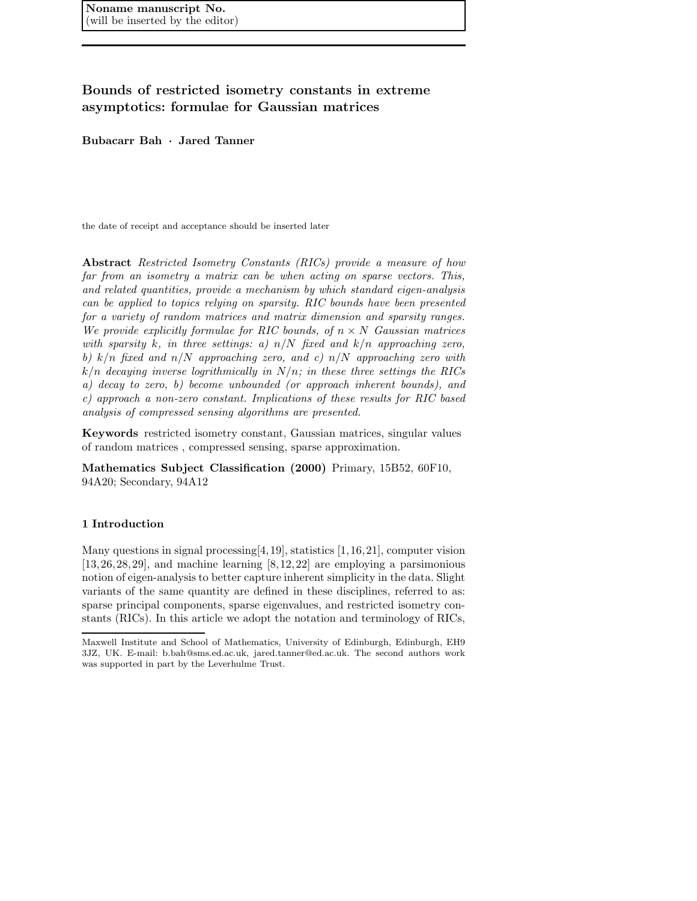**Noname manuscript No.**
(will be inserted by the editor)

# Bounds of restricted isometry constants in extreme asymptotics: formulae for Gaussian matrices

**Bubacarr Bah · Jared Tanner**

the date of receipt and acceptance should be inserted later

**Abstract** *Restricted Isometry Constants (RICs) provide a measure of how far from an isometry a matrix can be when acting on sparse vectors. This, and related quantities, provide a mechanism by which standard eigen-analysis can be applied to topics relying on sparsity. RIC bounds have been presented for a variety of random matrices and matrix dimension and sparsity ranges. We provide explicitly formulae for RIC bounds, of $n \times N$ Gaussian matrices with sparsity $k$, in three settings: a) $n/N$ fixed and $k/n$ approaching zero, b) $k/n$ fixed and $n/N$ approaching zero, and c) $n/N$ approaching zero with $k/n$ decaying inverse logrithmically in $N/n$; in these three settings the RICs a) decay to zero, b) become unbounded (or approach inherent bounds), and c) approach a non-zero constant. Implications of these results for RIC based analysis of compressed sensing algorithms are presented.*

**Keywords** restricted isometry constant, Gaussian matrices, singular values of random matrices , compressed sensing, sparse approximation.

**Mathematics Subject Classification (2000)** Primary, 15B52, 60F10, 94A20; Secondary, 94A12

## 1 Introduction

Many questions in signal processing[4,19], statistics [1,16,21], computer vision [13,26,28,29], and machine learning [8,12,22] are employing a parsimonious notion of eigen-analysis to better capture inherent simplicity in the data. Slight variants of the same quantity are defined in these disciplines, referred to as: sparse principal components, sparse eigenvalues, and restricted isometry constants (RICs). In this article we adopt the notation and terminology of RICs,

---

Maxwell Institute and School of Mathematics, University of Edinburgh, Edinburgh, EH9 3JZ, UK. E-mail: b.bah@sms.ed.ac.uk, jared.tanner@ed.ac.uk. The second authors work was supported in part by the Leverhulme Trust.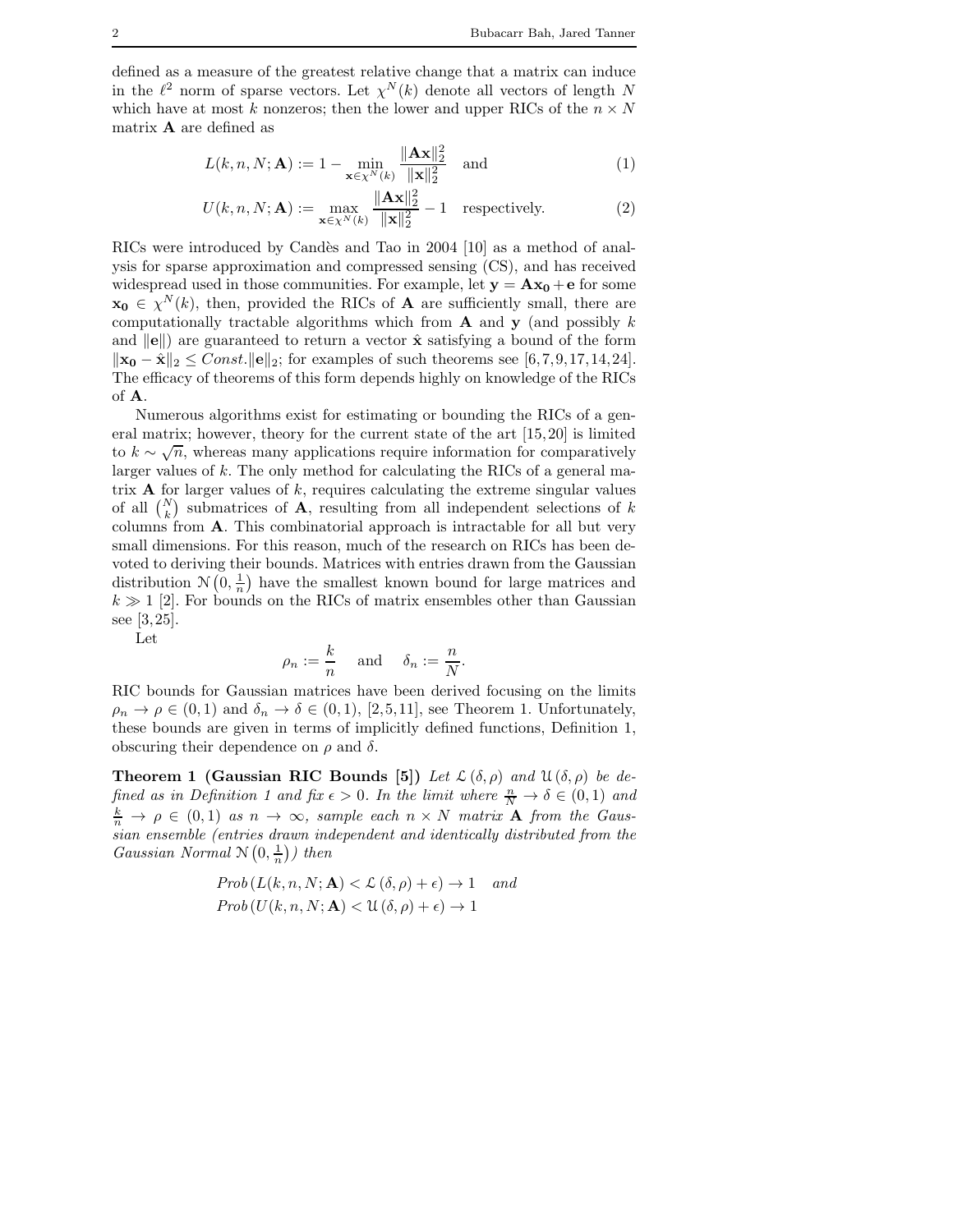defined as a measure of the greatest relative change that a matrix can induce in the $\ell^2$ norm of sparse vectors. Let $\chi^N(k)$ denote all vectors of length $N$ which have at most $k$ nonzeros; then the lower and upper RICs of the $n \times N$ matrix $\mathbf{A}$ are defined as

$$L(k, n, N; \mathbf{A}) := 1 - \min_{\mathbf{x} \in \chi^N(k)} \frac{\|\mathbf{A}\mathbf{x}\|_2^2}{\|\mathbf{x}\|_2^2} \quad \text{and} \tag{1}$$

$$U(k, n, N; \mathbf{A}) := \max_{\mathbf{x} \in \chi^N(k)} \frac{\|\mathbf{A}\mathbf{x}\|_2^2}{\|\mathbf{x}\|_2^2} - 1 \quad \text{respectively.} \tag{2}$$

RICs were introduced by Candès and Tao in 2004 [10] as a method of analysis for sparse approximation and compressed sensing (CS), and has received widespread used in those communities. For example, let $\mathbf{y} = \mathbf{A}\mathbf{x_0} + \mathbf{e}$ for some $\mathbf{x_0} \in \chi^N(k)$, then, provided the RICs of $\mathbf{A}$ are sufficiently small, there are computationally tractable algorithms which from $\mathbf{A}$ and $\mathbf{y}$ (and possibly $k$ and $\|\mathbf{e}\|$) are guaranteed to return a vector $\hat{\mathbf{x}}$ satisfying a bound of the form $\|\mathbf{x_0} - \hat{\mathbf{x}}\|_2 \leq Const. \|\mathbf{e}\|_2$; for examples of such theorems see [6,7,9,17,14,24]. The efficacy of theorems of this form depends highly on knowledge of the RICs of $\mathbf{A}$.

Numerous algorithms exist for estimating or bounding the RICs of a general matrix; however, theory for the current state of the art [15,20] is limited to $k \sim \sqrt{n}$, whereas many applications require information for comparatively larger values of $k$. The only method for calculating the RICs of a general matrix $\mathbf{A}$ for larger values of $k$, requires calculating the extreme singular values of all $\binom{N}{k}$ submatrices of $\mathbf{A}$, resulting from all independent selections of $k$ columns from $\mathbf{A}$. This combinatorial approach is intractable for all but very small dimensions. For this reason, much of the research on RICs has been devoted to deriving their bounds. Matrices with entries drawn from the Gaussian distribution $\mathcal{N}\left(0, \frac{1}{n}\right)$ have the smallest known bound for large matrices and $k \gg 1$ [2]. For bounds on the RICs of matrix ensembles other than Gaussian see [3,25].

Let

$$\rho_n := \frac{k}{n} \quad \text{and} \quad \delta_n := \frac{n}{N}.$$

RIC bounds for Gaussian matrices have been derived focusing on the limits $\rho_n \to \rho \in (0,1)$ and $\delta_n \to \delta \in (0,1)$, [2,5,11], see Theorem 1. Unfortunately, these bounds are given in terms of implicitly defined functions, Definition 1, obscuring their dependence on $\rho$ and $\delta$.

**Theorem 1 (Gaussian RIC Bounds [5])** *Let $\mathcal{L}(\delta, \rho)$ and $\mathcal{U}(\delta, \rho)$ be defined as in Definition 1 and fix $\epsilon > 0$. In the limit where $\frac{n}{N} \to \delta \in (0,1)$ and $\frac{k}{n} \to \rho \in (0,1)$ as $n \to \infty$, sample each $n \times N$ matrix $\mathbf{A}$ from the Gaussian ensemble (entries drawn independent and identically distributed from the Gaussian Normal $\mathcal{N}\left(0, \frac{1}{n}\right)$) then*

$$Prob\left(L(k, n, N; \mathbf{A}) < \mathcal{L}(\delta, \rho) + \epsilon\right) \to 1 \quad \text{and}$$
$$Prob\left(U(k, n, N; \mathbf{A}) < \mathcal{U}(\delta, \rho) + \epsilon\right) \to 1$$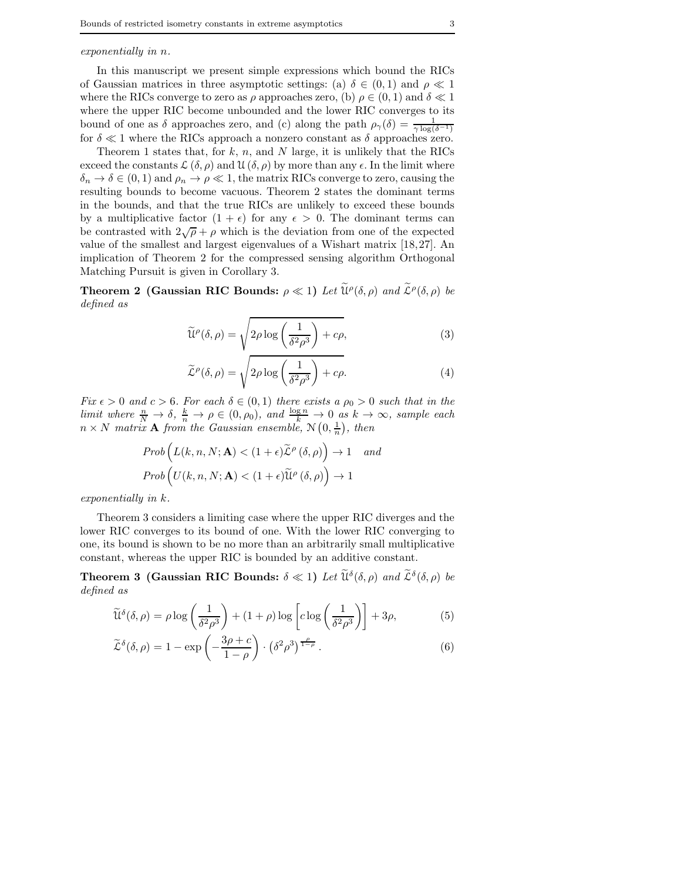*exponentially in n.*

In this manuscript we present simple expressions which bound the RICs of Gaussian matrices in three asymptotic settings: (a) $\delta \in (0,1)$ and $\rho \ll 1$ where the RICs converge to zero as $\rho$ approaches zero, (b) $\rho \in (0,1)$ and $\delta \ll 1$ where the upper RIC become unbounded and the lower RIC converges to its bound of one as $\delta$ approaches zero, and (c) along the path $\rho_\gamma(\delta) = \frac{1}{\gamma \log(\delta^{-1})}$ for $\delta \ll 1$ where the RICs approach a nonzero constant as $\delta$ approaches zero.

Theorem 1 states that, for $k$, $n$, and $N$ large, it is unlikely that the RICs exceed the constants $\mathcal{L}(\delta,\rho)$ and $\mathcal{U}(\delta,\rho)$ by more than any $\epsilon$. In the limit where $\delta_n \to \delta \in (0,1)$ and $\rho_n \to \rho \ll 1$, the matrix RICs converge to zero, causing the resulting bounds to become vacuous. Theorem 2 states the dominant terms in the bounds, and that the true RICs are unlikely to exceed these bounds by a multiplicative factor $(1+\epsilon)$ for any $\epsilon > 0$. The dominant terms can be contrasted with $2\sqrt{\rho} + \rho$ which is the deviation from one of the expected value of the smallest and largest eigenvalues of a Wishart matrix [18,27]. An implication of Theorem 2 for the compressed sensing algorithm Orthogonal Matching Pursuit is given in Corollary 3.

**Theorem 2 (Gaussian RIC Bounds: $\rho \ll 1$)** *Let $\widetilde{\mathcal{U}}^\rho(\delta,\rho)$ and $\widetilde{\mathcal{L}}^\rho(\delta,\rho)$ be defined as*

$$\widetilde{\mathcal{U}}^\rho(\delta,\rho) = \sqrt{2\rho \log\left(\frac{1}{\delta^2\rho^3}\right) + c\rho}, \tag{3}$$

$$\widetilde{\mathcal{L}}^\rho(\delta,\rho) = \sqrt{2\rho \log\left(\frac{1}{\delta^2\rho^3}\right) + c\rho}. \tag{4}$$

*Fix $\epsilon > 0$ and $c > 6$. For each $\delta \in (0,1)$ there exists a $\rho_0 > 0$ such that in the limit where $\frac{n}{N} \to \delta$, $\frac{k}{n} \to \rho \in (0,\rho_0)$, and $\frac{\log n}{k} \to 0$ as $k \to \infty$, sample each $n \times N$ matrix $\mathbf{A}$ from the Gaussian ensemble, $\mathcal{N}\left(0,\frac{1}{n}\right)$, then*

$$Prob\left(L(k,n,N;\mathbf{A}) < (1+\epsilon)\widetilde{\mathcal{L}}^\rho(\delta,\rho)\right) \to 1 \quad \text{and}$$
$$Prob\left(U(k,n,N;\mathbf{A}) < (1+\epsilon)\widetilde{\mathcal{U}}^\rho(\delta,\rho)\right) \to 1$$

*exponentially in k.*

Theorem 3 considers a limiting case where the upper RIC diverges and the lower RIC converges to its bound of one. With the lower RIC converging to one, its bound is shown to be no more than an arbitrarily small multiplicative constant, whereas the upper RIC is bounded by an additive constant.

**Theorem 3 (Gaussian RIC Bounds: $\delta \ll 1$)** *Let $\widetilde{\mathcal{U}}^\delta(\delta,\rho)$ and $\widetilde{\mathcal{L}}^\delta(\delta,\rho)$ be defined as*

$$\widetilde{\mathcal{U}}^\delta(\delta,\rho) = \rho \log\left(\frac{1}{\delta^2\rho^3}\right) + (1+\rho)\log\left[c\log\left(\frac{1}{\delta^2\rho^3}\right)\right] + 3\rho, \tag{5}$$

$$\widetilde{\mathcal{L}}^\delta(\delta,\rho) = 1 - \exp\left(-\frac{3\rho + c}{1-\rho}\right) \cdot \left(\delta^2\rho^3\right)^{\frac{\rho}{1-\rho}}. \tag{6}$$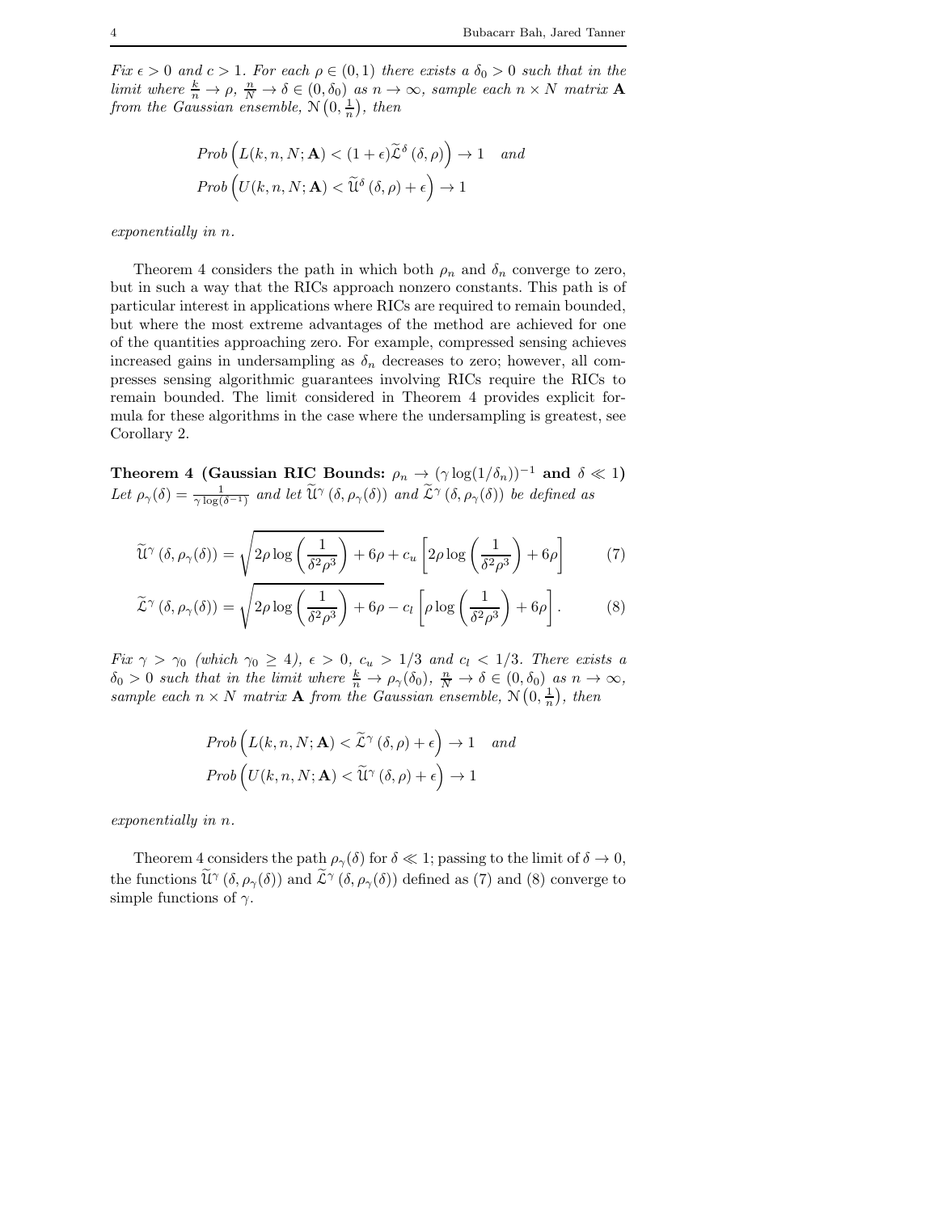*Fix $\epsilon > 0$ and $c > 1$. For each $\rho \in (0,1)$ there exists a $\delta_0 > 0$ such that in the limit where $\frac{k}{n} \to \rho$, $\frac{n}{N} \to \delta \in (0, \delta_0)$ as $n \to \infty$, sample each $n \times N$ matrix $\mathbf{A}$ from the Gaussian ensemble, $\mathcal{N}\left(0, \frac{1}{n}\right)$, then*

$$
\begin{aligned}
&\text{Prob}\left( L(k,n,N;\mathbf{A}) < (1+\epsilon)\widetilde{\mathcal{L}}^{\delta}\left(\delta,\rho\right)\right) \to 1 \quad \text{and} \\
&\text{Prob}\left( U(k,n,N;\mathbf{A}) < \widetilde{\mathcal{U}}^{\delta}\left(\delta,\rho\right) + \epsilon\right) \to 1
\end{aligned}
$$

*exponentially in $n$.*

Theorem 4 considers the path in which both $\rho_n$ and $\delta_n$ converge to zero, but in such a way that the RICs approach nonzero constants. This path is of particular interest in applications where RICs are required to remain bounded, but where the most extreme advantages of the method are achieved for one of the quantities approaching zero. For example, compressed sensing achieves increased gains in undersampling as $\delta_n$ decreases to zero; however, all compresses sensing algorithmic guarantees involving RICs require the RICs to remain bounded. The limit considered in Theorem 4 provides explicit formula for these algorithms in the case where the undersampling is greatest, see Corollary 2.

**Theorem 4 (Gaussian RIC Bounds: $\rho_n \to (\gamma \log(1/\delta_n))^{-1}$ and $\delta \ll 1$)** *Let $\rho_\gamma(\delta) = \frac{1}{\gamma \log(\delta^{-1})}$ and let $\widetilde{\mathcal{U}}^{\gamma}\left(\delta, \rho_\gamma(\delta)\right)$ and $\widetilde{\mathcal{L}}^{\gamma}\left(\delta, \rho_\gamma(\delta)\right)$ be defined as*

$$
\widetilde{\mathcal{U}}^{\gamma}\left(\delta, \rho_\gamma(\delta)\right) = \sqrt{2\rho \log\left(\frac{1}{\delta^2 \rho^3}\right) + 6\rho} + c_u \left[2\rho \log\left(\frac{1}{\delta^2 \rho^3}\right) + 6\rho\right] \tag{7}
$$

$$
\widetilde{\mathcal{L}}^{\gamma}\left(\delta, \rho_\gamma(\delta)\right) = \sqrt{2\rho \log\left(\frac{1}{\delta^2 \rho^3}\right) + 6\rho} - c_l \left[\rho \log\left(\frac{1}{\delta^2 \rho^3}\right) + 6\rho\right]. \tag{8}
$$

*Fix $\gamma > \gamma_0$ (which $\gamma_0 \geq 4$), $\epsilon > 0$, $c_u > 1/3$ and $c_l < 1/3$. There exists a $\delta_0 > 0$ such that in the limit where $\frac{k}{n} \to \rho_\gamma(\delta_0)$, $\frac{n}{N} \to \delta \in (0, \delta_0)$ as $n \to \infty$, sample each $n \times N$ matrix $\mathbf{A}$ from the Gaussian ensemble, $\mathcal{N}\left(0, \frac{1}{n}\right)$, then*

$$
\begin{aligned}
&\text{Prob}\left( L(k,n,N;\mathbf{A}) < \widetilde{\mathcal{L}}^{\gamma}\left(\delta,\rho\right) + \epsilon\right) \to 1 \quad \text{and} \\
&\text{Prob}\left( U(k,n,N;\mathbf{A}) < \widetilde{\mathcal{U}}^{\gamma}\left(\delta,\rho\right) + \epsilon\right) \to 1
\end{aligned}
$$

*exponentially in $n$.*

Theorem 4 considers the path $\rho_\gamma(\delta)$ for $\delta \ll 1$; passing to the limit of $\delta \to 0$, the functions $\widetilde{\mathcal{U}}^{\gamma}\left(\delta, \rho_\gamma(\delta)\right)$ and $\widetilde{\mathcal{L}}^{\gamma}\left(\delta, \rho_\gamma(\delta)\right)$ defined as (7) and (8) converge to simple functions of $\gamma$.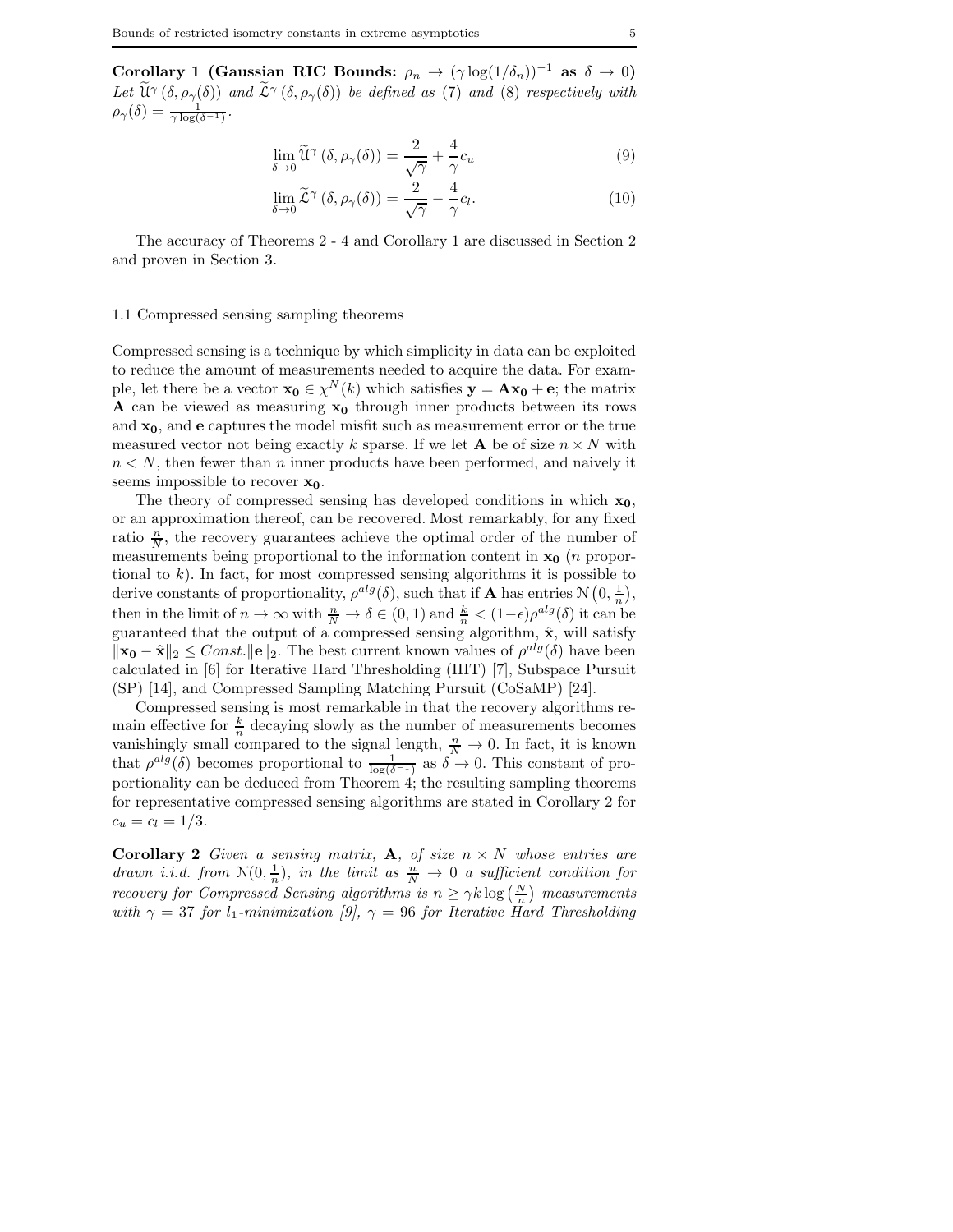**Corollary 1 (Gaussian RIC Bounds: $\rho_n \to (\gamma \log(1/\delta_n))^{-1}$ as $\delta \to 0$)** *Let $\widetilde{\mathcal{U}}^\gamma(\delta, \rho_\gamma(\delta))$ and $\widetilde{\mathcal{L}}^\gamma(\delta, \rho_\gamma(\delta))$ be defined as (7) and (8) respectively with $\rho_\gamma(\delta) = \frac{1}{\gamma \log(\delta^{-1})}$.*

$$\lim_{\delta \to 0} \widetilde{\mathcal{U}}^\gamma(\delta, \rho_\gamma(\delta)) = \frac{2}{\sqrt{\gamma}} + \frac{4}{\gamma} c_u \tag{9}$$

$$\lim_{\delta \to 0} \widetilde{\mathcal{L}}^\gamma(\delta, \rho_\gamma(\delta)) = \frac{2}{\sqrt{\gamma}} - \frac{4}{\gamma} c_l. \tag{10}$$

The accuracy of Theorems 2 - 4 and Corollary 1 are discussed in Section 2 and proven in Section 3.

### 1.1 Compressed sensing sampling theorems

Compressed sensing is a technique by which simplicity in data can be exploited to reduce the amount of measurements needed to acquire the data. For example, let there be a vector $\mathbf{x_0} \in \chi^N(k)$ which satisfies $\mathbf{y} = \mathbf{A}\mathbf{x_0} + \mathbf{e}$; the matrix $\mathbf{A}$ can be viewed as measuring $\mathbf{x_0}$ through inner products between its rows and $\mathbf{x_0}$, and $\mathbf{e}$ captures the model misfit such as measurement error or the true measured vector not being exactly $k$ sparse. If we let $\mathbf{A}$ be of size $n \times N$ with $n < N$, then fewer than $n$ inner products have been performed, and naively it seems impossible to recover $\mathbf{x_0}$.

The theory of compressed sensing has developed conditions in which $\mathbf{x_0}$, or an approximation thereof, can be recovered. Most remarkably, for any fixed ratio $\frac{n}{N}$, the recovery guarantees achieve the optimal order of the number of measurements being proportional to the information content in $\mathbf{x_0}$ ($n$ proportional to $k$). In fact, for most compressed sensing algorithms it is possible to derive constants of proportionality, $\rho^{alg}(\delta)$, such that if $\mathbf{A}$ has entries $\mathcal{N}\left(0, \frac{1}{n}\right)$, then in the limit of $n \to \infty$ with $\frac{n}{N} \to \delta \in (0,1)$ and $\frac{k}{n} < (1-\epsilon)\rho^{alg}(\delta)$ it can be guaranteed that the output of a compressed sensing algorithm, $\hat{\mathbf{x}}$, will satisfy $\|\mathbf{x_0} - \hat{\mathbf{x}}\|_2 \leq Const.\|\mathbf{e}\|_2$. The best current known values of $\rho^{alg}(\delta)$ have been calculated in [6] for Iterative Hard Thresholding (IHT) [7], Subspace Pursuit (SP) [14], and Compressed Sampling Matching Pursuit (CoSaMP) [24].

Compressed sensing is most remarkable in that the recovery algorithms remain effective for $\frac{k}{n}$ decaying slowly as the number of measurements becomes vanishingly small compared to the signal length, $\frac{n}{N} \to 0$. In fact, it is known that $\rho^{alg}(\delta)$ becomes proportional to $\frac{1}{\log(\delta^{-1})}$ as $\delta \to 0$. This constant of proportionality can be deduced from Theorem 4; the resulting sampling theorems for representative compressed sensing algorithms are stated in Corollary 2 for $c_u = c_l = 1/3$.

**Corollary 2** *Given a sensing matrix, $\mathbf{A}$, of size $n \times N$ whose entries are drawn i.i.d. from $\mathcal{N}(0, \frac{1}{n})$, in the limit as $\frac{n}{N} \to 0$ a sufficient condition for recovery for Compressed Sensing algorithms is $n \geq \gamma k \log\left(\frac{N}{n}\right)$ measurements with $\gamma = 37$ for $l_1$-minimization [9], $\gamma = 96$ for Iterative Hard Thresholding*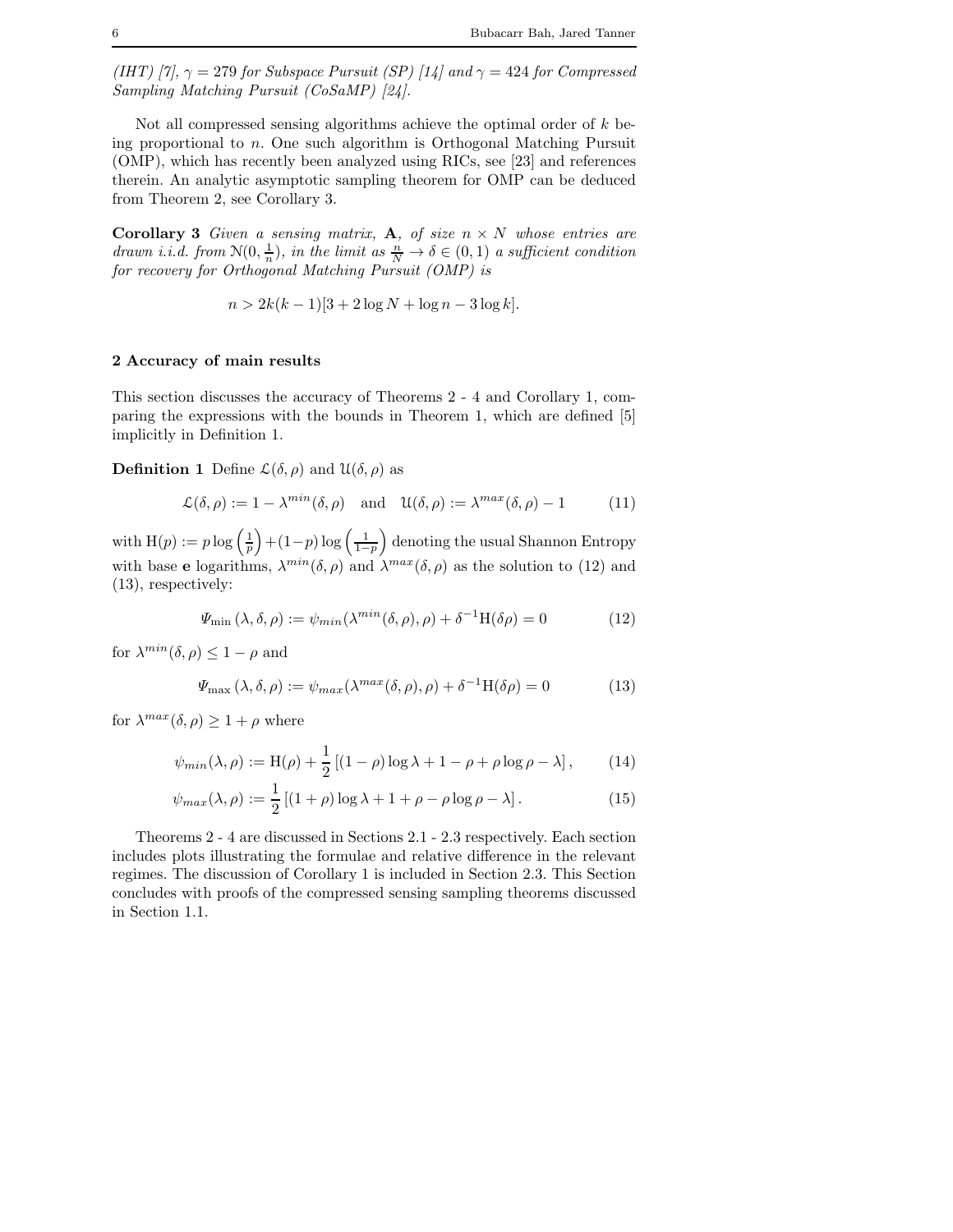*(IHT) [7], $\gamma = 279$ for Subspace Pursuit (SP) [14] and $\gamma = 424$ for Compressed Sampling Matching Pursuit (CoSaMP) [24].*

Not all compressed sensing algorithms achieve the optimal order of $k$ being proportional to $n$. One such algorithm is Orthogonal Matching Pursuit (OMP), which has recently been analyzed using RICs, see [23] and references therein. An analytic asymptotic sampling theorem for OMP can be deduced from Theorem 2, see Corollary 3.

**Corollary 3** *Given a sensing matrix, $\mathbf{A}$, of size $n \times N$ whose entries are drawn i.i.d. from $\mathcal{N}(0, \frac{1}{n})$, in the limit as $\frac{n}{N} \to \delta \in (0,1)$ a sufficient condition for recovery for Orthogonal Matching Pursuit (OMP) is*

$$n > 2k(k-1)[3 + 2\log N + \log n - 3\log k].$$

## 2 Accuracy of main results

This section discusses the accuracy of Theorems 2 - 4 and Corollary 1, comparing the expressions with the bounds in Theorem 1, which are defined [5] implicitly in Definition 1.

**Definition 1** Define $\mathcal{L}(\delta, \rho)$ and $\mathcal{U}(\delta, \rho)$ as

$$\mathcal{L}(\delta, \rho) := 1 - \lambda^{min}(\delta, \rho) \quad \text{and} \quad \mathcal{U}(\delta, \rho) := \lambda^{max}(\delta, \rho) - 1 \tag{11}$$

with $\mathrm{H}(p) := p\log\left(\frac{1}{p}\right) + (1-p)\log\left(\frac{1}{1-p}\right)$ denoting the usual Shannon Entropy with base $\mathbf{e}$ logarithms, $\lambda^{min}(\delta, \rho)$ and $\lambda^{max}(\delta, \rho)$ as the solution to (12) and (13), respectively:

$$\Psi_{\min}(\lambda, \delta, \rho) := \psi_{min}(\lambda^{min}(\delta, \rho), \rho) + \delta^{-1}\mathrm{H}(\delta\rho) = 0 \tag{12}$$

for $\lambda^{min}(\delta, \rho) \leq 1 - \rho$ and

$$\Psi_{\max}(\lambda, \delta, \rho) := \psi_{max}(\lambda^{max}(\delta, \rho), \rho) + \delta^{-1}\mathrm{H}(\delta\rho) = 0 \tag{13}$$

for $\lambda^{max}(\delta, \rho) \geq 1 + \rho$ where

$$\psi_{min}(\lambda, \rho) := \mathrm{H}(\rho) + \frac{1}{2}\left[(1-\rho)\log\lambda + 1 - \rho + \rho\log\rho - \lambda\right], \tag{14}$$

$$\psi_{max}(\lambda, \rho) := \frac{1}{2}\left[(1+\rho)\log\lambda + 1 + \rho - \rho\log\rho - \lambda\right]. \tag{15}$$

Theorems 2 - 4 are discussed in Sections 2.1 - 2.3 respectively. Each section includes plots illustrating the formulae and relative difference in the relevant regimes. The discussion of Corollary 1 is included in Section 2.3. This Section concludes with proofs of the compressed sensing sampling theorems discussed in Section 1.1.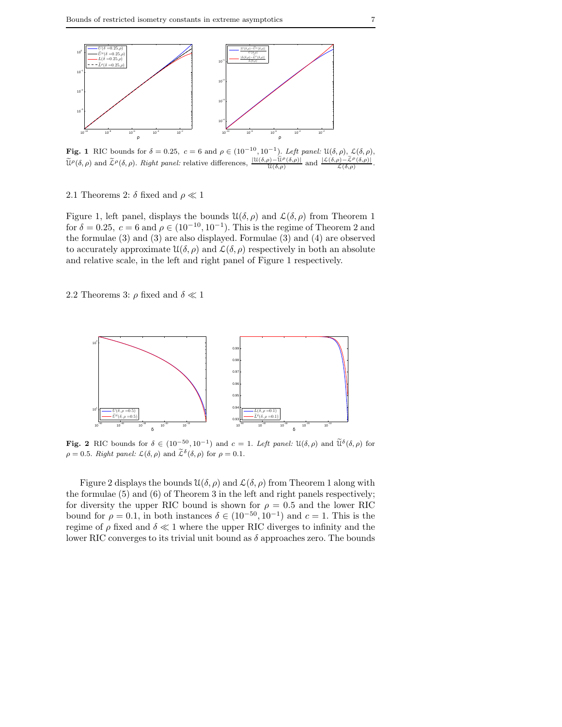**Fig. 1** RIC bounds for $\delta = 0.25,\ c = 6$ and $\rho \in (10^{-10}, 10^{-1})$. *Left panel:* $\mathcal{U}(\delta,\rho)$, $\mathcal{L}(\delta,\rho)$, $\widetilde{\mathcal{U}}^{\rho}(\delta,\rho)$ and $\widetilde{\mathcal{L}}^{\rho}(\delta,\rho)$. *Right panel:* relative differences, $\frac{|\mathcal{U}(\delta,\rho)-\widetilde{\mathcal{U}}^{\rho}(\delta,\rho)|}{\mathcal{U}(\delta,\rho)}$ and $\frac{|\mathcal{L}(\delta,\rho)-\widetilde{\mathcal{L}}^{\rho}(\delta,\rho)|}{\mathcal{L}(\delta,\rho)}$.

### 2.1 Theorems 2: $\delta$ fixed and $\rho \ll 1$

Figure 1, left panel, displays the bounds $\mathcal{U}(\delta,\rho)$ and $\mathcal{L}(\delta,\rho)$ from Theorem 1 for $\delta = 0.25,\ c = 6$ and $\rho \in (10^{-10}, 10^{-1})$. This is the regime of Theorem 2 and the formulae (3) and (3) are also displayed. Formulae (3) and (4) are observed to accurately approximate $\mathcal{U}(\delta,\rho)$ and $\mathcal{L}(\delta,\rho)$ respectively in both an absolute and relative scale, in the left and right panel of Figure 1 respectively.

### 2.2 Theorems 3: $\rho$ fixed and $\delta \ll 1$

**Fig. 2** RIC bounds for $\delta \in (10^{-50}, 10^{-1})$ and $c = 1$. *Left panel:* $\mathcal{U}(\delta,\rho)$ and $\widetilde{\mathcal{U}}^{\delta}(\delta,\rho)$ for $\rho = 0.5$. *Right panel:* $\mathcal{L}(\delta,\rho)$ and $\widetilde{\mathcal{L}}^{\delta}(\delta,\rho)$ for $\rho = 0.1$.

Figure 2 displays the bounds $\mathcal{U}(\delta,\rho)$ and $\mathcal{L}(\delta,\rho)$ from Theorem 1 along with the formulae (5) and (6) of Theorem 3 in the left and right panels respectively; for diversity the upper RIC bound is shown for $\rho = 0.5$ and the lower RIC bound for $\rho = 0.1$, in both instances $\delta \in (10^{-50}, 10^{-1})$ and $c = 1$. This is the regime of $\rho$ fixed and $\delta \ll 1$ where the upper RIC diverges to infinity and the lower RIC converges to its trivial unit bound as $\delta$ approaches zero. The bounds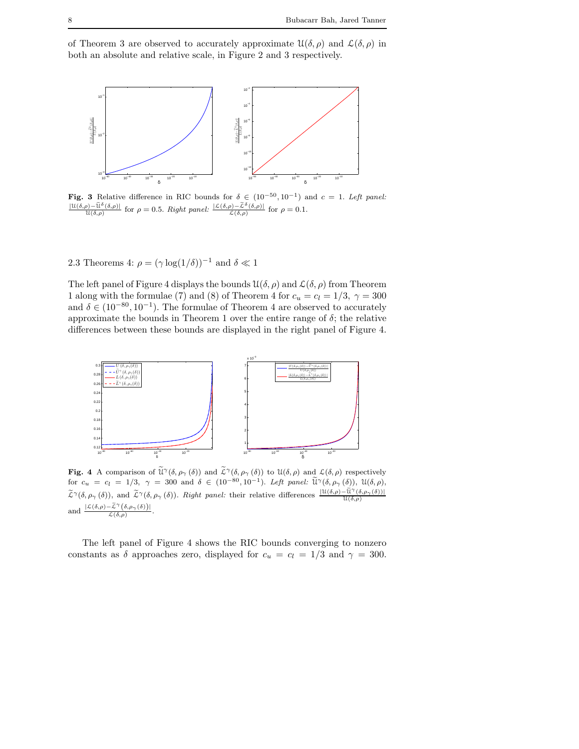of Theorem 3 are observed to accurately approximate $\mathcal{U}(\delta,\rho)$ and $\mathcal{L}(\delta,\rho)$ in both an absolute and relative scale, in Figure 2 and 3 respectively.

**Fig. 3** Relative difference in RIC bounds for $\delta \in (10^{-50}, 10^{-1})$ and $c = 1$. *Left panel:* $\frac{|\mathcal{U}(\delta,\rho) - \widetilde{\mathcal{U}}^{\delta}(\delta,\rho)|}{\mathcal{U}(\delta,\rho)}$ for $\rho = 0.5$. *Right panel:* $\frac{|\mathcal{L}(\delta,\rho) - \widetilde{\mathcal{L}}^{\delta}(\delta,\rho)|}{\mathcal{L}(\delta,\rho)}$ for $\rho = 0.1$.

### 2.3 Theorems 4: $\rho = (\gamma \log(1/\delta))^{-1}$ and $\delta \ll 1$

The left panel of Figure 4 displays the bounds $\mathcal{U}(\delta,\rho)$ and $\mathcal{L}(\delta,\rho)$ from Theorem 1 along with the formulae (7) and (8) of Theorem 4 for $c_u = c_l = 1/3$, $\gamma = 300$ and $\delta \in (10^{-80}, 10^{-1})$. The formulae of Theorem 4 are observed to accurately approximate the bounds in Theorem 1 over the entire range of $\delta$; the relative differences between these bounds are displayed in the right panel of Figure 4.

**Fig. 4** A comparison of $\widetilde{\mathcal{U}}^{\gamma}(\delta, \rho_{\gamma}(\delta))$ and $\widetilde{\mathcal{L}}^{\gamma}(\delta, \rho_{\gamma}(\delta))$ to $\mathcal{U}(\delta,\rho)$ and $\mathcal{L}(\delta,\rho)$ respectively for $c_u = c_l = 1/3$, $\gamma = 300$ and $\delta \in (10^{-80}, 10^{-1})$. *Left panel:* $\widetilde{\mathcal{U}}^{\gamma}(\delta, \rho_{\gamma}(\delta))$, $\mathcal{U}(\delta,\rho)$, $\widetilde{\mathcal{L}}^{\gamma}(\delta, \rho_{\gamma}(\delta))$, and $\widetilde{\mathcal{L}}^{\gamma}(\delta, \rho_{\gamma}(\delta))$. *Right panel:* their relative differences $\frac{|\mathcal{U}(\delta,\rho) - \widetilde{\mathcal{U}}^{\gamma}(\delta,\rho_{\gamma}(\delta))|}{\mathcal{U}(\delta,\rho)}$ and $\frac{|\mathcal{L}(\delta,\rho) - \widetilde{\mathcal{L}}^{\gamma}(\delta,\rho_{\gamma}(\delta))|}{\mathcal{L}(\delta,\rho)}$.

The left panel of Figure 4 shows the RIC bounds converging to nonzero constants as $\delta$ approaches zero, displayed for $c_u = c_l = 1/3$ and $\gamma = 300$.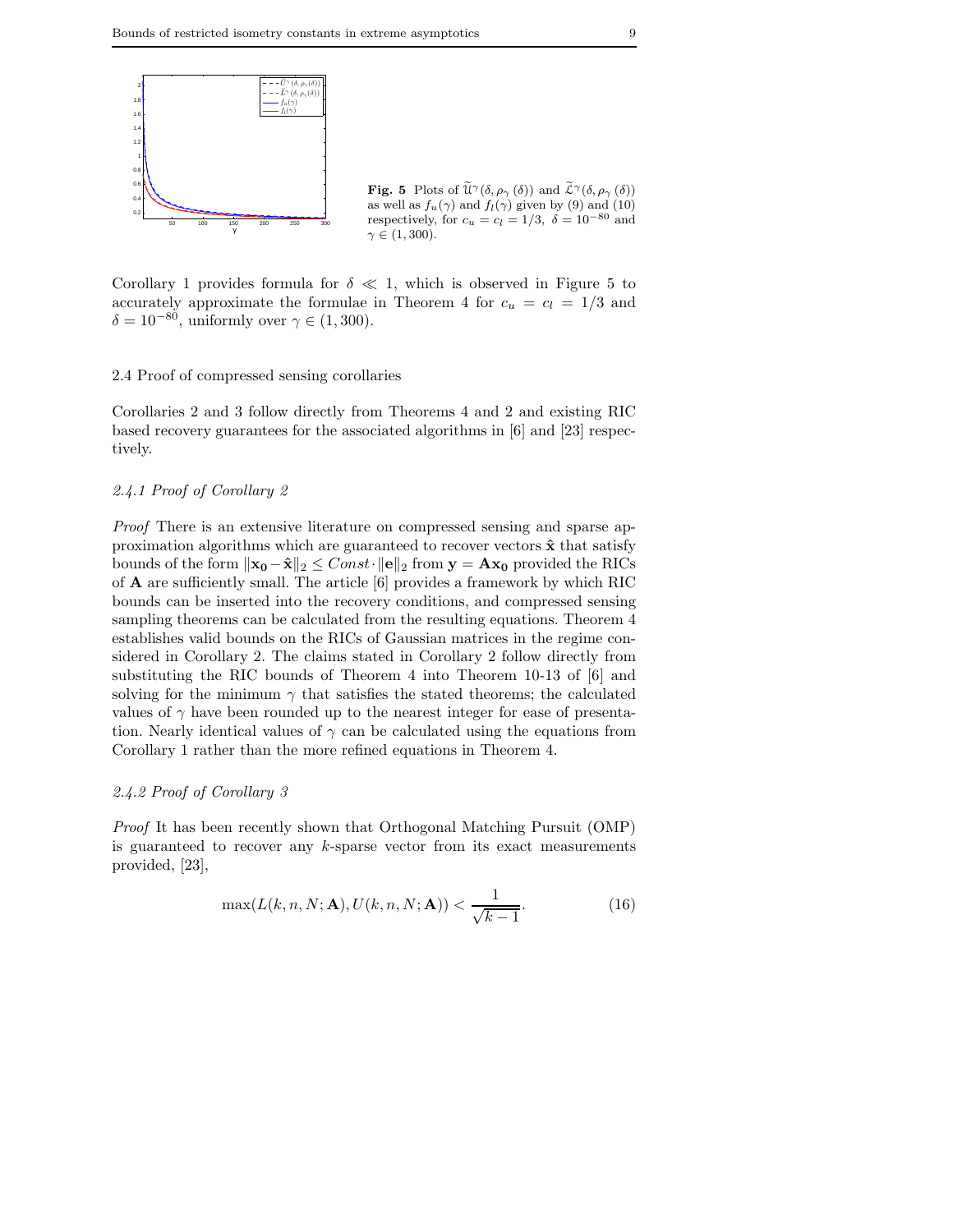**Fig. 5** Plots of $\widetilde{\mathcal{U}}^{\gamma}(\delta, \rho_{\gamma}(\delta))$ and $\widetilde{\mathcal{L}}^{\gamma}(\delta, \rho_{\gamma}(\delta))$ as well as $f_u(\gamma)$ and $f_l(\gamma)$ given by (9) and (10) respectively, for $c_u = c_l = 1/3$, $\delta = 10^{-80}$ and $\gamma \in (1, 300)$.

Corollary 1 provides formula for $\delta \ll 1$, which is observed in Figure 5 to accurately approximate the formulae in Theorem 4 for $c_u = c_l = 1/3$ and $\delta = 10^{-80}$, uniformly over $\gamma \in (1, 300)$.

## 2.4 Proof of compressed sensing corollaries

Corollaries 2 and 3 follow directly from Theorems 4 and 2 and existing RIC based recovery guarantees for the associated algorithms in [6] and [23] respectively.

### *2.4.1 Proof of Corollary 2*

*Proof* There is an extensive literature on compressed sensing and sparse approximation algorithms which are guaranteed to recover vectors $\hat{\mathbf{x}}$ that satisfy bounds of the form $\|\mathbf{x_0} - \hat{\mathbf{x}}\|_2 \leq Const \cdot \|\mathbf{e}\|_2$ from $\mathbf{y} = \mathbf{A}\mathbf{x_0}$ provided the RICs of $\mathbf{A}$ are sufficiently small. The article [6] provides a framework by which RIC bounds can be inserted into the recovery conditions, and compressed sensing sampling theorems can be calculated from the resulting equations. Theorem 4 establishes valid bounds on the RICs of Gaussian matrices in the regime considered in Corollary 2. The claims stated in Corollary 2 follow directly from substituting the RIC bounds of Theorem 4 into Theorem 10-13 of [6] and solving for the minimum $\gamma$ that satisfies the stated theorems; the calculated values of $\gamma$ have been rounded up to the nearest integer for ease of presentation. Nearly identical values of $\gamma$ can be calculated using the equations from Corollary 1 rather than the more refined equations in Theorem 4.

### *2.4.2 Proof of Corollary 3*

*Proof* It has been recently shown that Orthogonal Matching Pursuit (OMP) is guaranteed to recover any $k$-sparse vector from its exact measurements provided, [23],

$$\max(L(k, n, N; \mathbf{A}), U(k, n, N; \mathbf{A})) < \frac{1}{\sqrt{k-1}}. \tag{16}$$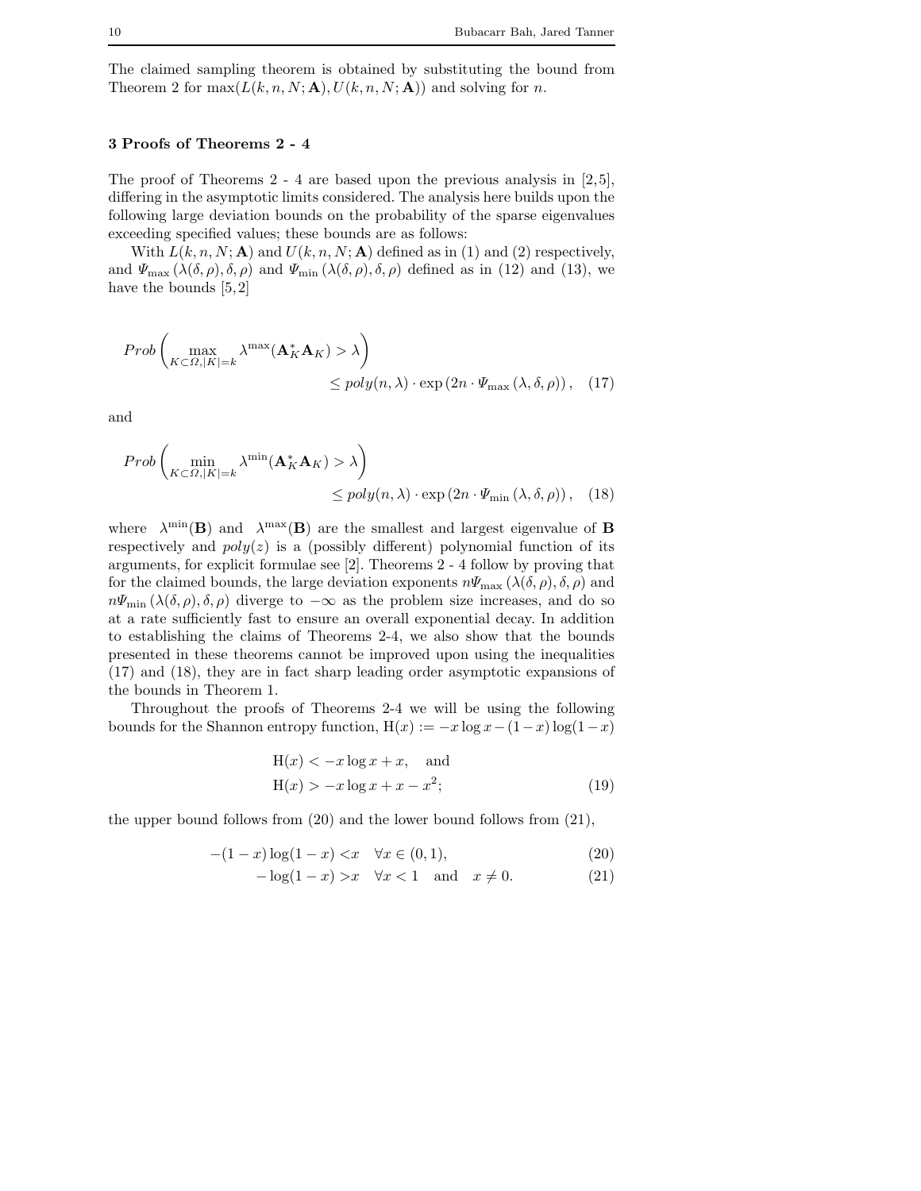The claimed sampling theorem is obtained by substituting the bound from Theorem 2 for $\max(L(k,n,N;\mathbf{A}),U(k,n,N;\mathbf{A}))$ and solving for $n$.

## 3 Proofs of Theorems 2 - 4

The proof of Theorems 2 - 4 are based upon the previous analysis in [2,5], differing in the asymptotic limits considered. The analysis here builds upon the following large deviation bounds on the probability of the sparse eigenvalues exceeding specified values; these bounds are as follows:

With $L(k,n,N;\mathbf{A})$ and $U(k,n,N;\mathbf{A})$ defined as in (1) and (2) respectively, and $\Psi_{\max}(\lambda(\delta,\rho),\delta,\rho)$ and $\Psi_{\min}(\lambda(\delta,\rho),\delta,\rho)$ defined as in (12) and (13), we have the bounds [5,2]

$$Prob\left(\max_{K\subset\Omega,|K|=k}\lambda^{\max}(\mathbf{A}_K^*\mathbf{A}_K)>\lambda\right) \leq poly(n,\lambda)\cdot\exp\left(2n\cdot\Psi_{\max}\left(\lambda,\delta,\rho\right)\right), \quad (17)$$

and

$$Prob\left(\min_{K\subset\Omega,|K|=k}\lambda^{\min}(\mathbf{A}_K^*\mathbf{A}_K)>\lambda\right) \leq poly(n,\lambda)\cdot\exp\left(2n\cdot\Psi_{\min}\left(\lambda,\delta,\rho\right)\right), \quad (18)$$

where $\lambda^{\min}(\mathbf{B})$ and $\lambda^{\max}(\mathbf{B})$ are the smallest and largest eigenvalue of $\mathbf{B}$ respectively and $poly(z)$ is a (possibly different) polynomial function of its arguments, for explicit formulae see [2]. Theorems 2 - 4 follow by proving that for the claimed bounds, the large deviation exponents $n\Psi_{\max}(\lambda(\delta,\rho),\delta,\rho)$ and $n\Psi_{\min}(\lambda(\delta,\rho),\delta,\rho)$ diverge to $-\infty$ as the problem size increases, and do so at a rate sufficiently fast to ensure an overall exponential decay. In addition to establishing the claims of Theorems 2-4, we also show that the bounds presented in these theorems cannot be improved upon using the inequalities (17) and (18), they are in fact sharp leading order asymptotic expansions of the bounds in Theorem 1.

Throughout the proofs of Theorems 2-4 we will be using the following bounds for the Shannon entropy function, $\mathrm{H}(x) := -x\log x-(1-x)\log(1-x)$

$$\mathrm{H}(x) < -x\log x + x, \quad \text{and}$$
$$\mathrm{H}(x) > -x\log x + x - x^2; \quad (19)$$

the upper bound follows from (20) and the lower bound follows from (21),

$$-(1-x)\log(1-x) < x \quad \forall x\in(0,1), \quad (20)$$
$$-\log(1-x) > x \quad \forall x<1 \quad \text{and} \quad x\neq 0. \quad (21)$$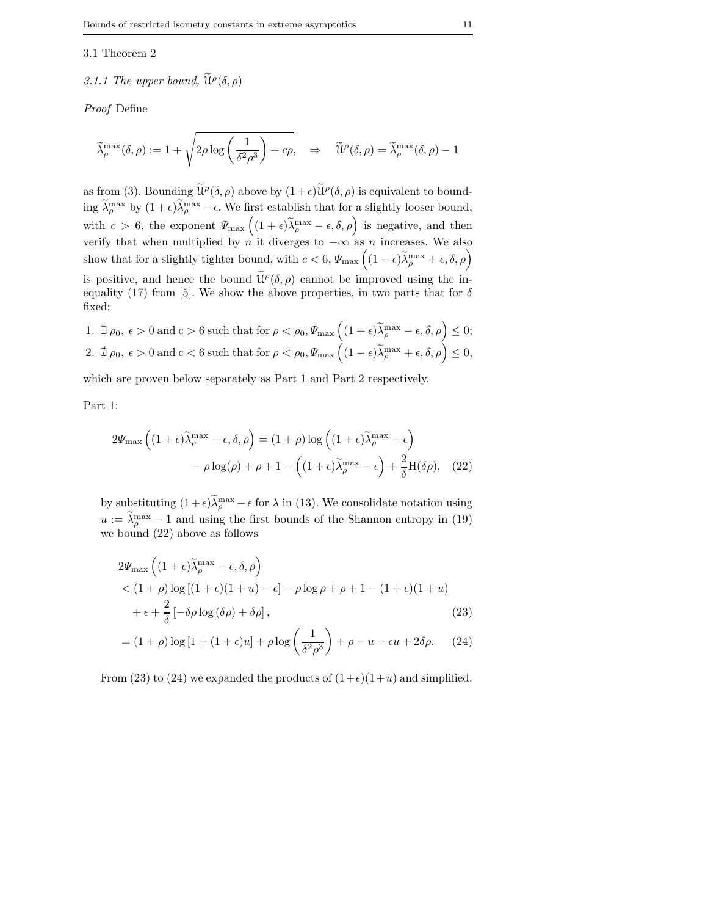### 3.1 Theorem 2

#### 3.1.1 The upper bound, $\widetilde{\mathcal{U}}^{\rho}(\delta, \rho)$

*Proof* Define

$$\widetilde{\lambda}_{\rho}^{\max}(\delta, \rho) := 1 + \sqrt{2\rho \log\left(\frac{1}{\delta^2 \rho^3}\right) + c\rho}, \quad \Rightarrow \quad \widetilde{\mathcal{U}}^{\rho}(\delta, \rho) = \widetilde{\lambda}_{\rho}^{\max}(\delta, \rho) - 1$$

as from (3). Bounding $\widetilde{\mathcal{U}}^{\rho}(\delta, \rho)$ above by $(1+\epsilon)\widetilde{\mathcal{U}}^{\rho}(\delta, \rho)$ is equivalent to bounding $\widetilde{\lambda}_{\rho}^{\max}$ by $(1+\epsilon)\widetilde{\lambda}_{\rho}^{\max} - \epsilon$. We first establish that for a slightly looser bound, with $c > 6$, the exponent $\Psi_{\max}\left((1+\epsilon)\widetilde{\lambda}_{\rho}^{\max} - \epsilon, \delta, \rho\right)$ is negative, and then verify that when multiplied by $n$ it diverges to $-\infty$ as $n$ increases. We also show that for a slightly tighter bound, with $c < 6$, $\Psi_{\max}\left((1-\epsilon)\widetilde{\lambda}_{\rho}^{\max} + \epsilon, \delta, \rho\right)$ is positive, and hence the bound $\widetilde{\mathcal{U}}^{\rho}(\delta, \rho)$ cannot be improved using the inequality (17) from [5]. We show the above properties, in two parts that for $\delta$ fixed:

1. $\exists\, \rho_0,\ \epsilon > 0$ and c $> 6$ such that for $\rho < \rho_0, \Psi_{\max}\left((1+\epsilon)\widetilde{\lambda}_{\rho}^{\max} - \epsilon, \delta, \rho\right) \leq 0$;
2. $\nexists\, \rho_0,\ \epsilon > 0$ and c $< 6$ such that for $\rho < \rho_0, \Psi_{\max}\left((1-\epsilon)\widetilde{\lambda}_{\rho}^{\max} + \epsilon, \delta, \rho\right) \leq 0$,

which are proven below separately as Part 1 and Part 2 respectively.

Part 1:

$$2\Psi_{\max}\left((1+\epsilon)\widetilde{\lambda}_{\rho}^{\max} - \epsilon, \delta, \rho\right) = (1+\rho)\log\left((1+\epsilon)\widetilde{\lambda}_{\rho}^{\max} - \epsilon\right) - \rho\log(\rho) + \rho + 1 - \left((1+\epsilon)\widetilde{\lambda}_{\rho}^{\max} - \epsilon\right) + \frac{2}{\delta}\mathrm{H}(\delta\rho), \quad (22)$$

by substituting $(1+\epsilon)\widetilde{\lambda}_{\rho}^{\max} - \epsilon$ for $\lambda$ in (13). We consolidate notation using $u := \widetilde{\lambda}_{\rho}^{\max} - 1$ and using the first bounds of the Shannon entropy in (19) we bound (22) above as follows

$$\begin{aligned}
&2\Psi_{\max}\left((1+\epsilon)\widetilde{\lambda}_{\rho}^{\max} - \epsilon, \delta, \rho\right) \\
&< (1+\rho)\log\left[(1+\epsilon)(1+u) - \epsilon\right] - \rho\log\rho + \rho + 1 - (1+\epsilon)(1+u) \\
&\quad + \epsilon + \frac{2}{\delta}\left[-\delta\rho\log(\delta\rho) + \delta\rho\right], \qquad (23) \\
&= (1+\rho)\log\left[1 + (1+\epsilon)u\right] + \rho\log\left(\frac{1}{\delta^2\rho^3}\right) + \rho - u - \epsilon u + 2\delta\rho. \qquad (24)
\end{aligned}$$

From (23) to (24) we expanded the products of $(1+\epsilon)(1+u)$ and simplified.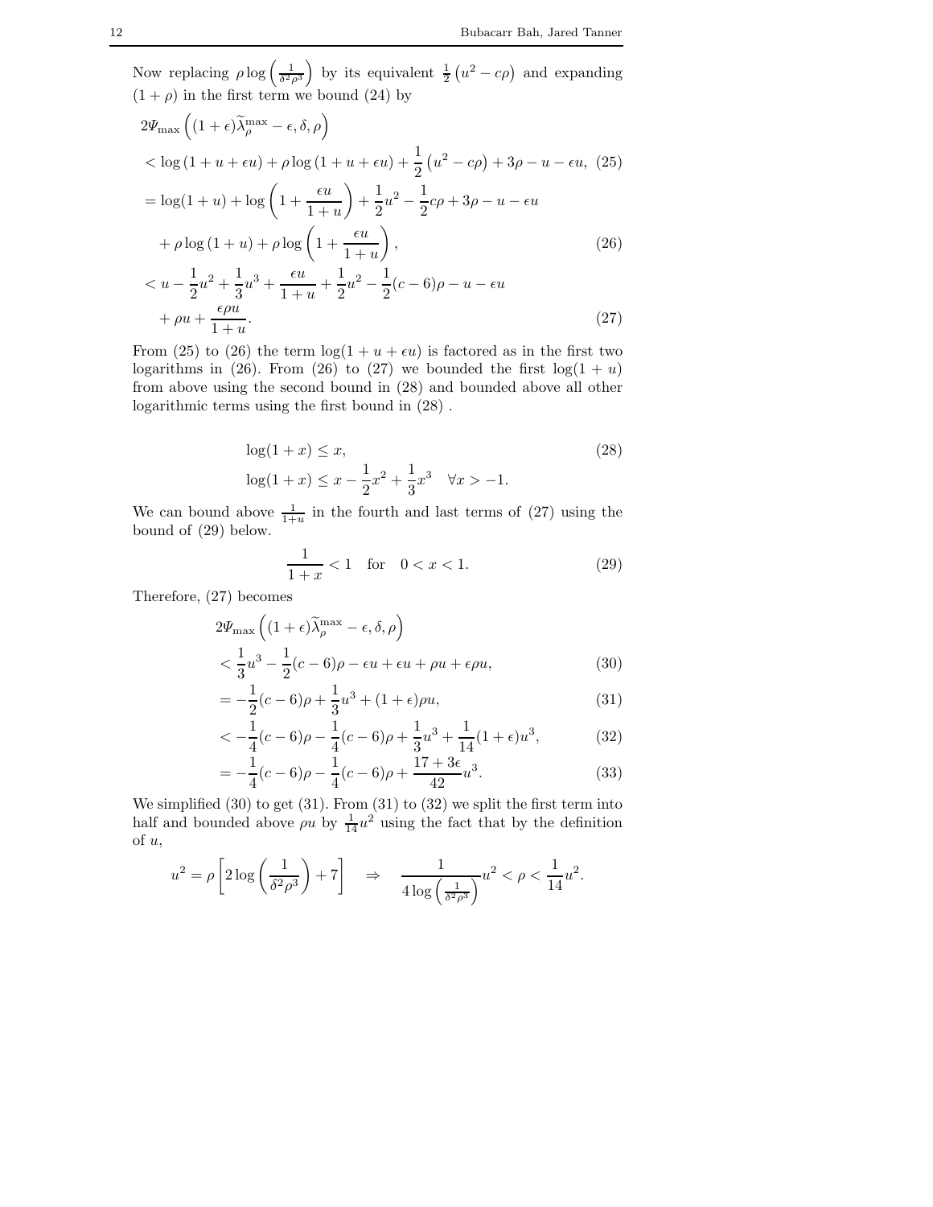Now replacing $\rho \log\left(\frac{1}{\delta^2\rho^3}\right)$ by its equivalent $\frac{1}{2}\left(u^2 - c\rho\right)$ and expanding $(1+\rho)$ in the first term we bound (24) by

$$
\begin{aligned}
&2\Psi_{\max}\left((1+\epsilon)\widetilde{\lambda}_\rho^{\max} - \epsilon, \delta, \rho\right) \\
&< \log\left(1+u+\epsilon u\right) + \rho \log\left(1+u+\epsilon u\right) + \frac{1}{2}\left(u^2 - c\rho\right) + 3\rho - u - \epsilon u, \quad (25) \\
&= \log(1+u) + \log\left(1 + \frac{\epsilon u}{1+u}\right) + \frac{1}{2}u^2 - \frac{1}{2}c\rho + 3\rho - u - \epsilon u \\
&\quad + \rho \log\left(1+u\right) + \rho \log\left(1 + \frac{\epsilon u}{1+u}\right), \quad (26) \\
&< u - \frac{1}{2}u^2 + \frac{1}{3}u^3 + \frac{\epsilon u}{1+u} + \frac{1}{2}u^2 - \frac{1}{2}(c-6)\rho - u - \epsilon u \\
&\quad + \rho u + \frac{\epsilon \rho u}{1+u}. \quad (27)
\end{aligned}
$$

From (25) to (26) the term $\log(1+u+\epsilon u)$ is factored as in the first two logarithms in (26). From (26) to (27) we bounded the first $\log(1+u)$ from above using the second bound in (28) and bounded above all other logarithmic terms using the first bound in (28) .

$$
\begin{aligned}
&\log(1+x) \le x, \quad (28) \\
&\log(1+x) \le x - \frac{1}{2}x^2 + \frac{1}{3}x^3 \quad \forall x > -1.
\end{aligned}
$$

We can bound above $\frac{1}{1+u}$ in the fourth and last terms of (27) using the bound of (29) below.

$$
\frac{1}{1+x} < 1 \quad \text{for} \quad 0 < x < 1. \quad (29)
$$

Therefore, (27) becomes

$$
\begin{aligned}
&2\Psi_{\max}\left((1+\epsilon)\widetilde{\lambda}_\rho^{\max} - \epsilon, \delta, \rho\right) \\
&< \frac{1}{3}u^3 - \frac{1}{2}(c-6)\rho - \epsilon u + \epsilon u + \rho u + \epsilon \rho u, \quad (30) \\
&= -\frac{1}{2}(c-6)\rho + \frac{1}{3}u^3 + (1+\epsilon)\rho u, \quad (31) \\
&< -\frac{1}{4}(c-6)\rho - \frac{1}{4}(c-6)\rho + \frac{1}{3}u^3 + \frac{1}{14}(1+\epsilon)u^3, \quad (32) \\
&= -\frac{1}{4}(c-6)\rho - \frac{1}{4}(c-6)\rho + \frac{17+3\epsilon}{42}u^3. \quad (33)
\end{aligned}
$$

We simplified (30) to get (31). From (31) to (32) we split the first term into half and bounded above $\rho u$ by $\frac{1}{14}u^2$ using the fact that by the definition of $u$,

$$
u^2 = \rho\left[2\log\left(\frac{1}{\delta^2\rho^3}\right) + 7\right] \quad \Rightarrow \quad \frac{1}{4\log\left(\frac{1}{\delta^2\rho^3}\right)}u^2 < \rho < \frac{1}{14}u^2.
$$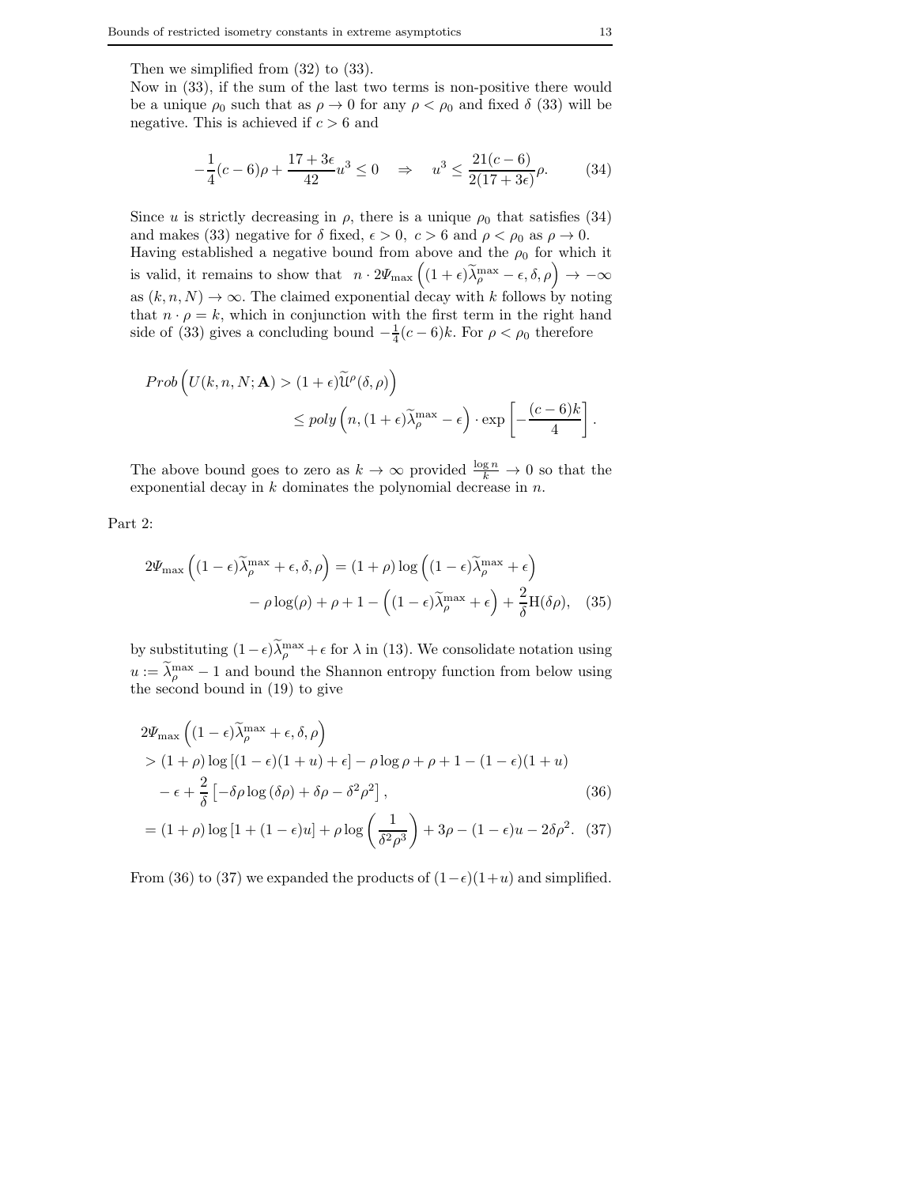Then we simplified from (32) to (33).

Now in (33), if the sum of the last two terms is non-positive there would be a unique $\rho_0$ such that as $\rho \to 0$ for any $\rho < \rho_0$ and fixed $\delta$ (33) will be negative. This is achieved if $c > 6$ and

$$-\frac{1}{4}(c-6)\rho + \frac{17+3\epsilon}{42}u^3 \leq 0 \quad \Rightarrow \quad u^3 \leq \frac{21(c-6)}{2(17+3\epsilon)}\rho. \tag{34}$$

Since $u$ is strictly decreasing in $\rho$, there is a unique $\rho_0$ that satisfies (34) and makes (33) negative for $\delta$ fixed, $\epsilon > 0$, $c > 6$ and $\rho < \rho_0$ as $\rho \to 0$.
Having established a negative bound from above and the $\rho_0$ for which it is valid, it remains to show that $n \cdot 2\Psi_{\max}\left((1+\epsilon)\widetilde{\lambda}_\rho^{\max} - \epsilon, \delta, \rho\right) \to -\infty$ as $(k,n,N) \to \infty$. The claimed exponential decay with $k$ follows by noting that $n \cdot \rho = k$, which in conjunction with the first term in the right hand side of (33) gives a concluding bound $-\frac{1}{4}(c-6)k$. For $\rho < \rho_0$ therefore

$$Prob\left(U(k,n,N;\mathbf{A}) > (1+\epsilon)\widetilde{\mathcal{U}}^\rho(\delta,\rho)\right) \leq poly\left(n, (1+\epsilon)\widetilde{\lambda}_\rho^{\max} - \epsilon\right) \cdot \exp\left[-\frac{(c-6)k}{4}\right].$$

The above bound goes to zero as $k \to \infty$ provided $\frac{\log n}{k} \to 0$ so that the exponential decay in $k$ dominates the polynomial decrease in $n$.

Part 2:

$$2\Psi_{\max}\left((1-\epsilon)\widetilde{\lambda}_\rho^{\max} + \epsilon, \delta, \rho\right) = (1+\rho)\log\left((1-\epsilon)\widetilde{\lambda}_\rho^{\max} + \epsilon\right) - \rho\log(\rho) + \rho + 1 - \left((1-\epsilon)\widetilde{\lambda}_\rho^{\max} + \epsilon\right) + \frac{2}{\delta}\mathrm{H}(\delta\rho), \tag{35}$$

by substituting $(1-\epsilon)\widetilde{\lambda}_\rho^{\max} + \epsilon$ for $\lambda$ in (13). We consolidate notation using $u := \widetilde{\lambda}_\rho^{\max} - 1$ and bound the Shannon entropy function from below using the second bound in (19) to give

$$\begin{aligned}
&2\Psi_{\max}\left((1-\epsilon)\widetilde{\lambda}_\rho^{\max} + \epsilon, \delta, \rho\right) \\
&> (1+\rho)\log\left[(1-\epsilon)(1+u) + \epsilon\right] - \rho\log\rho + \rho + 1 - (1-\epsilon)(1+u) \\
&\quad - \epsilon + \frac{2}{\delta}\left[-\delta\rho\log(\delta\rho) + \delta\rho - \delta^2\rho^2\right], \qquad (36) \\
&= (1+\rho)\log\left[1 + (1-\epsilon)u\right] + \rho\log\left(\frac{1}{\delta^2\rho^3}\right) + 3\rho - (1-\epsilon)u - 2\delta\rho^2. \qquad (37)
\end{aligned}$$

From (36) to (37) we expanded the products of $(1-\epsilon)(1+u)$ and simplified.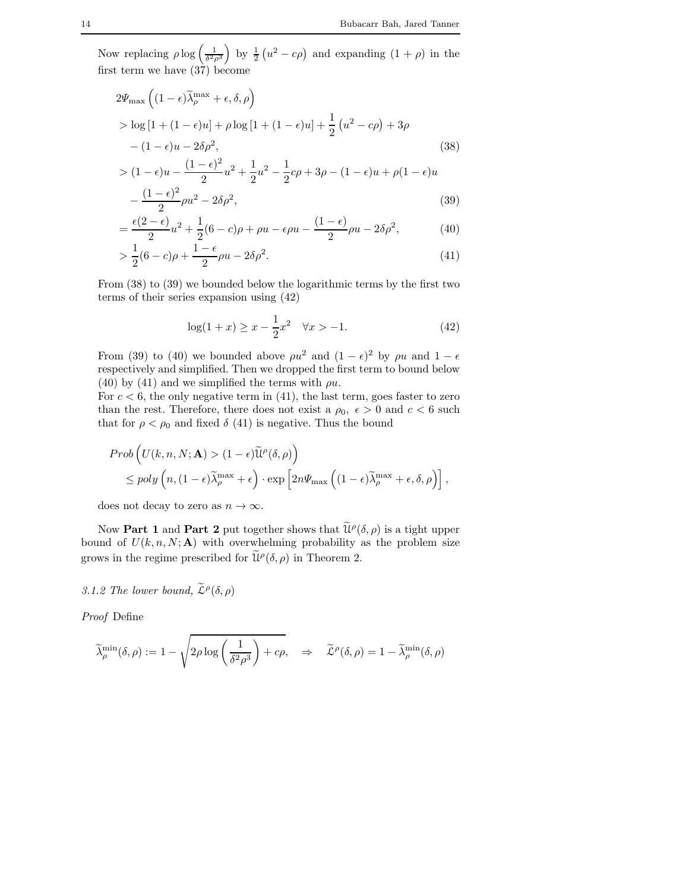Now replacing $\rho \log\left(\frac{1}{\delta^2\rho^3}\right)$ by $\frac{1}{2}\left(u^2 - c\rho\right)$ and expanding $(1+\rho)$ in the first term we have (37) become

$$
\begin{aligned}
&2\Psi_{\max}\left((1-\epsilon)\widetilde{\lambda}_\rho^{\max} + \epsilon, \delta, \rho\right) \\
&> \log\left[1 + (1-\epsilon)u\right] + \rho \log\left[1 + (1-\epsilon)u\right] + \frac{1}{2}\left(u^2 - c\rho\right) + 3\rho \\
&\quad - (1-\epsilon)u - 2\delta\rho^2, && (38) \\
&> (1-\epsilon)u - \frac{(1-\epsilon)^2}{2}u^2 + \frac{1}{2}u^2 - \frac{1}{2}c\rho + 3\rho - (1-\epsilon)u + \rho(1-\epsilon)u \\
&\quad - \frac{(1-\epsilon)^2}{2}\rho u^2 - 2\delta\rho^2, && (39) \\
&= \frac{\epsilon(2-\epsilon)}{2}u^2 + \frac{1}{2}(6-c)\rho + \rho u - \epsilon\rho u - \frac{(1-\epsilon)}{2}\rho u - 2\delta\rho^2, && (40) \\
&> \frac{1}{2}(6-c)\rho + \frac{1-\epsilon}{2}\rho u - 2\delta\rho^2. && (41)
\end{aligned}
$$

From (38) to (39) we bounded below the logarithmic terms by the first two terms of their series expansion using (42)

$$
\log(1+x) \geq x - \frac{1}{2}x^2 \quad \forall x > -1. \tag{42}
$$

From (39) to (40) we bounded above $\rho u^2$ and $(1-\epsilon)^2$ by $\rho u$ and $1-\epsilon$ respectively and simplified. Then we dropped the first term to bound below (40) by (41) and we simplified the terms with $\rho u$.
For $c < 6$, the only negative term in (41), the last term, goes faster to zero than the rest. Therefore, there does not exist a $\rho_0$, $\epsilon > 0$ and $c < 6$ such that for $\rho < \rho_0$ and fixed $\delta$ (41) is negative. Thus the bound

$$
\begin{aligned}
&Prob\left(U(k,n,N;\mathbf{A}) > (1-\epsilon)\widetilde{\mathfrak{U}}^\rho(\delta,\rho)\right) \\
&\quad \leq poly\left(n, (1-\epsilon)\widetilde{\lambda}_\rho^{\max} + \epsilon\right) \cdot \exp\left[2n\Psi_{\max}\left((1-\epsilon)\widetilde{\lambda}_\rho^{\max} + \epsilon, \delta, \rho\right)\right],
\end{aligned}
$$

does not decay to zero as $n \to \infty$.

Now **Part 1** and **Part 2** put together shows that $\widetilde{\mathfrak{U}}^\rho(\delta,\rho)$ is a tight upper bound of $U(k,n,N;\mathbf{A})$ with overwhelming probability as the problem size grows in the regime prescribed for $\widetilde{\mathfrak{U}}^\rho(\delta,\rho)$ in Theorem 2.

### 3.1.2 The lower bound, $\widetilde{\mathfrak{L}}^\rho(\delta,\rho)$

*Proof* Define

$$
\widetilde{\lambda}_\rho^{\min}(\delta,\rho) := 1 - \sqrt{2\rho\log\left(\frac{1}{\delta^2\rho^3}\right) + c\rho}, \quad \Rightarrow \quad \widetilde{\mathfrak{L}}^\rho(\delta,\rho) = 1 - \widetilde{\lambda}_\rho^{\min}(\delta,\rho)
$$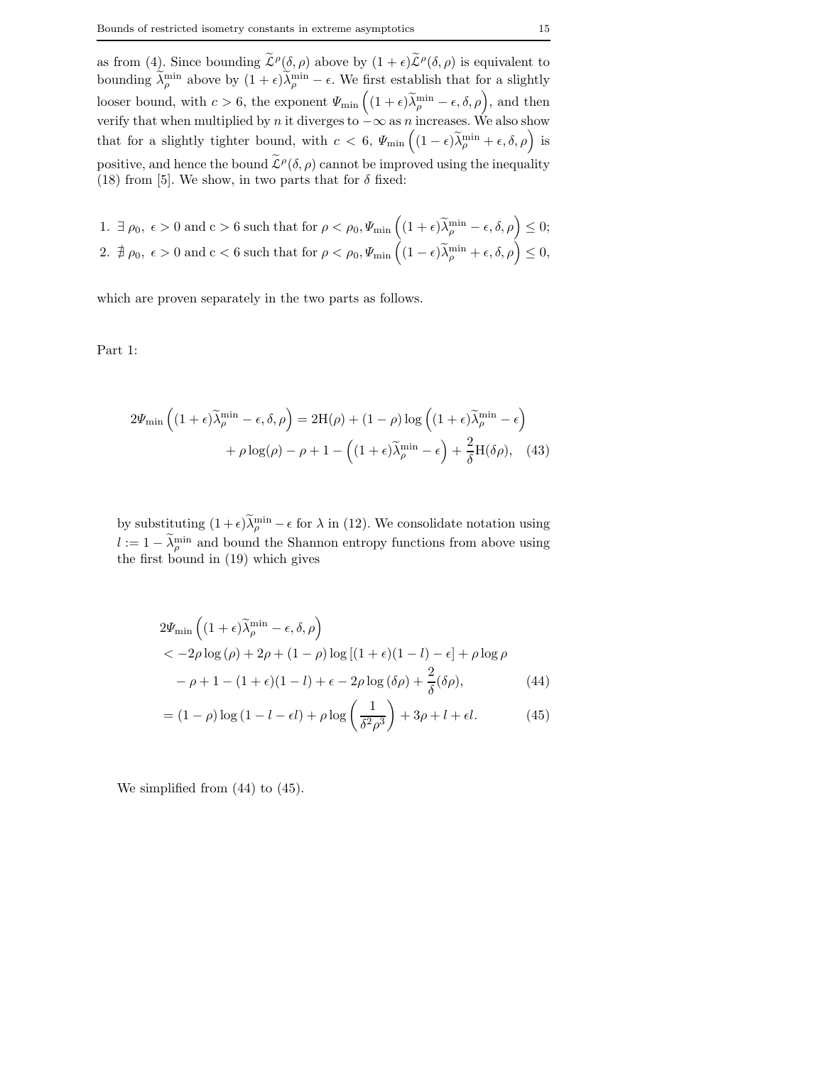as from (4). Since bounding $\widetilde{\mathcal{L}}^\rho(\delta,\rho)$ above by $(1+\epsilon)\widetilde{\mathcal{L}}^\rho(\delta,\rho)$ is equivalent to bounding $\widetilde{\lambda}^{\min}_\rho$ above by $(1+\epsilon)\widetilde{\lambda}^{\min}_\rho - \epsilon$. We first establish that for a slightly looser bound, with $c > 6$, the exponent $\Psi_{\min}\left((1+\epsilon)\widetilde{\lambda}^{\min}_\rho - \epsilon, \delta, \rho\right)$, and then verify that when multiplied by $n$ it diverges to $-\infty$ as $n$ increases. We also show that for a slightly tighter bound, with $c < 6$, $\Psi_{\min}\left((1-\epsilon)\widetilde{\lambda}^{\min}_\rho + \epsilon, \delta, \rho\right)$ is positive, and hence the bound $\widetilde{\mathcal{L}}^\rho(\delta,\rho)$ cannot be improved using the inequality (18) from [5]. We show, in two parts that for $\delta$ fixed:

1. $\exists\, \rho_0,\ \epsilon > 0$ and c $> 6$ such that for $\rho < \rho_0, \Psi_{\min}\left((1+\epsilon)\widetilde{\lambda}^{\min}_\rho - \epsilon, \delta, \rho\right) \leq 0;$
2. $\nexists\, \rho_0,\ \epsilon > 0$ and c $< 6$ such that for $\rho < \rho_0, \Psi_{\min}\left((1-\epsilon)\widetilde{\lambda}^{\min}_\rho + \epsilon, \delta, \rho\right) \leq 0,$

which are proven separately in the two parts as follows.

Part 1:

$$2\Psi_{\min}\left((1+\epsilon)\widetilde{\lambda}^{\min}_\rho - \epsilon, \delta, \rho\right) = 2\mathrm{H}(\rho) + (1-\rho)\log\left((1+\epsilon)\widetilde{\lambda}^{\min}_\rho - \epsilon\right) + \rho\log(\rho) - \rho + 1 - \left((1+\epsilon)\widetilde{\lambda}^{\min}_\rho - \epsilon\right) + \frac{2}{\delta}\mathrm{H}(\delta\rho), \quad (43)$$

by substituting $(1+\epsilon)\widetilde{\lambda}^{\min}_\rho - \epsilon$ for $\lambda$ in (12). We consolidate notation using $l := 1 - \widetilde{\lambda}^{\min}_\rho$ and bound the Shannon entropy functions from above using the first bound in (19) which gives

$$\begin{aligned}
&2\Psi_{\min}\left((1+\epsilon)\widetilde{\lambda}^{\min}_\rho - \epsilon, \delta, \rho\right) \\
&< -2\rho\log(\rho) + 2\rho + (1-\rho)\log\left[(1+\epsilon)(1-l) - \epsilon\right] + \rho\log\rho \\
&\quad - \rho + 1 - (1+\epsilon)(1-l) + \epsilon - 2\rho\log(\delta\rho) + \frac{2}{\delta}(\delta\rho), \qquad (44)\\
&= (1-\rho)\log(1 - l - \epsilon l) + \rho\log\left(\frac{1}{\delta^2\rho^3}\right) + 3\rho + l + \epsilon l. \qquad (45)
\end{aligned}$$

We simplified from (44) to (45).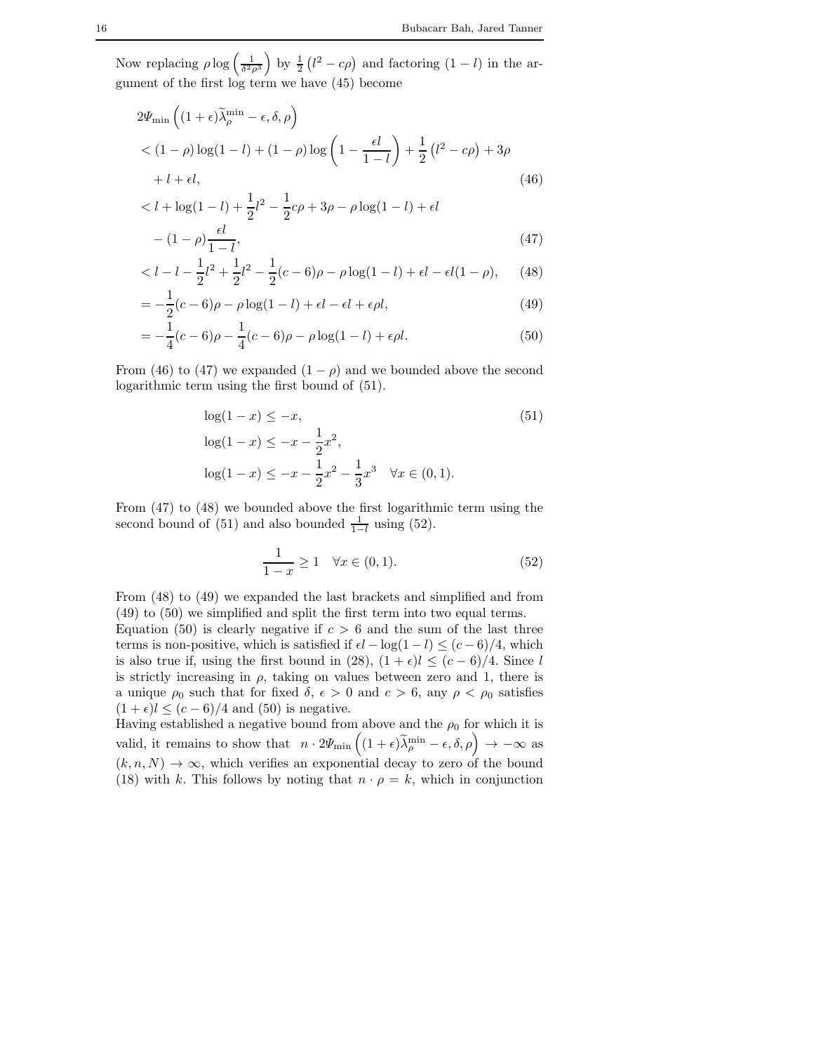Now replacing $\rho \log\left(\frac{1}{\delta^2\rho^3}\right)$ by $\frac{1}{2}\left(l^2 - c\rho\right)$ and factoring $(1-l)$ in the argument of the first log term we have (45) become

$$
\begin{aligned}
&2\Psi_{\min}\left((1+\epsilon)\widetilde{\lambda}_\rho^{\min} - \epsilon, \delta, \rho\right) \\
&< (1-\rho)\log(1-l) + (1-\rho)\log\left(1 - \frac{\epsilon l}{1-l}\right) + \frac{1}{2}\left(l^2 - c\rho\right) + 3\rho \\
&\quad + l + \epsilon l, \qquad (46)\\
&< l + \log(1-l) + \frac{1}{2}l^2 - \frac{1}{2}c\rho + 3\rho - \rho\log(1-l) + \epsilon l \\
&\quad - (1-\rho)\frac{\epsilon l}{1-l}, \qquad (47)\\
&< l - l - \frac{1}{2}l^2 + \frac{1}{2}l^2 - \frac{1}{2}(c-6)\rho - \rho\log(1-l) + \epsilon l - \epsilon l(1-\rho), \qquad (48)\\
&= -\frac{1}{2}(c-6)\rho - \rho\log(1-l) + \epsilon l - \epsilon l + \epsilon\rho l, \qquad (49)\\
&= -\frac{1}{4}(c-6)\rho - \frac{1}{4}(c-6)\rho - \rho\log(1-l) + \epsilon\rho l. \qquad (50)
\end{aligned}
$$

From (46) to (47) we expanded $(1-\rho)$ and we bounded above the second logarithmic term using the first bound of (51).

$$
\begin{aligned}
&\log(1-x) \leq -x, \qquad (51)\\
&\log(1-x) \leq -x - \frac{1}{2}x^2,\\
&\log(1-x) \leq -x - \frac{1}{2}x^2 - \frac{1}{3}x^3 \quad \forall x \in (0,1).
\end{aligned}
$$

From (47) to (48) we bounded above the first logarithmic term using the second bound of (51) and also bounded $\frac{1}{1-l}$ using (52).

$$
\frac{1}{1-x} \geq 1 \quad \forall x \in (0,1). \qquad (52)
$$

From (48) to (49) we expanded the last brackets and simplified and from (49) to (50) we simplified and split the first term into two equal terms.

Equation (50) is clearly negative if $c > 6$ and the sum of the last three terms is non-positive, which is satisfied if $\epsilon l - \log(1-l) \leq (c-6)/4$, which is also true if, using the first bound in (28), $(1+\epsilon)l \leq (c-6)/4$. Since $l$ is strictly increasing in $\rho$, taking on values between zero and 1, there is a unique $\rho_0$ such that for fixed $\delta$, $\epsilon > 0$ and $c > 6$, any $\rho < \rho_0$ satisfies $(1+\epsilon)l \leq (c-6)/4$ and (50) is negative.

Having established a negative bound from above and the $\rho_0$ for which it is valid, it remains to show that $n \cdot 2\Psi_{\min}\left((1+\epsilon)\widetilde{\lambda}_\rho^{\min} - \epsilon, \delta, \rho\right) \to -\infty$ as $(k,n,N) \to \infty$, which verifies an exponential decay to zero of the bound (18) with $k$. This follows by noting that $n \cdot \rho = k$, which in conjunction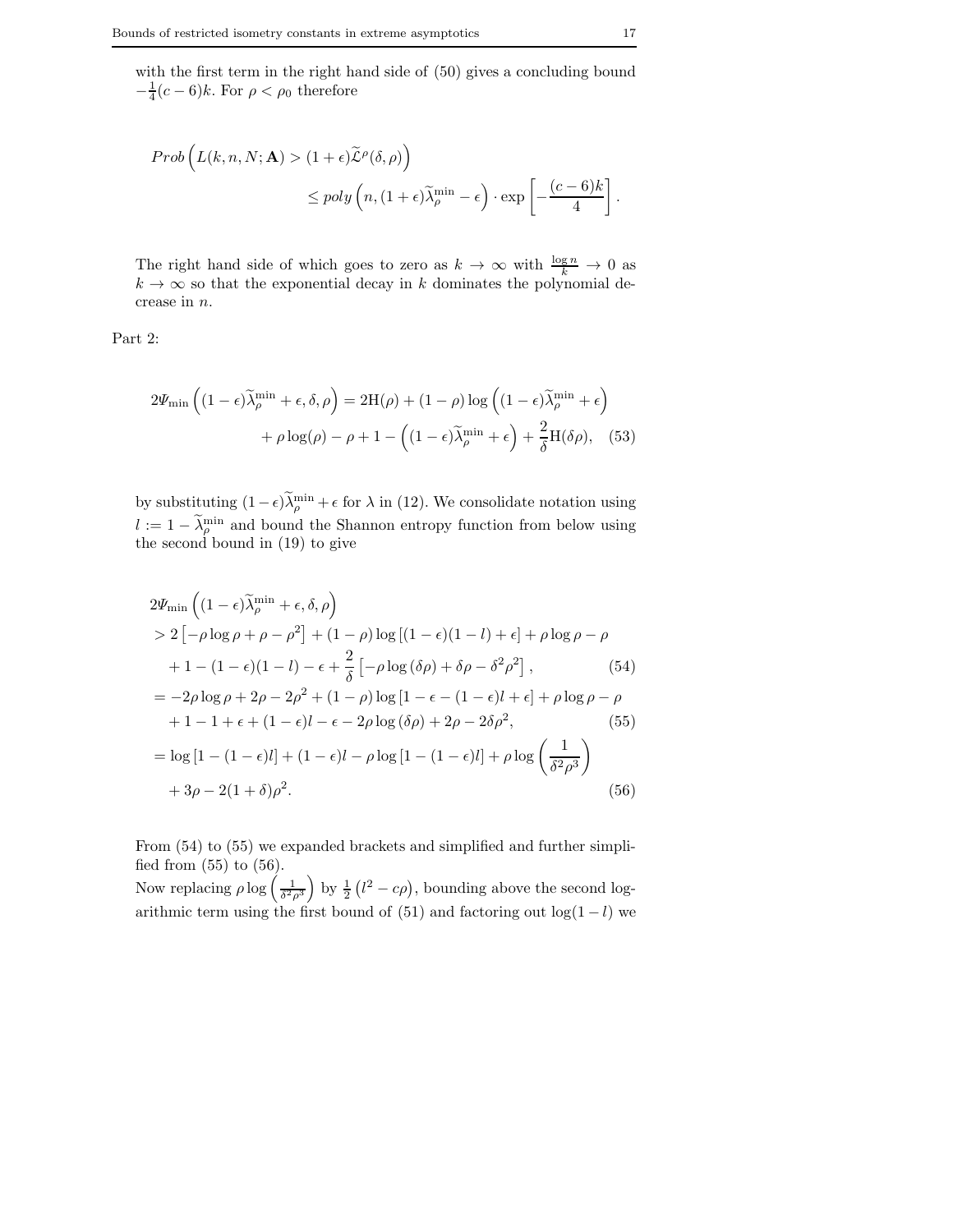with the first term in the right hand side of (50) gives a concluding bound $-\frac{1}{4}(c-6)k$. For $\rho < \rho_0$ therefore

$$Prob\left(L(k,n,N;\mathbf{A}) > (1+\epsilon)\widetilde{\mathcal{L}}^{\rho}(\delta,\rho)\right) \leq poly\left(n, (1+\epsilon)\widetilde{\lambda}_{\rho}^{\min} - \epsilon\right) \cdot \exp\left[-\frac{(c-6)k}{4}\right].$$

The right hand side of which goes to zero as $k \to \infty$ with $\frac{\log n}{k} \to 0$ as $k \to \infty$ so that the exponential decay in $k$ dominates the polynomial decrease in $n$.

Part 2:

$$2\Psi_{\min}\left((1-\epsilon)\widetilde{\lambda}_{\rho}^{\min} + \epsilon, \delta, \rho\right) = 2\mathrm{H}(\rho) + (1-\rho)\log\left((1-\epsilon)\widetilde{\lambda}_{\rho}^{\min} + \epsilon\right) + \rho\log(\rho) - \rho + 1 - \left((1-\epsilon)\widetilde{\lambda}_{\rho}^{\min} + \epsilon\right) + \frac{2}{\delta}\mathrm{H}(\delta\rho), \quad (53)$$

by substituting $(1-\epsilon)\widetilde{\lambda}_{\rho}^{\min} + \epsilon$ for $\lambda$ in (12). We consolidate notation using $l := 1 - \widetilde{\lambda}_{\rho}^{\min}$ and bound the Shannon entropy function from below using the second bound in (19) to give

$$\begin{aligned}
&2\Psi_{\min}\left((1-\epsilon)\widetilde{\lambda}_{\rho}^{\min} + \epsilon, \delta, \rho\right) \\
&> 2\left[-\rho\log\rho + \rho - \rho^2\right] + (1-\rho)\log\left[(1-\epsilon)(1-l) + \epsilon\right] + \rho\log\rho - \rho \\
&\quad + 1 - (1-\epsilon)(1-l) - \epsilon + \frac{2}{\delta}\left[-\rho\log(\delta\rho) + \delta\rho - \delta^2\rho^2\right], \quad (54) \\
&= -2\rho\log\rho + 2\rho - 2\rho^2 + (1-\rho)\log\left[1 - \epsilon - (1-\epsilon)l + \epsilon\right] + \rho\log\rho - \rho \\
&\quad + 1 - 1 + \epsilon + (1-\epsilon)l - \epsilon - 2\rho\log(\delta\rho) + 2\rho - 2\delta\rho^2, \quad (55) \\
&= \log\left[1 - (1-\epsilon)l\right] + (1-\epsilon)l - \rho\log\left[1 - (1-\epsilon)l\right] + \rho\log\left(\frac{1}{\delta^2\rho^3}\right) \\
&\quad + 3\rho - 2(1+\delta)\rho^2. \quad (56)
\end{aligned}$$

From (54) to (55) we expanded brackets and simplified and further simplified from (55) to (56).
Now replacing $\rho\log\left(\frac{1}{\delta^2\rho^3}\right)$ by $\frac{1}{2}\left(l^2 - c\rho\right)$, bounding above the second logarithmic term using the first bound of (51) and factoring out $\log(1-l)$ we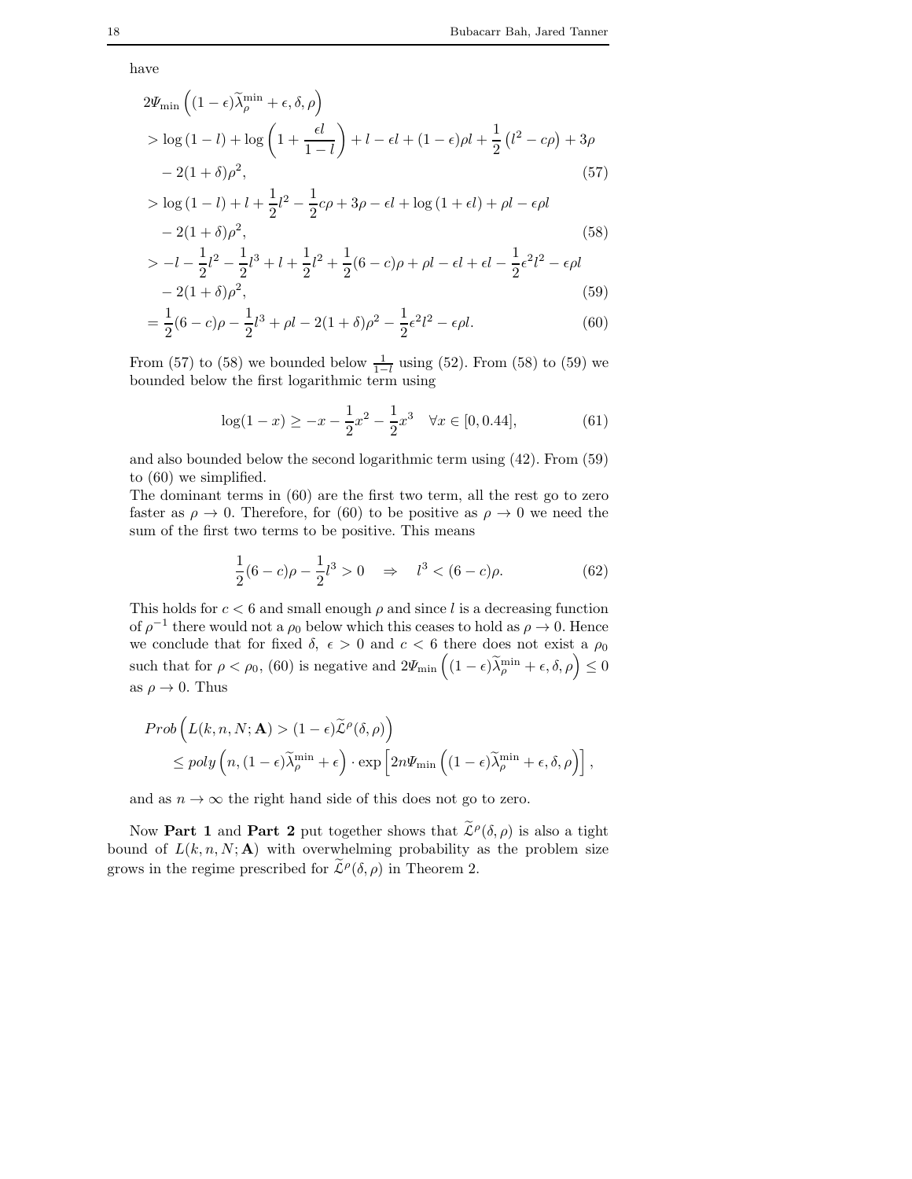have

$$
\begin{aligned}
&2\Psi_{\min}\left((1-\epsilon)\widetilde{\lambda}_{\rho}^{\min}+\epsilon,\delta,\rho\right) \\
&> \log(1-l) + \log\left(1+\frac{\epsilon l}{1-l}\right) + l - \epsilon l + (1-\epsilon)\rho l + \frac{1}{2}\left(l^2 - c\rho\right) + 3\rho \\
&\quad - 2(1+\delta)\rho^2, \qquad (57)\\
&> \log(1-l) + l + \frac{1}{2}l^2 - \frac{1}{2}c\rho + 3\rho - \epsilon l + \log(1+\epsilon l) + \rho l - \epsilon\rho l \\
&\quad - 2(1+\delta)\rho^2, \qquad (58)\\
&> -l - \frac{1}{2}l^2 - \frac{1}{2}l^3 + l + \frac{1}{2}l^2 + \frac{1}{2}(6-c)\rho + \rho l - \epsilon l + \epsilon l - \frac{1}{2}\epsilon^2 l^2 - \epsilon\rho l \\
&\quad - 2(1+\delta)\rho^2, \qquad (59)\\
&= \frac{1}{2}(6-c)\rho - \frac{1}{2}l^3 + \rho l - 2(1+\delta)\rho^2 - \frac{1}{2}\epsilon^2 l^2 - \epsilon\rho l. \qquad (60)
\end{aligned}
$$

From (57) to (58) we bounded below $\frac{1}{1-l}$ using (52). From (58) to (59) we bounded below the first logarithmic term using

$$
\log(1-x) \geq -x - \frac{1}{2}x^2 - \frac{1}{2}x^3 \quad \forall x \in [0, 0.44], \qquad (61)
$$

and also bounded below the second logarithmic term using (42). From (59) to (60) we simplified.

The dominant terms in (60) are the first two term, all the rest go to zero faster as $\rho \to 0$. Therefore, for (60) to be positive as $\rho \to 0$ we need the sum of the first two terms to be positive. This means

$$
\frac{1}{2}(6-c)\rho - \frac{1}{2}l^3 > 0 \quad \Rightarrow \quad l^3 < (6-c)\rho. \qquad (62)
$$

This holds for $c < 6$ and small enough $\rho$ and since $l$ is a decreasing function of $\rho^{-1}$ there would not a $\rho_0$ below which this ceases to hold as $\rho \to 0$. Hence we conclude that for fixed $\delta,\ \epsilon > 0$ and $c < 6$ there does not exist a $\rho_0$ such that for $\rho < \rho_0$, (60) is negative and $2\Psi_{\min}\left((1-\epsilon)\widetilde{\lambda}_{\rho}^{\min}+\epsilon,\delta,\rho\right) \leq 0$ as $\rho \to 0$. Thus

$$
\begin{aligned}
&Prob\left(L(k,n,N;\mathbf{A}) > (1-\epsilon)\widetilde{\mathcal{L}}^{\rho}(\delta,\rho)\right) \\
&\qquad \leq poly\left(n,(1-\epsilon)\widetilde{\lambda}_{\rho}^{\min}+\epsilon\right)\cdot\exp\left[2n\Psi_{\min}\left((1-\epsilon)\widetilde{\lambda}_{\rho}^{\min}+\epsilon,\delta,\rho\right)\right],
\end{aligned}
$$

and as $n \to \infty$ the right hand side of this does not go to zero.

Now **Part 1** and **Part 2** put together shows that $\widetilde{\mathcal{L}}^{\rho}(\delta,\rho)$ is also a tight bound of $L(k,n,N;\mathbf{A})$ with overwhelming probability as the problem size grows in the regime prescribed for $\widetilde{\mathcal{L}}^{\rho}(\delta,\rho)$ in Theorem 2.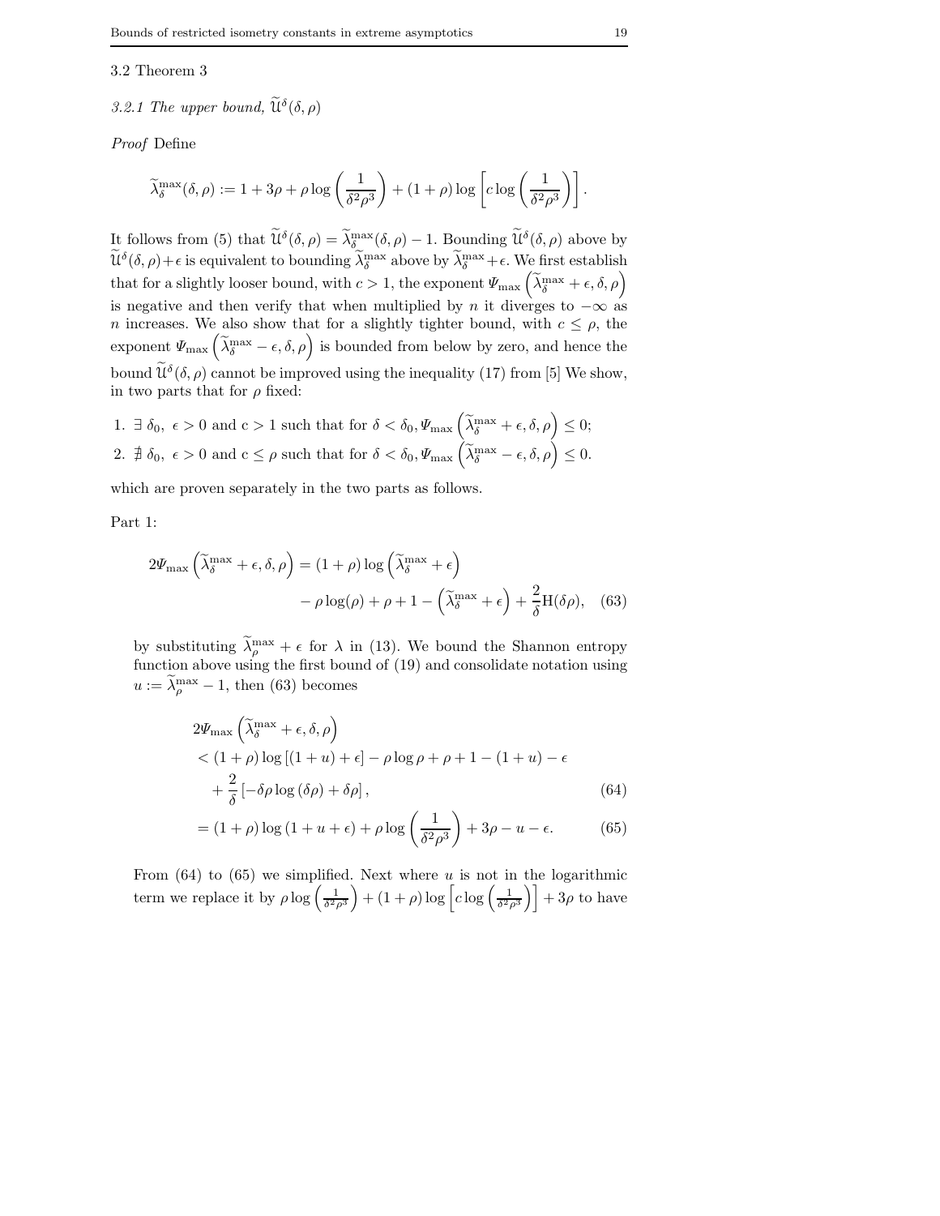## 3.2 Theorem 3

### 3.2.1 The upper bound, $\widetilde{\mathcal{U}}^{\delta}(\delta,\rho)$

*Proof* Define

$$\widetilde{\lambda}^{\max}_{\delta}(\delta,\rho) := 1 + 3\rho + \rho\log\left(\frac{1}{\delta^2\rho^3}\right) + (1+\rho)\log\left[c\log\left(\frac{1}{\delta^2\rho^3}\right)\right].$$

It follows from (5) that $\widetilde{\mathcal{U}}^{\delta}(\delta,\rho) = \widetilde{\lambda}^{\max}_{\delta}(\delta,\rho) - 1$. Bounding $\widetilde{\mathcal{U}}^{\delta}(\delta,\rho)$ above by $\widetilde{\mathcal{U}}^{\delta}(\delta,\rho)+\epsilon$ is equivalent to bounding $\widetilde{\lambda}^{\max}_{\delta}$ above by $\widetilde{\lambda}^{\max}_{\delta}+\epsilon$. We first establish that for a slightly looser bound, with $c > 1$, the exponent $\Psi_{\max}\left(\widetilde{\lambda}^{\max}_{\delta}+\epsilon,\delta,\rho\right)$ is negative and then verify that when multiplied by $n$ it diverges to $-\infty$ as $n$ increases. We also show that for a slightly tighter bound, with $c \leq \rho$, the exponent $\Psi_{\max}\left(\widetilde{\lambda}^{\max}_{\delta}-\epsilon,\delta,\rho\right)$ is bounded from below by zero, and hence the bound $\widetilde{\mathcal{U}}^{\delta}(\delta,\rho)$ cannot be improved using the inequality (17) from [5] We show, in two parts that for $\rho$ fixed:

1. $\exists\ \delta_0,\ \epsilon > 0$ and $c > 1$ such that for $\delta < \delta_0, \Psi_{\max}\left(\widetilde{\lambda}^{\max}_{\delta}+\epsilon,\delta,\rho\right) \leq 0$;
2. $\nexists\ \delta_0,\ \epsilon > 0$ and c $\leq \rho$ such that for $\delta < \delta_0, \Psi_{\max}\left(\widetilde{\lambda}^{\max}_{\delta}-\epsilon,\delta,\rho\right) \leq 0$.

which are proven separately in the two parts as follows.

Part 1:

$$2\Psi_{\max}\left(\widetilde{\lambda}^{\max}_{\delta}+\epsilon,\delta,\rho\right) = (1+\rho)\log\left(\widetilde{\lambda}^{\max}_{\delta}+\epsilon\right) - \rho\log(\rho) + \rho + 1 - \left(\widetilde{\lambda}^{\max}_{\delta}+\epsilon\right) + \frac{2}{\delta}\mathrm{H}(\delta\rho), \quad (63)$$

by substituting $\widetilde{\lambda}^{\max}_{\rho}+\epsilon$ for $\lambda$ in (13). We bound the Shannon entropy function above using the first bound of (19) and consolidate notation using $u := \widetilde{\lambda}^{\max}_{\rho} - 1$, then (63) becomes

$$\begin{aligned}
&2\Psi_{\max}\left(\widetilde{\lambda}^{\max}_{\delta}+\epsilon,\delta,\rho\right) \\
&< (1+\rho)\log\left[(1+u)+\epsilon\right] - \rho\log\rho + \rho + 1 - (1+u) - \epsilon \\
&\quad + \frac{2}{\delta}\left[-\delta\rho\log(\delta\rho) + \delta\rho\right], \qquad (64)\\
&= (1+\rho)\log(1+u+\epsilon) + \rho\log\left(\frac{1}{\delta^2\rho^3}\right) + 3\rho - u - \epsilon. \qquad (65)
\end{aligned}$$

From (64) to (65) we simplified. Next where $u$ is not in the logarithmic term we replace it by $\rho\log\left(\frac{1}{\delta^2\rho^3}\right) + (1+\rho)\log\left[c\log\left(\frac{1}{\delta^2\rho^3}\right)\right] + 3\rho$ to have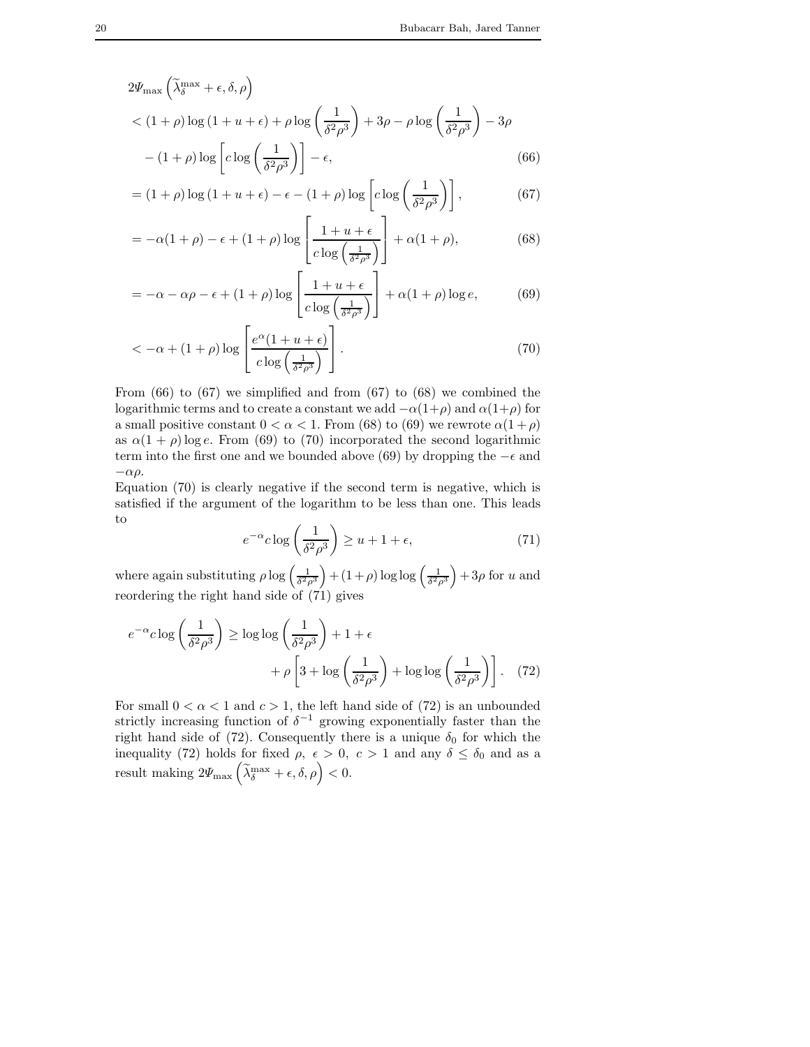$$
\begin{aligned}
&2\Psi_{\max}\left(\widetilde{\lambda}_\delta^{\max}+\epsilon,\delta,\rho\right) \\
&< (1+\rho)\log\left(1+u+\epsilon\right)+\rho\log\left(\frac{1}{\delta^2\rho^3}\right)+3\rho-\rho\log\left(\frac{1}{\delta^2\rho^3}\right)-3\rho \\
&\quad -(1+\rho)\log\left[c\log\left(\frac{1}{\delta^2\rho^3}\right)\right]-\epsilon, \qquad (66)\\
&= (1+\rho)\log\left(1+u+\epsilon\right)-\epsilon-(1+\rho)\log\left[c\log\left(\frac{1}{\delta^2\rho^3}\right)\right], \qquad (67)\\
&= -\alpha(1+\rho)-\epsilon+(1+\rho)\log\left[\frac{1+u+\epsilon}{c\log\left(\frac{1}{\delta^2\rho^3}\right)}\right]+\alpha(1+\rho), \qquad (68)\\
&= -\alpha-\alpha\rho-\epsilon+(1+\rho)\log\left[\frac{1+u+\epsilon}{c\log\left(\frac{1}{\delta^2\rho^3}\right)}\right]+\alpha(1+\rho)\log e, \qquad (69)\\
&< -\alpha+(1+\rho)\log\left[\frac{e^{\alpha}(1+u+\epsilon)}{c\log\left(\frac{1}{\delta^2\rho^3}\right)}\right]. \qquad (70)
\end{aligned}
$$

From (66) to (67) we simplified and from (67) to (68) we combined the logarithmic terms and to create a constant we add $-\alpha(1+\rho)$ and $\alpha(1+\rho)$ for a small positive constant $0<\alpha<1$. From (68) to (69) we rewrote $\alpha(1+\rho)$ as $\alpha(1+\rho)\log e$. From (69) to (70) incorporated the second logarithmic term into the first one and we bounded above (69) by dropping the $-\epsilon$ and $-\alpha\rho$.

Equation (70) is clearly negative if the second term is negative, which is satisfied if the argument of the logarithm to be less than one. This leads to

$$
e^{-\alpha}c\log\left(\frac{1}{\delta^2\rho^3}\right)\geq u+1+\epsilon, \qquad (71)
$$

where again substituting $\rho\log\left(\frac{1}{\delta^2\rho^3}\right)+(1+\rho)\log\log\left(\frac{1}{\delta^2\rho^3}\right)+3\rho$ for $u$ and reordering the right hand side of (71) gives

$$
\begin{aligned}
e^{-\alpha}c\log\left(\frac{1}{\delta^2\rho^3}\right) &\geq \log\log\left(\frac{1}{\delta^2\rho^3}\right)+1+\epsilon \\
&\quad +\rho\left[3+\log\left(\frac{1}{\delta^2\rho^3}\right)+\log\log\left(\frac{1}{\delta^2\rho^3}\right)\right]. \qquad (72)
\end{aligned}
$$

For small $0<\alpha<1$ and $c>1$, the left hand side of (72) is an unbounded strictly increasing function of $\delta^{-1}$ growing exponentially faster than the right hand side of (72). Consequently there is a unique $\delta_0$ for which the inequality (72) holds for fixed $\rho,\ \epsilon>0,\ c>1$ and any $\delta\leq\delta_0$ and as a result making $2\Psi_{\max}\left(\widetilde{\lambda}_\delta^{\max}+\epsilon,\delta,\rho\right)<0$.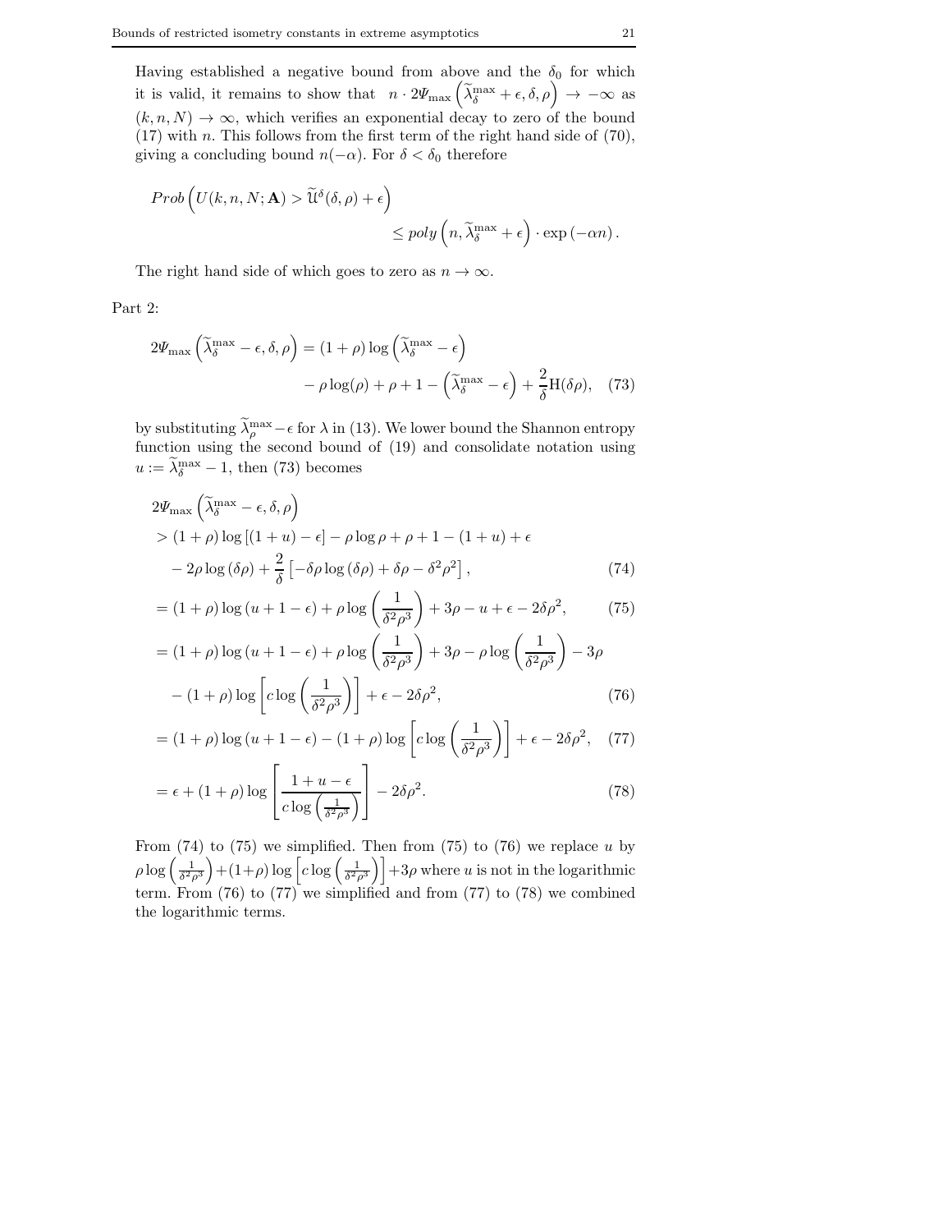Having established a negative bound from above and the $\delta_0$ for which it is valid, it remains to show that $n \cdot 2\Psi_{\max}\left(\widetilde{\lambda}^{\max}_{\delta} + \epsilon, \delta, \rho\right) \to -\infty$ as $(k, n, N) \to \infty$, which verifies an exponential decay to zero of the bound (17) with $n$. This follows from the first term of the right hand side of (70), giving a concluding bound $n(-\alpha)$. For $\delta < \delta_0$ therefore

$$
\begin{aligned}
Prob\left(U(k, n, N; \mathbf{A}) > \widetilde{\mathfrak{U}}^{\delta}(\delta, \rho) + \epsilon\right)& \\
&\leq poly\left(n, \widetilde{\lambda}^{\max}_{\delta} + \epsilon\right) \cdot \exp\left(-\alpha n\right).
\end{aligned}
$$

The right hand side of which goes to zero as $n \to \infty$.

Part 2:

$$
\begin{aligned}
2\Psi_{\max}\left(\widetilde{\lambda}^{\max}_{\delta} - \epsilon, \delta, \rho\right) &= (1+\rho)\log\left(\widetilde{\lambda}^{\max}_{\delta} - \epsilon\right) \\
&\quad - \rho\log(\rho) + \rho + 1 - \left(\widetilde{\lambda}^{\max}_{\delta} - \epsilon\right) + \frac{2}{\delta}\mathrm{H}(\delta\rho), \quad (73)
\end{aligned}
$$

by substituting $\widetilde{\lambda}^{\max}_{\rho} - \epsilon$ for $\lambda$ in (13). We lower bound the Shannon entropy function using the second bound of (19) and consolidate notation using $u := \widetilde{\lambda}^{\max}_{\delta} - 1$, then (73) becomes

$$
\begin{aligned}
&2\Psi_{\max}\left(\widetilde{\lambda}^{\max}_{\delta} - \epsilon, \delta, \rho\right) \\
&> (1+\rho)\log\left[(1+u) - \epsilon\right] - \rho\log\rho + \rho + 1 - (1+u) + \epsilon \\
&\quad - 2\rho\log(\delta\rho) + \frac{2}{\delta}\left[-\delta\rho\log(\delta\rho) + \delta\rho - \delta^2\rho^2\right], \quad (74) \\
&= (1+\rho)\log(u+1-\epsilon) + \rho\log\left(\frac{1}{\delta^2\rho^3}\right) + 3\rho - u + \epsilon - 2\delta\rho^2, \quad (75) \\
&= (1+\rho)\log(u+1-\epsilon) + \rho\log\left(\frac{1}{\delta^2\rho^3}\right) + 3\rho - \rho\log\left(\frac{1}{\delta^2\rho^3}\right) - 3\rho \\
&\quad - (1+\rho)\log\left[c\log\left(\frac{1}{\delta^2\rho^3}\right)\right] + \epsilon - 2\delta\rho^2, \quad (76) \\
&= (1+\rho)\log(u+1-\epsilon) - (1+\rho)\log\left[c\log\left(\frac{1}{\delta^2\rho^3}\right)\right] + \epsilon - 2\delta\rho^2, \quad (77) \\
&= \epsilon + (1+\rho)\log\left[\frac{1+u-\epsilon}{c\log\left(\frac{1}{\delta^2\rho^3}\right)}\right] - 2\delta\rho^2. \quad (78)
\end{aligned}
$$

From (74) to (75) we simplified. Then from (75) to (76) we replace $u$ by $\rho\log\left(\frac{1}{\delta^2\rho^3}\right) + (1+\rho)\log\left[c\log\left(\frac{1}{\delta^2\rho^3}\right)\right] + 3\rho$ where $u$ is not in the logarithmic term. From (76) to (77) we simplified and from (77) to (78) we combined the logarithmic terms.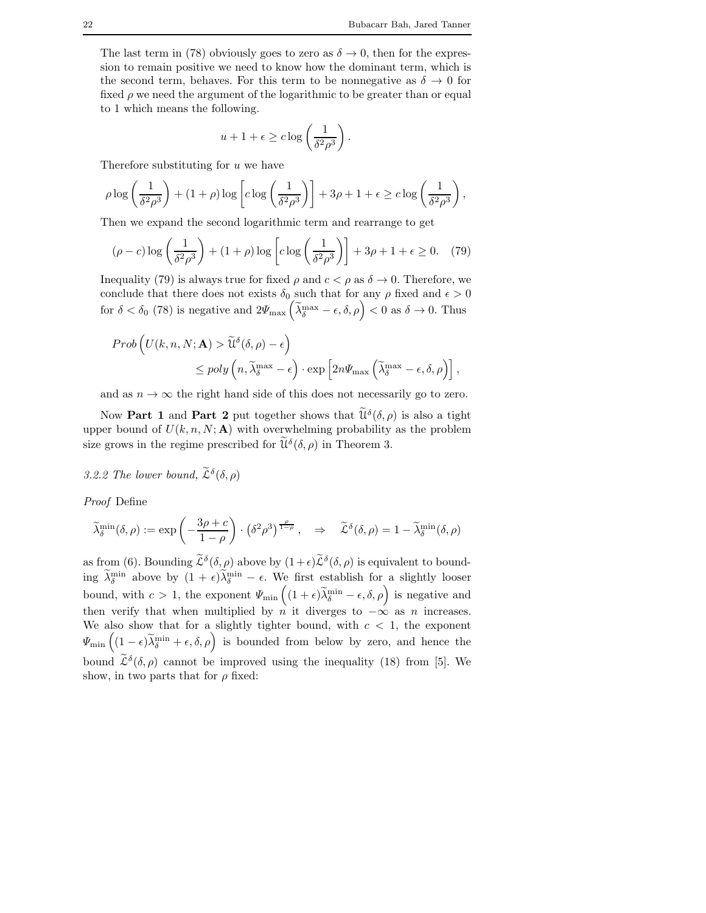The last term in (78) obviously goes to zero as $\delta \to 0$, then for the expression to remain positive we need to know how the dominant term, which is the second term, behaves. For this term to be nonnegative as $\delta \to 0$ for fixed $\rho$ we need the argument of the logarithmic to be greater than or equal to 1 which means the following.

$$u + 1 + \epsilon \geq c \log\left(\frac{1}{\delta^2\rho^3}\right).$$

Therefore substituting for $u$ we have

$$\rho \log\left(\frac{1}{\delta^2\rho^3}\right) + (1+\rho)\log\left[c\log\left(\frac{1}{\delta^2\rho^3}\right)\right] + 3\rho + 1 + \epsilon \geq c\log\left(\frac{1}{\delta^2\rho^3}\right),$$

Then we expand the second logarithmic term and rearrange to get

$$(\rho - c)\log\left(\frac{1}{\delta^2\rho^3}\right) + (1+\rho)\log\left[c\log\left(\frac{1}{\delta^2\rho^3}\right)\right] + 3\rho + 1 + \epsilon \geq 0. \quad (79)$$

Inequality (79) is always true for fixed $\rho$ and $c < \rho$ as $\delta \to 0$. Therefore, we conclude that there does not exists $\delta_0$ such that for any $\rho$ fixed and $\epsilon > 0$ for $\delta < \delta_0$ (78) is negative and $2\Psi_{\max}\left(\widetilde{\lambda}_\delta^{\max} - \epsilon, \delta, \rho\right) < 0$ as $\delta \to 0$. Thus

$$\begin{aligned} Prob\left(U(k,n,N;\mathbf{A}) > \widetilde{\mathcal{U}}^\delta(\delta,\rho) - \epsilon\right) \\ \leq poly\left(n, \widetilde{\lambda}_\delta^{\max} - \epsilon\right) \cdot \exp\left[2n\Psi_{\max}\left(\widetilde{\lambda}_\delta^{\max} - \epsilon, \delta, \rho\right)\right], \end{aligned}$$

and as $n \to \infty$ the right hand side of this does not necessarily go to zero.

Now **Part 1** and **Part 2** put together shows that $\widetilde{\mathcal{U}}^\delta(\delta,\rho)$ is also a tight upper bound of $U(k,n,N;\mathbf{A})$ with overwhelming probability as the problem size grows in the regime prescribed for $\widetilde{\mathcal{U}}^\delta(\delta,\rho)$ in Theorem 3.

### *3.2.2 The lower bound, $\widetilde{\mathcal{L}}^\delta(\delta,\rho)$*

*Proof* Define

$$\widetilde{\lambda}_\delta^{\min}(\delta,\rho) := \exp\left(-\frac{3\rho + c}{1-\rho}\right) \cdot \left(\delta^2\rho^3\right)^{\frac{\rho}{1-\rho}}, \quad \Rightarrow \quad \widetilde{\mathcal{L}}^\delta(\delta,\rho) = 1 - \widetilde{\lambda}_\delta^{\min}(\delta,\rho)$$

as from (6). Bounding $\widetilde{\mathcal{L}}^\delta(\delta,\rho)$ above by $(1+\epsilon)\widetilde{\mathcal{L}}^\delta(\delta,\rho)$ is equivalent to bounding $\widetilde{\lambda}_\delta^{\min}$ above by $(1+\epsilon)\widetilde{\lambda}_\delta^{\min} - \epsilon$. We first establish for a slightly looser bound, with $c > 1$, the exponent $\Psi_{\min}\left((1+\epsilon)\widetilde{\lambda}_\delta^{\min} - \epsilon, \delta, \rho\right)$ is negative and then verify that when multiplied by $n$ it diverges to $-\infty$ as $n$ increases. We also show that for a slightly tighter bound, with $c < 1$, the exponent $\Psi_{\min}\left((1-\epsilon)\widetilde{\lambda}_\delta^{\min} + \epsilon, \delta, \rho\right)$ is bounded from below by zero, and hence the bound $\widetilde{\mathcal{L}}^\delta(\delta,\rho)$ cannot be improved using the inequality (18) from [5]. We show, in two parts that for $\rho$ fixed: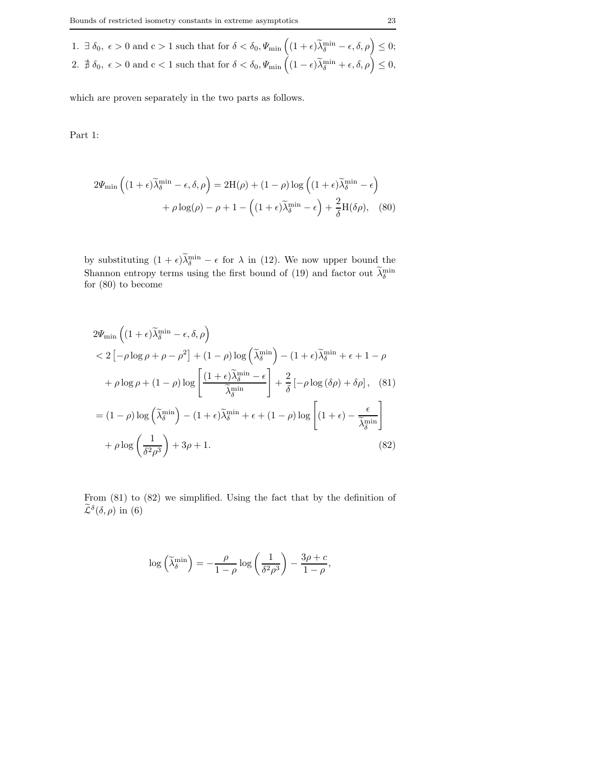1. $\exists\, \delta_0,\ \epsilon > 0$ and $c > 1$ such that for $\delta < \delta_0, \Psi_{\min}\left((1+\epsilon)\widetilde{\lambda}_\delta^{\min} - \epsilon, \delta, \rho\right) \leq 0$;
2. $\nexists\, \delta_0,\ \epsilon > 0$ and $c < 1$ such that for $\delta < \delta_0, \Psi_{\min}\left((1-\epsilon)\widetilde{\lambda}_\delta^{\min} + \epsilon, \delta, \rho\right) \leq 0$,

which are proven separately in the two parts as follows.

Part 1:

$$
\begin{aligned}
2\Psi_{\min}\left((1+\epsilon)\widetilde{\lambda}_\delta^{\min} - \epsilon, \delta, \rho\right) &= 2\mathrm{H}(\rho) + (1-\rho)\log\left((1+\epsilon)\widetilde{\lambda}_\delta^{\min} - \epsilon\right) \\
&\quad + \rho\log(\rho) - \rho + 1 - \left((1+\epsilon)\widetilde{\lambda}_\delta^{\min} - \epsilon\right) + \frac{2}{\delta}\mathrm{H}(\delta\rho), \quad (80)
\end{aligned}
$$

by substituting $(1+\epsilon)\widetilde{\lambda}_\delta^{\min} - \epsilon$ for $\lambda$ in (12). We now upper bound the Shannon entropy terms using the first bound of (19) and factor out $\widetilde{\lambda}_\delta^{\min}$ for (80) to become

$$
\begin{aligned}
&2\Psi_{\min}\left((1+\epsilon)\widetilde{\lambda}_\delta^{\min} - \epsilon, \delta, \rho\right) \\
&< 2\left[-\rho\log\rho + \rho - \rho^2\right] + (1-\rho)\log\left(\widetilde{\lambda}_\delta^{\min}\right) - (1+\epsilon)\widetilde{\lambda}_\delta^{\min} + \epsilon + 1 - \rho \\
&\quad + \rho\log\rho + (1-\rho)\log\left[\frac{(1+\epsilon)\widetilde{\lambda}_\delta^{\min} - \epsilon}{\widetilde{\lambda}_\delta^{\min}}\right] + \frac{2}{\delta}\left[-\rho\log(\delta\rho) + \delta\rho\right], \quad (81) \\
&= (1-\rho)\log\left(\widetilde{\lambda}_\delta^{\min}\right) - (1+\epsilon)\widetilde{\lambda}_\delta^{\min} + \epsilon + (1-\rho)\log\left[(1+\epsilon) - \frac{\epsilon}{\widetilde{\lambda}_\delta^{\min}}\right] \\
&\quad + \rho\log\left(\frac{1}{\delta^2\rho^3}\right) + 3\rho + 1. \quad (82)
\end{aligned}
$$

From (81) to (82) we simplified. Using the fact that by the definition of $\widetilde{\mathcal{L}}^\delta(\delta, \rho)$ in (6)

$$
\log\left(\widetilde{\lambda}_\delta^{\min}\right) = -\frac{\rho}{1-\rho}\log\left(\frac{1}{\delta^2\rho^3}\right) - \frac{3\rho + c}{1-\rho},
$$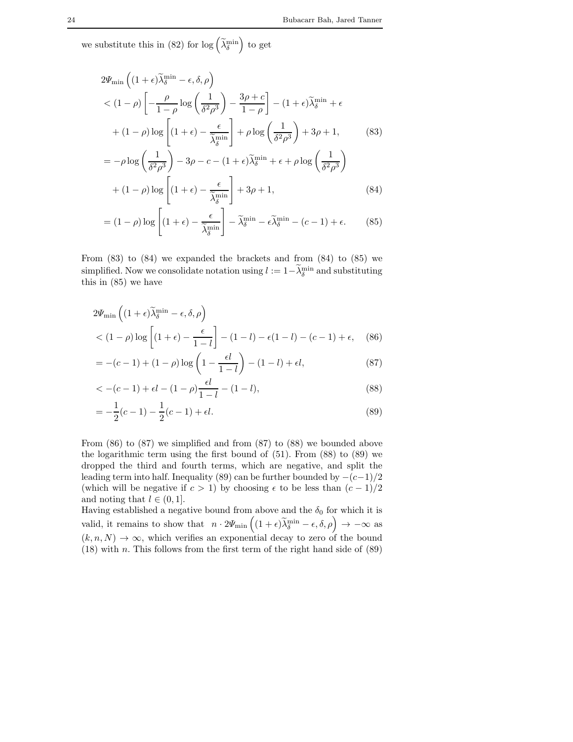we substitute this in (82) for $\log\left(\widetilde{\lambda}_\delta^{\min}\right)$ to get

$$
\begin{aligned}
&2\Psi_{\min}\left((1+\epsilon)\widetilde{\lambda}_\delta^{\min}-\epsilon,\delta,\rho\right) \\
&< (1-\rho)\left[-\frac{\rho}{1-\rho}\log\left(\frac{1}{\delta^2\rho^3}\right)-\frac{3\rho+c}{1-\rho}\right]-(1+\epsilon)\widetilde{\lambda}_\delta^{\min}+\epsilon \\
&\quad +(1-\rho)\log\left[(1+\epsilon)-\frac{\epsilon}{\widetilde{\lambda}_\delta^{\min}}\right]+\rho\log\left(\frac{1}{\delta^2\rho^3}\right)+3\rho+1, \qquad (83)\\
&= -\rho\log\left(\frac{1}{\delta^2\rho^3}\right)-3\rho-c-(1+\epsilon)\widetilde{\lambda}_\delta^{\min}+\epsilon+\rho\log\left(\frac{1}{\delta^2\rho^3}\right) \\
&\quad +(1-\rho)\log\left[(1+\epsilon)-\frac{\epsilon}{\widetilde{\lambda}_\delta^{\min}}\right]+3\rho+1, \qquad (84)\\
&= (1-\rho)\log\left[(1+\epsilon)-\frac{\epsilon}{\widetilde{\lambda}_\delta^{\min}}\right]-\widetilde{\lambda}_\delta^{\min}-\epsilon\widetilde{\lambda}_\delta^{\min}-(c-1)+\epsilon. \qquad (85)
\end{aligned}
$$

From (83) to (84) we expanded the brackets and from (84) to (85) we simplified. Now we consolidate notation using $l := 1-\widetilde{\lambda}_\delta^{\min}$ and substituting this in (85) we have

$$
\begin{aligned}
&2\Psi_{\min}\left((1+\epsilon)\widetilde{\lambda}_\delta^{\min}-\epsilon,\delta,\rho\right) \\
&< (1-\rho)\log\left[(1+\epsilon)-\frac{\epsilon}{1-l}\right]-(1-l)-\epsilon(1-l)-(c-1)+\epsilon, \qquad (86)\\
&= -(c-1)+(1-\rho)\log\left(1-\frac{\epsilon l}{1-l}\right)-(1-l)+\epsilon l, \qquad (87)\\
&< -(c-1)+\epsilon l-(1-\rho)\frac{\epsilon l}{1-l}-(1-l), \qquad (88)\\
&= -\frac{1}{2}(c-1)-\frac{1}{2}(c-1)+\epsilon l. \qquad (89)
\end{aligned}
$$

From (86) to (87) we simplified and from (87) to (88) we bounded above the logarithmic term using the first bound of (51). From (88) to (89) we dropped the third and fourth terms, which are negative, and split the leading term into half. Inequality (89) can be further bounded by $-(c-1)/2$ (which will be negative if $c>1$) by choosing $\epsilon$ to be less than $(c-1)/2$ and noting that $l \in (0,1]$.

Having established a negative bound from above and the $\delta_0$ for which it is valid, it remains to show that $n \cdot 2\Psi_{\min}\left((1+\epsilon)\widetilde{\lambda}_\delta^{\min}-\epsilon,\delta,\rho\right) \to -\infty$ as $(k,n,N)\to\infty$, which verifies an exponential decay to zero of the bound (18) with $n$. This follows from the first term of the right hand side of (89)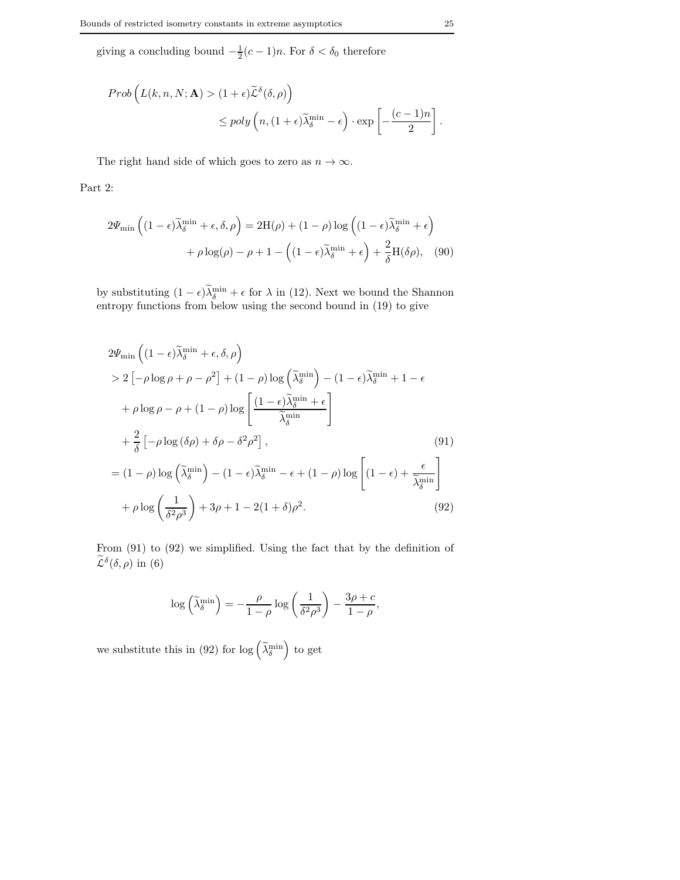giving a concluding bound $-\frac{1}{2}(c-1)n$. For $\delta < \delta_0$ therefore

$$
\begin{aligned}
Prob\left(L(k,n,N;\mathbf{A}) > (1+\epsilon)\widetilde{\mathcal{L}}^{\delta}(\delta,\rho)\right) \\
\leq poly\left(n, (1+\epsilon)\widetilde{\lambda}_{\delta}^{\min} - \epsilon\right) \cdot \exp\left[-\frac{(c-1)n}{2}\right].
\end{aligned}
$$

The right hand side of which goes to zero as $n \to \infty$.

Part 2:

$$
\begin{aligned}
2\Psi_{\min}\left((1-\epsilon)\widetilde{\lambda}_{\delta}^{\min} + \epsilon, \delta, \rho\right) &= 2\mathrm{H}(\rho) + (1-\rho)\log\left((1-\epsilon)\widetilde{\lambda}_{\delta}^{\min} + \epsilon\right) \\
&\quad + \rho\log(\rho) - \rho + 1 - \left((1-\epsilon)\widetilde{\lambda}_{\delta}^{\min} + \epsilon\right) + \frac{2}{\delta}\mathrm{H}(\delta\rho), \quad (90)
\end{aligned}
$$

by substituting $(1-\epsilon)\widetilde{\lambda}_{\delta}^{\min} + \epsilon$ for $\lambda$ in (12). Next we bound the Shannon entropy functions from below using the second bound in (19) to give

$$
\begin{aligned}
&2\Psi_{\min}\left((1-\epsilon)\widetilde{\lambda}_{\delta}^{\min} + \epsilon, \delta, \rho\right) \\
&> 2\left[-\rho\log\rho + \rho - \rho^2\right] + (1-\rho)\log\left(\widetilde{\lambda}_{\delta}^{\min}\right) - (1-\epsilon)\widetilde{\lambda}_{\delta}^{\min} + 1 - \epsilon \\
&\quad + \rho\log\rho - \rho + (1-\rho)\log\left[\frac{(1-\epsilon)\widetilde{\lambda}_{\delta}^{\min} + \epsilon}{\widetilde{\lambda}_{\delta}^{\min}}\right] \\
&\quad + \frac{2}{\delta}\left[-\rho\log(\delta\rho) + \delta\rho - \delta^2\rho^2\right], \quad (91) \\
&= (1-\rho)\log\left(\widetilde{\lambda}_{\delta}^{\min}\right) - (1-\epsilon)\widetilde{\lambda}_{\delta}^{\min} - \epsilon + (1-\rho)\log\left[(1-\epsilon) + \frac{\epsilon}{\widetilde{\lambda}_{\delta}^{\min}}\right] \\
&\quad + \rho\log\left(\frac{1}{\delta^2\rho^3}\right) + 3\rho + 1 - 2(1+\delta)\rho^2. \quad (92)
\end{aligned}
$$

From (91) to (92) we simplified. Using the fact that by the definition of $\widetilde{\mathcal{L}}^{\delta}(\delta,\rho)$ in (6)

$$
\log\left(\widetilde{\lambda}_{\delta}^{\min}\right) = -\frac{\rho}{1-\rho}\log\left(\frac{1}{\delta^2\rho^3}\right) - \frac{3\rho + c}{1-\rho},
$$

we substitute this in (92) for $\log\left(\widetilde{\lambda}_{\delta}^{\min}\right)$ to get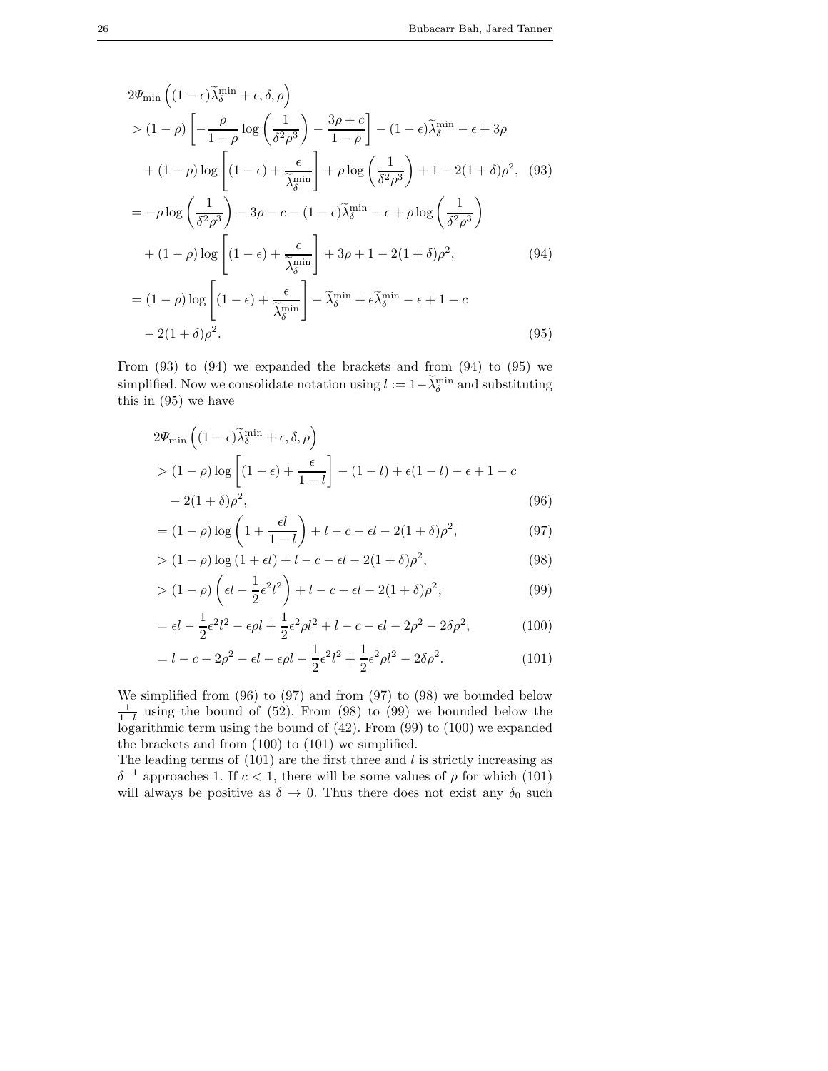$$
\begin{aligned}
&2\Psi_{\min}\left((1-\epsilon)\widetilde{\lambda}_\delta^{\min}+\epsilon,\delta,\rho\right)\\
&> (1-\rho)\left[-\frac{\rho}{1-\rho}\log\left(\frac{1}{\delta^2\rho^3}\right)-\frac{3\rho+c}{1-\rho}\right]-(1-\epsilon)\widetilde{\lambda}_\delta^{\min}-\epsilon+3\rho\\
&\quad+(1-\rho)\log\left[(1-\epsilon)+\frac{\epsilon}{\widetilde{\lambda}_\delta^{\min}}\right]+\rho\log\left(\frac{1}{\delta^2\rho^3}\right)+1-2(1+\delta)\rho^2, \qquad (93)\\
&= -\rho\log\left(\frac{1}{\delta^2\rho^3}\right)-3\rho-c-(1-\epsilon)\widetilde{\lambda}_\delta^{\min}-\epsilon+\rho\log\left(\frac{1}{\delta^2\rho^3}\right)\\
&\quad+(1-\rho)\log\left[(1-\epsilon)+\frac{\epsilon}{\widetilde{\lambda}_\delta^{\min}}\right]+3\rho+1-2(1+\delta)\rho^2, \qquad (94)\\
&= (1-\rho)\log\left[(1-\epsilon)+\frac{\epsilon}{\widetilde{\lambda}_\delta^{\min}}\right]-\widetilde{\lambda}_\delta^{\min}+\epsilon\widetilde{\lambda}_\delta^{\min}-\epsilon+1-c\\
&\quad-2(1+\delta)\rho^2. \qquad (95)
\end{aligned}
$$

From (93) to (94) we expanded the brackets and from (94) to (95) we simplified. Now we consolidate notation using $l := 1-\widetilde{\lambda}_\delta^{\min}$ and substituting this in (95) we have

$$
\begin{aligned}
&2\Psi_{\min}\left((1-\epsilon)\widetilde{\lambda}_\delta^{\min}+\epsilon,\delta,\rho\right)\\
&> (1-\rho)\log\left[(1-\epsilon)+\frac{\epsilon}{1-l}\right]-(1-l)+\epsilon(1-l)-\epsilon+1-c\\
&\quad-2(1+\delta)\rho^2, \qquad (96)\\
&= (1-\rho)\log\left(1+\frac{\epsilon l}{1-l}\right)+l-c-\epsilon l-2(1+\delta)\rho^2, \qquad (97)\\
&> (1-\rho)\log\left(1+\epsilon l\right)+l-c-\epsilon l-2(1+\delta)\rho^2, \qquad (98)\\
&> (1-\rho)\left(\epsilon l-\frac{1}{2}\epsilon^2 l^2\right)+l-c-\epsilon l-2(1+\delta)\rho^2, \qquad (99)\\
&= \epsilon l-\frac{1}{2}\epsilon^2 l^2-\epsilon\rho l+\frac{1}{2}\epsilon^2\rho l^2+l-c-\epsilon l-2\rho^2-2\delta\rho^2, \qquad (100)\\
&= l-c-2\rho^2-\epsilon l-\epsilon\rho l-\frac{1}{2}\epsilon^2 l^2+\frac{1}{2}\epsilon^2\rho l^2-2\delta\rho^2. \qquad (101)
\end{aligned}
$$

We simplified from (96) to (97) and from (97) to (98) we bounded below $\frac{1}{1-l}$ using the bound of (52). From (98) to (99) we bounded below the logarithmic term using the bound of (42). From (99) to (100) we expanded the brackets and from (100) to (101) we simplified.

The leading terms of (101) are the first three and $l$ is strictly increasing as $\delta^{-1}$ approaches 1. If $c < 1$, there will be some values of $\rho$ for which (101) will always be positive as $\delta \to 0$. Thus there does not exist any $\delta_0$ such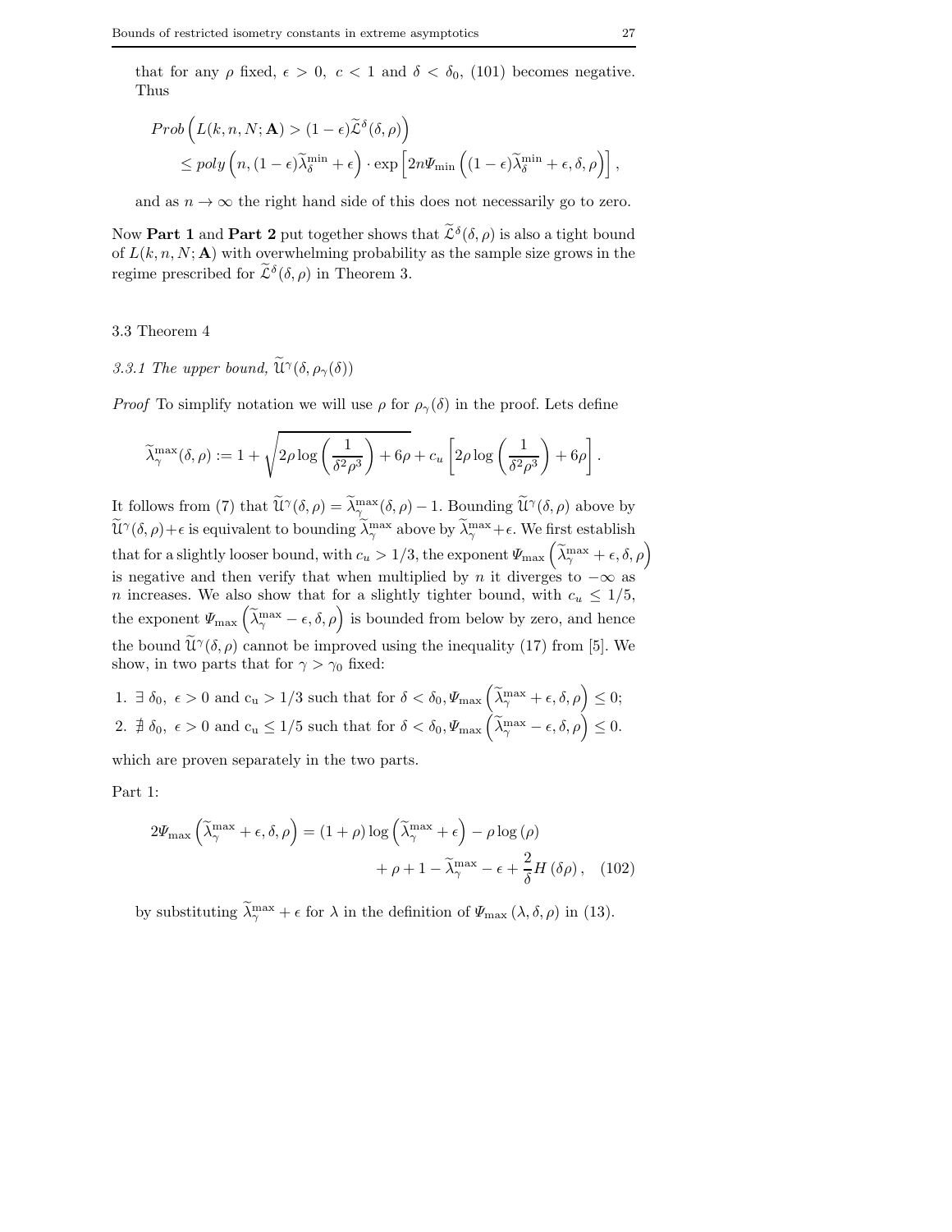that for any $\rho$ fixed, $\epsilon > 0$, $c < 1$ and $\delta < \delta_0$, (101) becomes negative. Thus

$$
\begin{aligned}
Prob\left(L(k,n,N;\mathbf{A}) > (1-\epsilon)\widetilde{\mathcal{L}}^{\delta}(\delta,\rho)\right) \\
\leq poly\left(n,(1-\epsilon)\widetilde{\lambda}_{\delta}^{\min}+\epsilon\right)\cdot \exp\left[2n\Psi_{\min}\left((1-\epsilon)\widetilde{\lambda}_{\delta}^{\min}+\epsilon,\delta,\rho\right)\right],
\end{aligned}
$$

and as $n \to \infty$ the right hand side of this does not necessarily go to zero.

Now **Part 1** and **Part 2** put together shows that $\widetilde{\mathcal{L}}^{\delta}(\delta,\rho)$ is also a tight bound of $L(k,n,N;\mathbf{A})$ with overwhelming probability as the sample size grows in the regime prescribed for $\widetilde{\mathcal{L}}^{\delta}(\delta,\rho)$ in Theorem 3.

## 3.3 Theorem 4

### *3.3.1 The upper bound, $\widetilde{\mathfrak{U}}^{\gamma}(\delta,\rho_{\gamma}(\delta))$*

*Proof* To simplify notation we will use $\rho$ for $\rho_{\gamma}(\delta)$ in the proof. Lets define

$$
\widetilde{\lambda}_{\gamma}^{\max}(\delta,\rho) := 1 + \sqrt{2\rho\log\left(\frac{1}{\delta^2\rho^3}\right)+6\rho} + c_u\left[2\rho\log\left(\frac{1}{\delta^2\rho^3}\right)+6\rho\right].
$$

It follows from (7) that $\widetilde{\mathfrak{U}}^{\gamma}(\delta,\rho) = \widetilde{\lambda}_{\gamma}^{\max}(\delta,\rho)-1$. Bounding $\widetilde{\mathfrak{U}}^{\gamma}(\delta,\rho)$ above by $\widetilde{\mathfrak{U}}^{\gamma}(\delta,\rho)+\epsilon$ is equivalent to bounding $\widetilde{\lambda}_{\gamma}^{\max}$ above by $\widetilde{\lambda}_{\gamma}^{\max}+\epsilon$. We first establish that for a slightly looser bound, with $c_u > 1/3$, the exponent $\Psi_{\max}\left(\widetilde{\lambda}_{\gamma}^{\max}+\epsilon,\delta,\rho\right)$ is negative and then verify that when multiplied by $n$ it diverges to $-\infty$ as $n$ increases. We also show that for a slightly tighter bound, with $c_u \leq 1/5$, the exponent $\Psi_{\max}\left(\widetilde{\lambda}_{\gamma}^{\max}-\epsilon,\delta,\rho\right)$ is bounded from below by zero, and hence the bound $\widetilde{\mathfrak{U}}^{\gamma}(\delta,\rho)$ cannot be improved using the inequality (17) from [5]. We show, in two parts that for $\gamma > \gamma_0$ fixed:

1. $\exists\ \delta_0,\ \epsilon > 0$ and $\mathrm{c_u} > 1/3$ such that for $\delta < \delta_0, \Psi_{\max}\left(\widetilde{\lambda}_{\gamma}^{\max}+\epsilon,\delta,\rho\right) \leq 0$;
2. $\nexists\ \delta_0,\ \epsilon > 0$ and $\mathrm{c_u} \leq 1/5$ such that for $\delta < \delta_0, \Psi_{\max}\left(\widetilde{\lambda}_{\gamma}^{\max}-\epsilon,\delta,\rho\right) \leq 0$.

which are proven separately in the two parts.

Part 1:

$$
\begin{aligned}
2\Psi_{\max}\left(\widetilde{\lambda}_{\gamma}^{\max}+\epsilon,\delta,\rho\right) = (1+\rho)\log\left(\widetilde{\lambda}_{\gamma}^{\max}+\epsilon\right) - \rho\log(\rho) \\
+\rho+1-\widetilde{\lambda}_{\gamma}^{\max}-\epsilon+\frac{2}{\delta}H(\delta\rho), \quad (102)
\end{aligned}
$$

by substituting $\widetilde{\lambda}_{\gamma}^{\max}+\epsilon$ for $\lambda$ in the definition of $\Psi_{\max}(\lambda,\delta,\rho)$ in (13).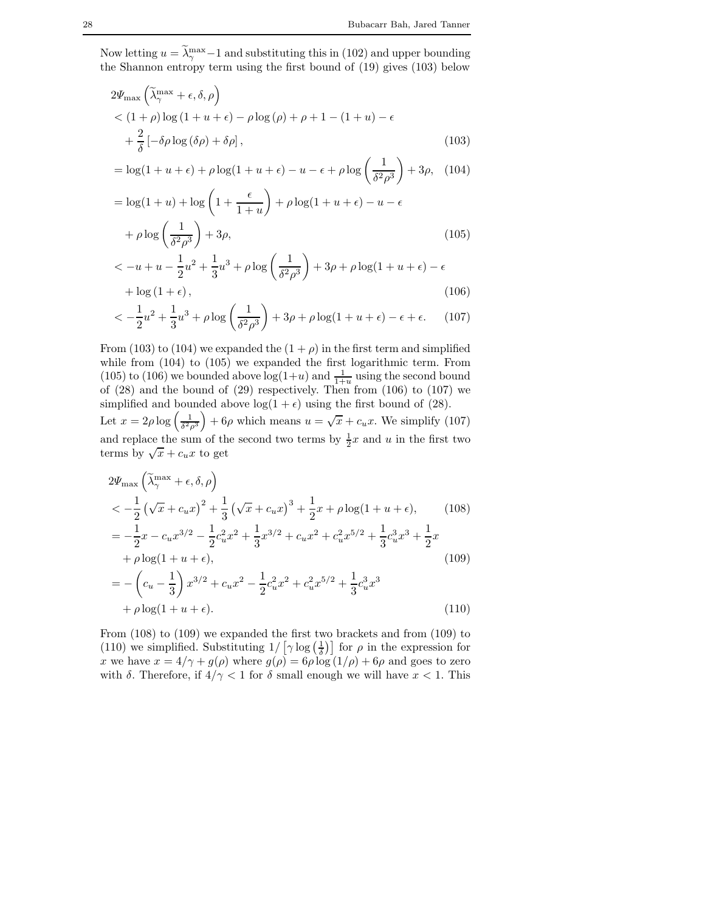Now letting $u = \widetilde{\lambda}_\gamma^{\max} - 1$ and substituting this in (102) and upper bounding the Shannon entropy term using the first bound of (19) gives (103) below

$$
\begin{aligned}
&2\Psi_{\max}\left(\widetilde{\lambda}_\gamma^{\max} + \epsilon, \delta, \rho\right) \\
&< (1+\rho)\log(1+u+\epsilon) - \rho\log(\rho) + \rho + 1 - (1+u) - \epsilon \\
&\quad + \frac{2}{\delta}\left[-\delta\rho\log(\delta\rho) + \delta\rho\right], \qquad (103) \\
&= \log(1+u+\epsilon) + \rho\log(1+u+\epsilon) - u - \epsilon + \rho\log\left(\frac{1}{\delta^2\rho^3}\right) + 3\rho, \qquad (104) \\
&= \log(1+u) + \log\left(1 + \frac{\epsilon}{1+u}\right) + \rho\log(1+u+\epsilon) - u - \epsilon \\
&\quad + \rho\log\left(\frac{1}{\delta^2\rho^3}\right) + 3\rho, \qquad (105) \\
&< -u + u - \frac{1}{2}u^2 + \frac{1}{3}u^3 + \rho\log\left(\frac{1}{\delta^2\rho^3}\right) + 3\rho + \rho\log(1+u+\epsilon) - \epsilon \\
&\quad + \log(1+\epsilon), \qquad (106) \\
&< -\frac{1}{2}u^2 + \frac{1}{3}u^3 + \rho\log\left(\frac{1}{\delta^2\rho^3}\right) + 3\rho + \rho\log(1+u+\epsilon) - \epsilon + \epsilon. \qquad (107)
\end{aligned}
$$

From (103) to (104) we expanded the $(1+\rho)$ in the first term and simplified while from (104) to (105) we expanded the first logarithmic term. From (105) to (106) we bounded above $\log(1+u)$ and $\frac{1}{1+u}$ using the second bound of (28) and the bound of (29) respectively. Then from (106) to (107) we simplified and bounded above $\log(1+\epsilon)$ using the first bound of (28).

Let $x = 2\rho\log\left(\frac{1}{\delta^2\rho^3}\right) + 6\rho$ which means $u = \sqrt{x} + c_u x$. We simplify (107) and replace the sum of the second two terms by $\frac{1}{2}x$ and $u$ in the first two terms by $\sqrt{x} + c_u x$ to get

$$
\begin{aligned}
&2\Psi_{\max}\left(\widetilde{\lambda}_\gamma^{\max} + \epsilon, \delta, \rho\right) \\
&< -\frac{1}{2}\left(\sqrt{x} + c_u x\right)^2 + \frac{1}{3}\left(\sqrt{x} + c_u x\right)^3 + \frac{1}{2}x + \rho\log(1+u+\epsilon), \qquad (108) \\
&= -\frac{1}{2}x - c_u x^{3/2} - \frac{1}{2}c_u^2 x^2 + \frac{1}{3}x^{3/2} + c_u x^2 + c_u^2 x^{5/2} + \frac{1}{3}c_u^3 x^3 + \frac{1}{2}x \\
&\quad + \rho\log(1+u+\epsilon), \qquad (109) \\
&= -\left(c_u - \frac{1}{3}\right)x^{3/2} + c_u x^2 - \frac{1}{2}c_u^2 x^2 + c_u^2 x^{5/2} + \frac{1}{3}c_u^3 x^3 \\
&\quad + \rho\log(1+u+\epsilon). \qquad (110)
\end{aligned}
$$

From (108) to (109) we expanded the first two brackets and from (109) to (110) we simplified. Substituting $1/\left[\gamma\log\left(\frac{1}{\delta}\right)\right]$ for $\rho$ in the expression for $x$ we have $x = 4/\gamma + g(\rho)$ where $g(\rho) = 6\rho\log(1/\rho) + 6\rho$ and goes to zero with $\delta$. Therefore, if $4/\gamma < 1$ for $\delta$ small enough we will have $x < 1$. This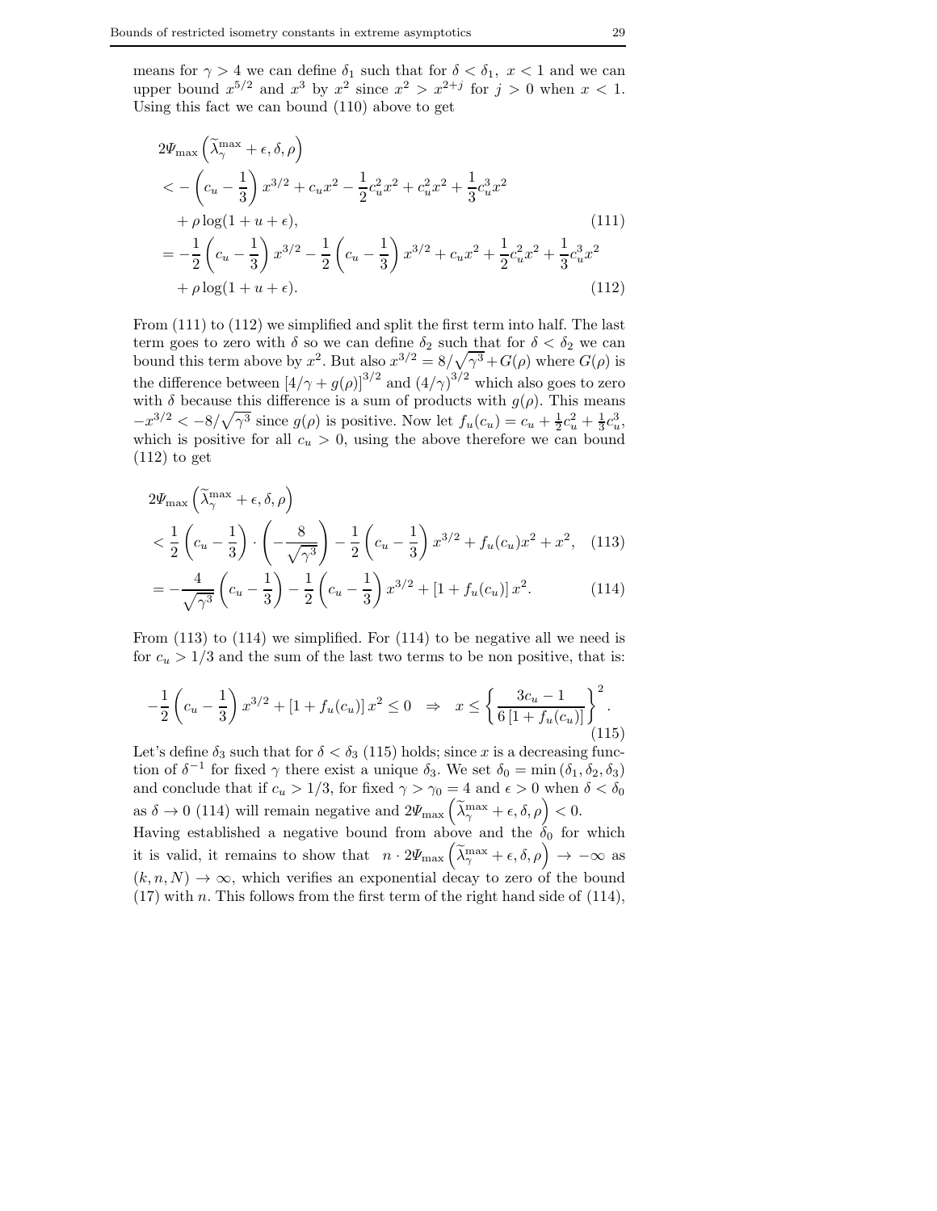means for $\gamma > 4$ we can define $\delta_1$ such that for $\delta < \delta_1$, $x < 1$ and we can upper bound $x^{5/2}$ and $x^3$ by $x^2$ since $x^2 > x^{2+j}$ for $j > 0$ when $x < 1$. Using this fact we can bound (110) above to get

$$
\begin{aligned}
&2\Psi_{\max}\left(\widetilde{\lambda}_{\gamma}^{\max} + \epsilon, \delta, \rho\right) \\
&< -\left(c_u - \frac{1}{3}\right) x^{3/2} + c_u x^2 - \frac{1}{2}c_u^2 x^2 + c_u^2 x^2 + \frac{1}{3}c_u^3 x^2 \\
&\quad + \rho \log(1 + u + \epsilon), \qquad (111) \\
&= -\frac{1}{2}\left(c_u - \frac{1}{3}\right) x^{3/2} - \frac{1}{2}\left(c_u - \frac{1}{3}\right) x^{3/2} + c_u x^2 + \frac{1}{2}c_u^2 x^2 + \frac{1}{3}c_u^3 x^2 \\
&\quad + \rho \log(1 + u + \epsilon). \qquad (112)
\end{aligned}
$$

From (111) to (112) we simplified and split the first term into half. The last term goes to zero with $\delta$ so we can define $\delta_2$ such that for $\delta < \delta_2$ we can bound this term above by $x^2$. But also $x^{3/2} = 8/\sqrt{\gamma^3} + G(\rho)$ where $G(\rho)$ is the difference between $\left[4/\gamma + g(\rho)\right]^{3/2}$ and $\left(4/\gamma\right)^{3/2}$ which also goes to zero with $\delta$ because this difference is a sum of products with $g(\rho)$. This means $-x^{3/2} < -8/\sqrt{\gamma^3}$ since $g(\rho)$ is positive. Now let $f_u(c_u) = c_u + \frac{1}{2}c_u^2 + \frac{1}{3}c_u^3$, which is positive for all $c_u > 0$, using the above therefore we can bound (112) to get

$$
\begin{aligned}
&2\Psi_{\max}\left(\widetilde{\lambda}_{\gamma}^{\max} + \epsilon, \delta, \rho\right) \\
&< \frac{1}{2}\left(c_u - \frac{1}{3}\right) \cdot \left(-\frac{8}{\sqrt{\gamma^3}}\right) - \frac{1}{2}\left(c_u - \frac{1}{3}\right) x^{3/2} + f_u(c_u) x^2 + x^2, \qquad (113) \\
&= -\frac{4}{\sqrt{\gamma^3}}\left(c_u - \frac{1}{3}\right) - \frac{1}{2}\left(c_u - \frac{1}{3}\right) x^{3/2} + \left[1 + f_u(c_u)\right] x^2. \qquad (114)
\end{aligned}
$$

From (113) to (114) we simplified. For (114) to be negative all we need is for $c_u > 1/3$ and the sum of the last two terms to be non positive, that is:

$$
-\frac{1}{2}\left(c_u - \frac{1}{3}\right) x^{3/2} + \left[1 + f_u(c_u)\right] x^2 \leq 0 \quad \Rightarrow \quad x \leq \left\{\frac{3c_u - 1}{6\left[1 + f_u(c_u)\right]}\right\}^2. \qquad (115)
$$

Let's define $\delta_3$ such that for $\delta < \delta_3$ (115) holds; since $x$ is a decreasing function of $\delta^{-1}$ for fixed $\gamma$ there exist a unique $\delta_3$. We set $\delta_0 = \min\left(\delta_1, \delta_2, \delta_3\right)$ and conclude that if $c_u > 1/3$, for fixed $\gamma > \gamma_0 = 4$ and $\epsilon > 0$ when $\delta < \delta_0$ as $\delta \to 0$ (114) will remain negative and $2\Psi_{\max}\left(\widetilde{\lambda}_{\gamma}^{\max} + \epsilon, \delta, \rho\right) < 0$.
Having established a negative bound from above and the $\delta_0$ for which it is valid, it remains to show that $n \cdot 2\Psi_{\max}\left(\widetilde{\lambda}_{\gamma}^{\max} + \epsilon, \delta, \rho\right) \to -\infty$ as $(k, n, N) \to \infty$, which verifies an exponential decay to zero of the bound (17) with $n$. This follows from the first term of the right hand side of (114),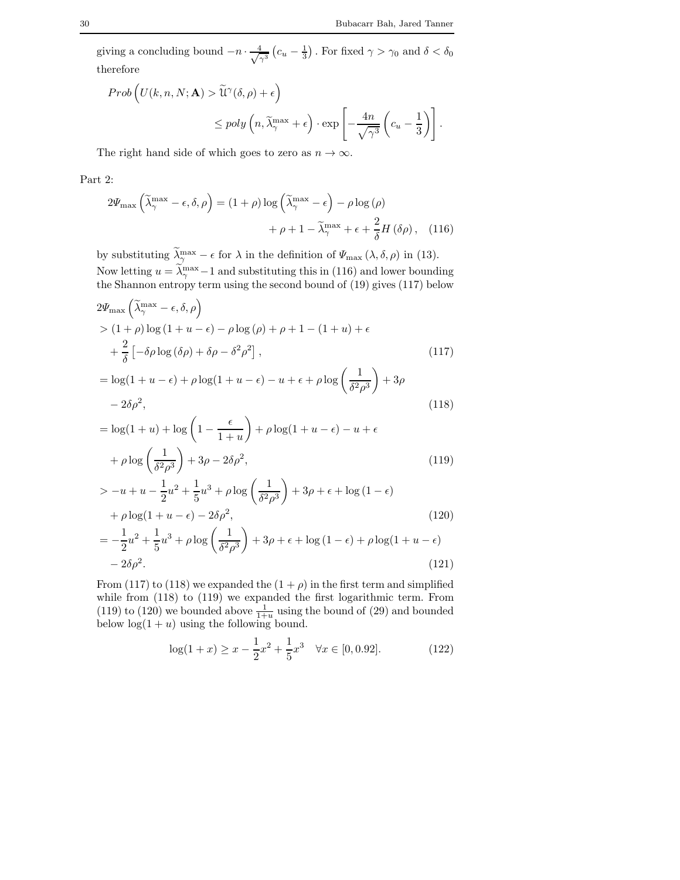giving a concluding bound $-n \cdot \frac{4}{\sqrt{\gamma^3}}\left(c_u - \frac{1}{3}\right)$. For fixed $\gamma > \gamma_0$ and $\delta < \delta_0$ therefore

$$Prob\left(U(k,n,N;\mathbf{A}) > \widetilde{\mathcal{U}}^{\gamma}(\delta,\rho) + \epsilon\right) \leq poly\left(n, \widetilde{\lambda}_{\gamma}^{\max} + \epsilon\right) \cdot \exp\left[-\frac{4n}{\sqrt{\gamma^3}}\left(c_u - \frac{1}{3}\right)\right].$$

The right hand side of which goes to zero as $n \to \infty$.

Part 2:

$$2\Psi_{\max}\left(\widetilde{\lambda}_{\gamma}^{\max} - \epsilon, \delta, \rho\right) = (1+\rho)\log\left(\widetilde{\lambda}_{\gamma}^{\max} - \epsilon\right) - \rho\log(\rho) + \rho + 1 - \widetilde{\lambda}_{\gamma}^{\max} + \epsilon + \frac{2}{\delta}H(\delta\rho), \quad (116)$$

by substituting $\widetilde{\lambda}_{\gamma}^{\max} - \epsilon$ for $\lambda$ in the definition of $\Psi_{\max}(\lambda,\delta,\rho)$ in (13). Now letting $u = \widetilde{\lambda}_{\gamma}^{\max} - 1$ and substituting this in (116) and lower bounding the Shannon entropy term using the second bound of (19) gives (117) below

$$
\begin{aligned}
&2\Psi_{\max}\left(\widetilde{\lambda}_{\gamma}^{\max} - \epsilon, \delta, \rho\right) \\
&> (1+\rho)\log(1+u-\epsilon) - \rho\log(\rho) + \rho + 1 - (1+u) + \epsilon \\
&\quad + \frac{2}{\delta}\left[-\delta\rho\log(\delta\rho) + \delta\rho - \delta^2\rho^2\right], && (117)\\
&= \log(1+u-\epsilon) + \rho\log(1+u-\epsilon) - u + \epsilon + \rho\log\left(\frac{1}{\delta^2\rho^3}\right) + 3\rho \\
&\quad - 2\delta\rho^2, && (118)\\
&= \log(1+u) + \log\left(1 - \frac{\epsilon}{1+u}\right) + \rho\log(1+u-\epsilon) - u + \epsilon \\
&\quad + \rho\log\left(\frac{1}{\delta^2\rho^3}\right) + 3\rho - 2\delta\rho^2, && (119)\\
&> -u + u - \frac{1}{2}u^2 + \frac{1}{5}u^3 + \rho\log\left(\frac{1}{\delta^2\rho^3}\right) + 3\rho + \epsilon + \log(1-\epsilon) \\
&\quad + \rho\log(1+u-\epsilon) - 2\delta\rho^2, && (120)\\
&= -\frac{1}{2}u^2 + \frac{1}{5}u^3 + \rho\log\left(\frac{1}{\delta^2\rho^3}\right) + 3\rho + \epsilon + \log(1-\epsilon) + \rho\log(1+u-\epsilon) \\
&\quad - 2\delta\rho^2. && (121)
\end{aligned}
$$

From (117) to (118) we expanded the $(1+\rho)$ in the first term and simplified while from (118) to (119) we expanded the first logarithmic term. From (119) to (120) we bounded above $\frac{1}{1+u}$ using the bound of (29) and bounded below $\log(1+u)$ using the following bound.

$$\log(1+x) \geq x - \frac{1}{2}x^2 + \frac{1}{5}x^3 \quad \forall x \in [0, 0.92]. \quad (122)$$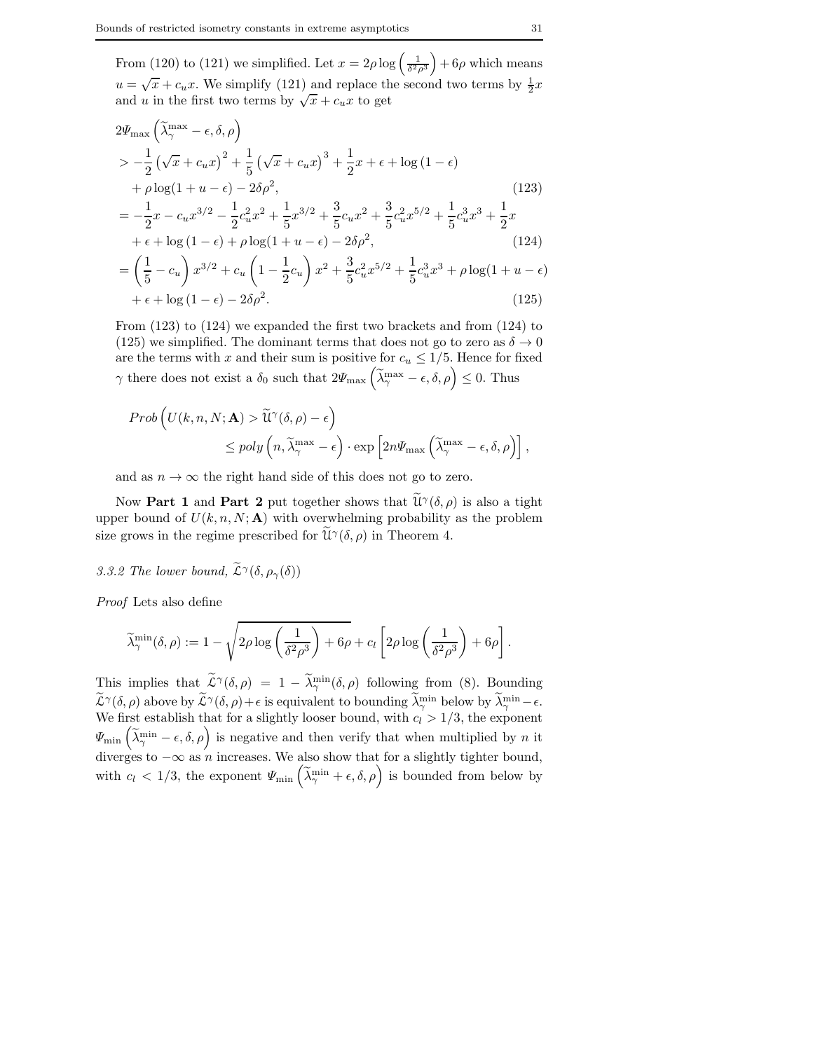From (120) to (121) we simplified. Let $x = 2\rho \log\left(\frac{1}{\delta^2\rho^3}\right) + 6\rho$ which means $u = \sqrt{x} + c_u x$. We simplify (121) and replace the second two terms by $\frac{1}{2}x$ and $u$ in the first two terms by $\sqrt{x} + c_u x$ to get

$$
\begin{aligned}
&2\Psi_{\max}\left(\widetilde{\lambda}_\gamma^{\max} - \epsilon, \delta, \rho\right) \\
&> -\frac{1}{2}\left(\sqrt{x} + c_u x\right)^2 + \frac{1}{5}\left(\sqrt{x} + c_u x\right)^3 + \frac{1}{2}x + \epsilon + \log(1-\epsilon) \\
&\quad + \rho \log(1 + u - \epsilon) - 2\delta\rho^2, \qquad (123) \\
&= -\frac{1}{2}x - c_u x^{3/2} - \frac{1}{2}c_u^2 x^2 + \frac{1}{5}x^{3/2} + \frac{3}{5}c_u x^2 + \frac{3}{5}c_u^2 x^{5/2} + \frac{1}{5}c_u^3 x^3 + \frac{1}{2}x \\
&\quad + \epsilon + \log(1-\epsilon) + \rho\log(1 + u - \epsilon) - 2\delta\rho^2, \qquad (124) \\
&= \left(\frac{1}{5} - c_u\right)x^{3/2} + c_u\left(1 - \frac{1}{2}c_u\right)x^2 + \frac{3}{5}c_u^2 x^{5/2} + \frac{1}{5}c_u^3 x^3 + \rho\log(1 + u - \epsilon) \\
&\quad + \epsilon + \log(1-\epsilon) - 2\delta\rho^2. \qquad (125)
\end{aligned}
$$

From (123) to (124) we expanded the first two brackets and from (124) to (125) we simplified. The dominant terms that does not go to zero as $\delta \to 0$ are the terms with $x$ and their sum is positive for $c_u \leq 1/5$. Hence for fixed $\gamma$ there does not exist a $\delta_0$ such that $2\Psi_{\max}\left(\widetilde{\lambda}_\gamma^{\max} - \epsilon, \delta, \rho\right) \leq 0$. Thus

$$
\begin{aligned}
Prob&\left(U(k,n,N;\mathbf{A}) > \widetilde{\mathcal{U}}^\gamma(\delta,\rho) - \epsilon\right) \\
&\qquad \leq poly\left(n, \widetilde{\lambda}_\gamma^{\max} - \epsilon\right) \cdot \exp\left[2n\Psi_{\max}\left(\widetilde{\lambda}_\gamma^{\max} - \epsilon, \delta, \rho\right)\right],
\end{aligned}
$$

and as $n \to \infty$ the right hand side of this does not go to zero.

Now **Part 1** and **Part 2** put together shows that $\widetilde{\mathcal{U}}^\gamma(\delta,\rho)$ is also a tight upper bound of $U(k,n,N;\mathbf{A})$ with overwhelming probability as the problem size grows in the regime prescribed for $\widetilde{\mathcal{U}}^\gamma(\delta,\rho)$ in Theorem 4.

*3.3.2 The lower bound, $\widetilde{\mathcal{L}}^\gamma(\delta, \rho_\gamma(\delta))$*

*Proof* Lets also define

$$
\widetilde{\lambda}_\gamma^{\min}(\delta,\rho) := 1 - \sqrt{2\rho\log\left(\frac{1}{\delta^2\rho^3}\right) + 6\rho} + c_l\left[2\rho\log\left(\frac{1}{\delta^2\rho^3}\right) + 6\rho\right].
$$

This implies that $\widetilde{\mathcal{L}}^\gamma(\delta,\rho) = 1 - \widetilde{\lambda}_\gamma^{\min}(\delta,\rho)$ following from (8). Bounding $\widetilde{\mathcal{L}}^\gamma(\delta,\rho)$ above by $\widetilde{\mathcal{L}}^\gamma(\delta,\rho) + \epsilon$ is equivalent to bounding $\widetilde{\lambda}_\gamma^{\min}$ below by $\widetilde{\lambda}_\gamma^{\min} - \epsilon$. We first establish that for a slightly looser bound, with $c_l > 1/3$, the exponent $\Psi_{\min}\left(\widetilde{\lambda}_\gamma^{\min} - \epsilon, \delta, \rho\right)$ is negative and then verify that when multiplied by $n$ it diverges to $-\infty$ as $n$ increases. We also show that for a slightly tighter bound, with $c_l < 1/3$, the exponent $\Psi_{\min}\left(\widetilde{\lambda}_\gamma^{\min} + \epsilon, \delta, \rho\right)$ is bounded from below by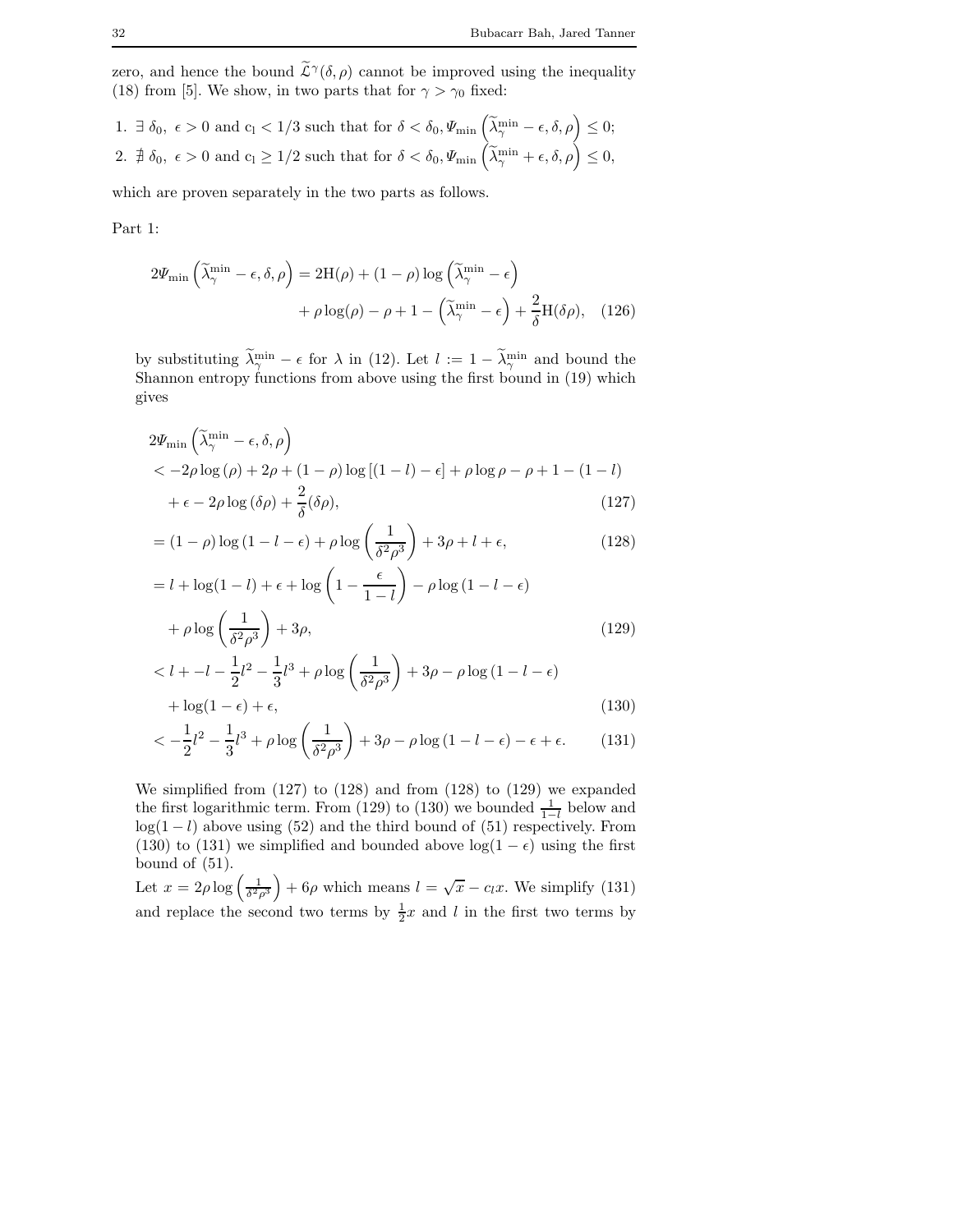zero, and hence the bound $\widetilde{\mathcal{L}}^{\gamma}(\delta,\rho)$ cannot be improved using the inequality (18) from [5]. We show, in two parts that for $\gamma > \gamma_0$ fixed:

1. $\exists\ \delta_0,\ \epsilon > 0$ and $\mathrm{c_l} < 1/3$ such that for $\delta < \delta_0, \Psi_{\min}\left(\widetilde{\lambda}_{\gamma}^{\min} - \epsilon, \delta, \rho\right) \leq 0$;
2. $\nexists\ \delta_0,\ \epsilon > 0$ and $\mathrm{c_l} \geq 1/2$ such that for $\delta < \delta_0, \Psi_{\min}\left(\widetilde{\lambda}_{\gamma}^{\min} + \epsilon, \delta, \rho\right) \leq 0$,

which are proven separately in the two parts as follows.

Part 1:

$$2\Psi_{\min}\left(\widetilde{\lambda}_{\gamma}^{\min} - \epsilon, \delta, \rho\right) = 2\mathrm{H}(\rho) + (1-\rho)\log\left(\widetilde{\lambda}_{\gamma}^{\min} - \epsilon\right) + \rho\log(\rho) - \rho + 1 - \left(\widetilde{\lambda}_{\gamma}^{\min} - \epsilon\right) + \frac{2}{\delta}\mathrm{H}(\delta\rho), \quad (126)$$

by substituting $\widetilde{\lambda}_{\gamma}^{\min} - \epsilon$ for $\lambda$ in (12). Let $l := 1 - \widetilde{\lambda}_{\gamma}^{\min}$ and bound the Shannon entropy functions from above using the first bound in (19) which gives

$$\begin{aligned}
&2\Psi_{\min}\left(\widetilde{\lambda}_{\gamma}^{\min} - \epsilon, \delta, \rho\right) \\
&< -2\rho\log(\rho) + 2\rho + (1-\rho)\log\left[(1-l) - \epsilon\right] + \rho\log\rho - \rho + 1 - (1-l) \\
&\quad + \epsilon - 2\rho\log(\delta\rho) + \frac{2}{\delta}(\delta\rho), && (127)\\
&= (1-\rho)\log(1-l-\epsilon) + \rho\log\left(\frac{1}{\delta^2\rho^3}\right) + 3\rho + l + \epsilon, && (128)\\
&= l + \log(1-l) + \epsilon + \log\left(1 - \frac{\epsilon}{1-l}\right) - \rho\log(1-l-\epsilon) \\
&\quad + \rho\log\left(\frac{1}{\delta^2\rho^3}\right) + 3\rho, && (129)\\
&< l + -l - \frac{1}{2}l^2 - \frac{1}{3}l^3 + \rho\log\left(\frac{1}{\delta^2\rho^3}\right) + 3\rho - \rho\log(1-l-\epsilon) \\
&\quad + \log(1-\epsilon) + \epsilon, && (130)\\
&< -\frac{1}{2}l^2 - \frac{1}{3}l^3 + \rho\log\left(\frac{1}{\delta^2\rho^3}\right) + 3\rho - \rho\log(1-l-\epsilon) - \epsilon + \epsilon. && (131)
\end{aligned}$$

We simplified from (127) to (128) and from (128) to (129) we expanded the first logarithmic term. From (129) to (130) we bounded $\frac{1}{1-l}$ below and $\log(1-l)$ above using (52) and the third bound of (51) respectively. From (130) to (131) we simplified and bounded above $\log(1-\epsilon)$ using the first bound of (51).

Let $x = 2\rho\log\left(\frac{1}{\delta^2\rho^3}\right) + 6\rho$ which means $l = \sqrt{x} - c_l x$. We simplify (131) and replace the second two terms by $\frac{1}{2}x$ and $l$ in the first two terms by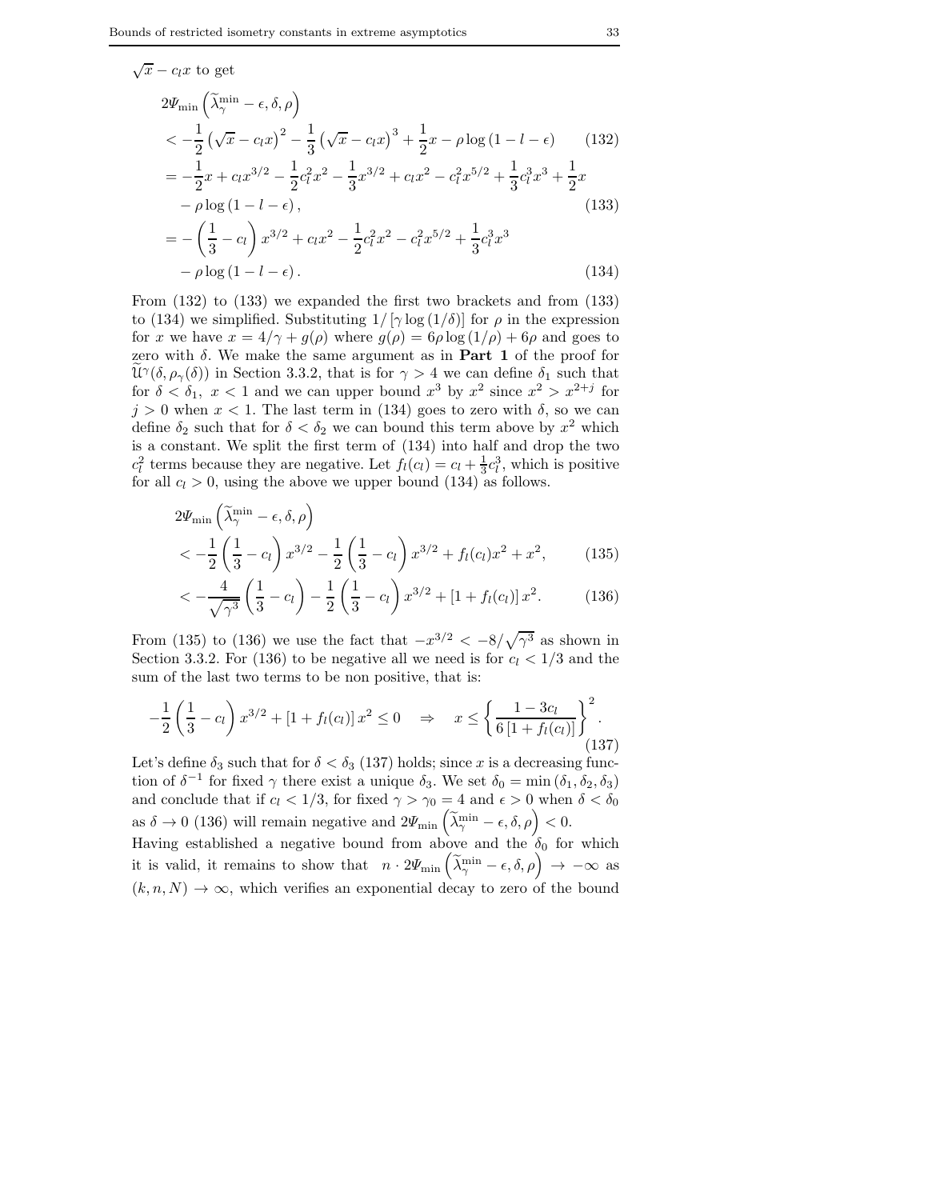$\sqrt{x} - c_l x$ to get

$$
\begin{aligned}
&2\Psi_{\min}\left(\widetilde{\lambda}_{\gamma}^{\min} - \epsilon, \delta, \rho\right) \\
&< -\frac{1}{2}\left(\sqrt{x} - c_l x\right)^2 - \frac{1}{3}\left(\sqrt{x} - c_l x\right)^3 + \frac{1}{2}x - \rho \log\left(1 - l - \epsilon\right) \qquad (132) \\
&= -\frac{1}{2}x + c_l x^{3/2} - \frac{1}{2}c_l^2 x^2 - \frac{1}{3}x^{3/2} + c_l x^2 - c_l^2 x^{5/2} + \frac{1}{3}c_l^3 x^3 + \frac{1}{2}x \\
&\quad - \rho \log\left(1 - l - \epsilon\right), \qquad (133) \\
&= -\left(\frac{1}{3} - c_l\right)x^{3/2} + c_l x^2 - \frac{1}{2}c_l^2 x^2 - c_l^2 x^{5/2} + \frac{1}{3}c_l^3 x^3 \\
&\quad - \rho \log\left(1 - l - \epsilon\right). \qquad (134)
\end{aligned}
$$

From (132) to (133) we expanded the first two brackets and from (133) to (134) we simplified. Substituting $1/\left[\gamma \log\left(1/\delta\right)\right]$ for $\rho$ in the expression for $x$ we have $x = 4/\gamma + g(\rho)$ where $g(\rho) = 6\rho \log\left(1/\rho\right) + 6\rho$ and goes to zero with $\delta$. We make the same argument as in **Part 1** of the proof for $\widetilde{\mathcal{U}}^{\gamma}(\delta, \rho_{\gamma}(\delta))$ in Section 3.3.2, that is for $\gamma > 4$ we can define $\delta_1$ such that for $\delta < \delta_1,\ x < 1$ and we can upper bound $x^3$ by $x^2$ since $x^2 > x^{2+j}$ for $j > 0$ when $x < 1$. The last term in (134) goes to zero with $\delta$, so we can define $\delta_2$ such that for $\delta < \delta_2$ we can bound this term above by $x^2$ which is a constant. We split the first term of (134) into half and drop the two $c_l^2$ terms because they are negative. Let $f_l(c_l) = c_l + \frac{1}{3}c_l^3$, which is positive for all $c_l > 0$, using the above we upper bound (134) as follows.

$$
\begin{aligned}
&2\Psi_{\min}\left(\widetilde{\lambda}_{\gamma}^{\min} - \epsilon, \delta, \rho\right) \\
&< -\frac{1}{2}\left(\frac{1}{3} - c_l\right)x^{3/2} - \frac{1}{2}\left(\frac{1}{3} - c_l\right)x^{3/2} + f_l(c_l)x^2 + x^2, \qquad (135) \\
&< -\frac{4}{\sqrt{\gamma^3}}\left(\frac{1}{3} - c_l\right) - \frac{1}{2}\left(\frac{1}{3} - c_l\right)x^{3/2} + \left[1 + f_l(c_l)\right]x^2. \qquad (136)
\end{aligned}
$$

From (135) to (136) we use the fact that $-x^{3/2} < -8/\sqrt{\gamma^3}$ as shown in Section 3.3.2. For (136) to be negative all we need is for $c_l < 1/3$ and the sum of the last two terms to be non positive, that is:

$$
-\frac{1}{2}\left(\frac{1}{3} - c_l\right)x^{3/2} + \left[1 + f_l(c_l)\right]x^2 \leq 0 \quad \Rightarrow \quad x \leq \left\{\frac{1 - 3c_l}{6\left[1 + f_l(c_l)\right]}\right\}^2. \qquad (137)
$$

Let's define $\delta_3$ such that for $\delta < \delta_3$ (137) holds; since $x$ is a decreasing function of $\delta^{-1}$ for fixed $\gamma$ there exist a unique $\delta_3$. We set $\delta_0 = \min\left(\delta_1, \delta_2, \delta_3\right)$ and conclude that if $c_l < 1/3$, for fixed $\gamma > \gamma_0 = 4$ and $\epsilon > 0$ when $\delta < \delta_0$ as $\delta \to 0$ (136) will remain negative and $2\Psi_{\min}\left(\widetilde{\lambda}_{\gamma}^{\min} - \epsilon, \delta, \rho\right) < 0$.

Having established a negative bound from above and the $\delta_0$ for which it is valid, it remains to show that $n \cdot 2\Psi_{\min}\left(\widetilde{\lambda}_{\gamma}^{\min} - \epsilon, \delta, \rho\right) \to -\infty$ as $(k, n, N) \to \infty$, which verifies an exponential decay to zero of the bound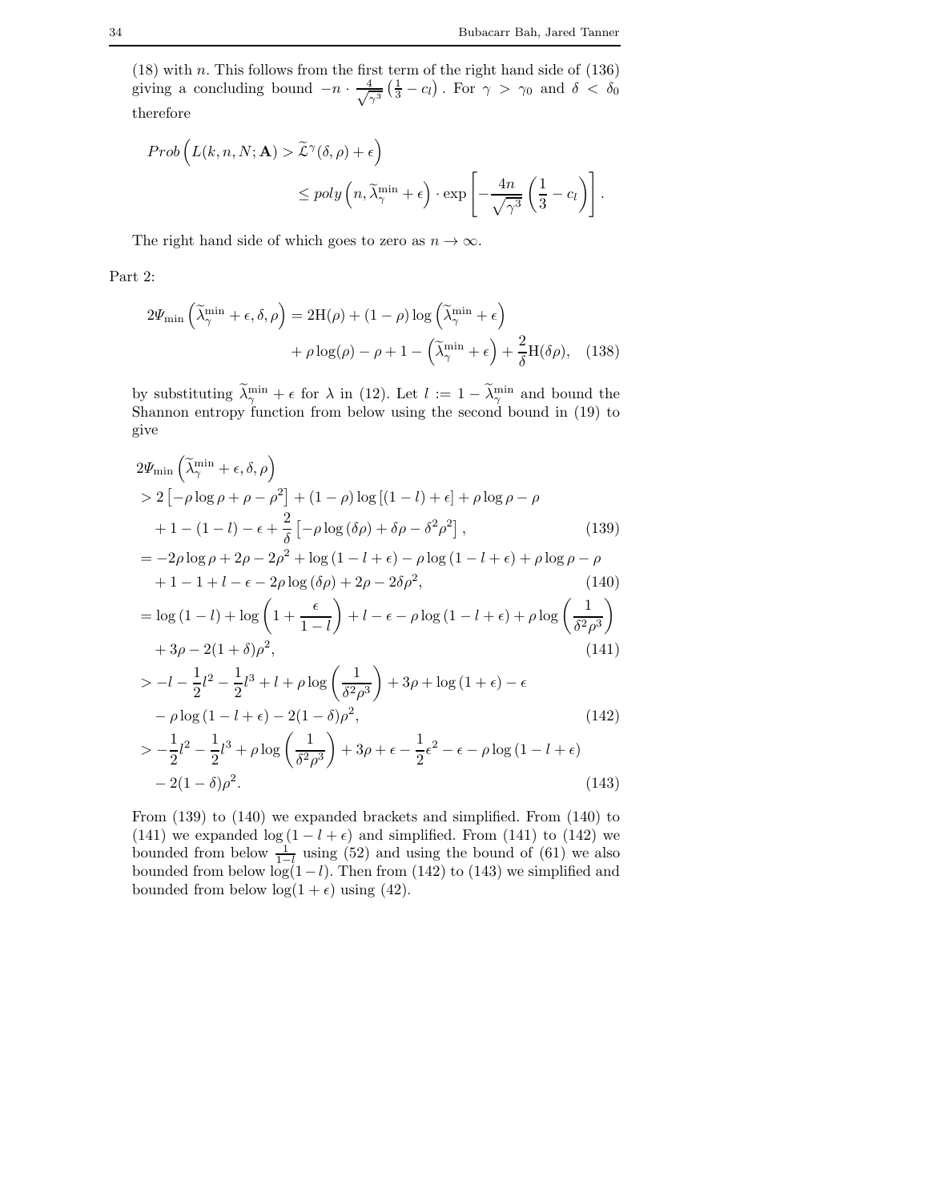(18) with $n$. This follows from the first term of the right hand side of (136) giving a concluding bound $-n \cdot \frac{4}{\sqrt{\gamma^3}}\left(\frac{1}{3} - c_l\right)$. For $\gamma > \gamma_0$ and $\delta < \delta_0$ therefore

$$
\begin{aligned}
Prob\left(L(k,n,N;\mathbf{A}) > \widetilde{\mathcal{L}}^{\gamma}(\delta,\rho) + \epsilon\right)& \\
&\le poly\left(n, \widetilde{\lambda}_{\gamma}^{\min} + \epsilon\right) \cdot \exp\left[-\frac{4n}{\sqrt{\gamma^3}}\left(\frac{1}{3} - c_l\right)\right].
\end{aligned}
$$

The right hand side of which goes to zero as $n \to \infty$.

Part 2:

$$
\begin{aligned}
2\Psi_{\min}\left(\widetilde{\lambda}_{\gamma}^{\min} + \epsilon, \delta, \rho\right) &= 2\mathrm{H}(\rho) + (1-\rho)\log\left(\widetilde{\lambda}_{\gamma}^{\min} + \epsilon\right) \\
&\quad + \rho\log(\rho) - \rho + 1 - \left(\widetilde{\lambda}_{\gamma}^{\min} + \epsilon\right) + \frac{2}{\delta}\mathrm{H}(\delta\rho), \qquad (138)
\end{aligned}
$$

by substituting $\widetilde{\lambda}_{\gamma}^{\min} + \epsilon$ for $\lambda$ in (12). Let $l := 1 - \widetilde{\lambda}_{\gamma}^{\min}$ and bound the Shannon entropy function from below using the second bound in (19) to give

$$
\begin{aligned}
&2\Psi_{\min}\left(\widetilde{\lambda}_{\gamma}^{\min} + \epsilon, \delta, \rho\right) \\
&> 2\left[-\rho\log\rho + \rho - \rho^2\right] + (1-\rho)\log\left[(1-l) + \epsilon\right] + \rho\log\rho - \rho \\
&\quad + 1 - (1-l) - \epsilon + \frac{2}{\delta}\left[-\rho\log(\delta\rho) + \delta\rho - \delta^2\rho^2\right], \qquad (139) \\
&= -2\rho\log\rho + 2\rho - 2\rho^2 + \log(1-l+\epsilon) - \rho\log(1-l+\epsilon) + \rho\log\rho - \rho \\
&\quad + 1 - 1 + l - \epsilon - 2\rho\log(\delta\rho) + 2\rho - 2\delta\rho^2, \qquad (140) \\
&= \log(1-l) + \log\left(1 + \frac{\epsilon}{1-l}\right) + l - \epsilon - \rho\log(1-l+\epsilon) + \rho\log\left(\frac{1}{\delta^2\rho^3}\right) \\
&\quad + 3\rho - 2(1+\delta)\rho^2, \qquad (141) \\
&> -l - \frac{1}{2}l^2 - \frac{1}{2}l^3 + l + \rho\log\left(\frac{1}{\delta^2\rho^3}\right) + 3\rho + \log(1+\epsilon) - \epsilon \\
&\quad - \rho\log(1-l+\epsilon) - 2(1-\delta)\rho^2, \qquad (142) \\
&> -\frac{1}{2}l^2 - \frac{1}{2}l^3 + \rho\log\left(\frac{1}{\delta^2\rho^3}\right) + 3\rho + \epsilon - \frac{1}{2}\epsilon^2 - \epsilon - \rho\log(1-l+\epsilon) \\
&\quad - 2(1-\delta)\rho^2. \qquad (143)
\end{aligned}
$$

From (139) to (140) we expanded brackets and simplified. From (140) to (141) we expanded $\log(1-l+\epsilon)$ and simplified. From (141) to (142) we bounded from below $\frac{1}{1-l}$ using (52) and using the bound of (61) we also bounded from below $\log(1-l)$. Then from (142) to (143) we simplified and bounded from below $\log(1+\epsilon)$ using (42).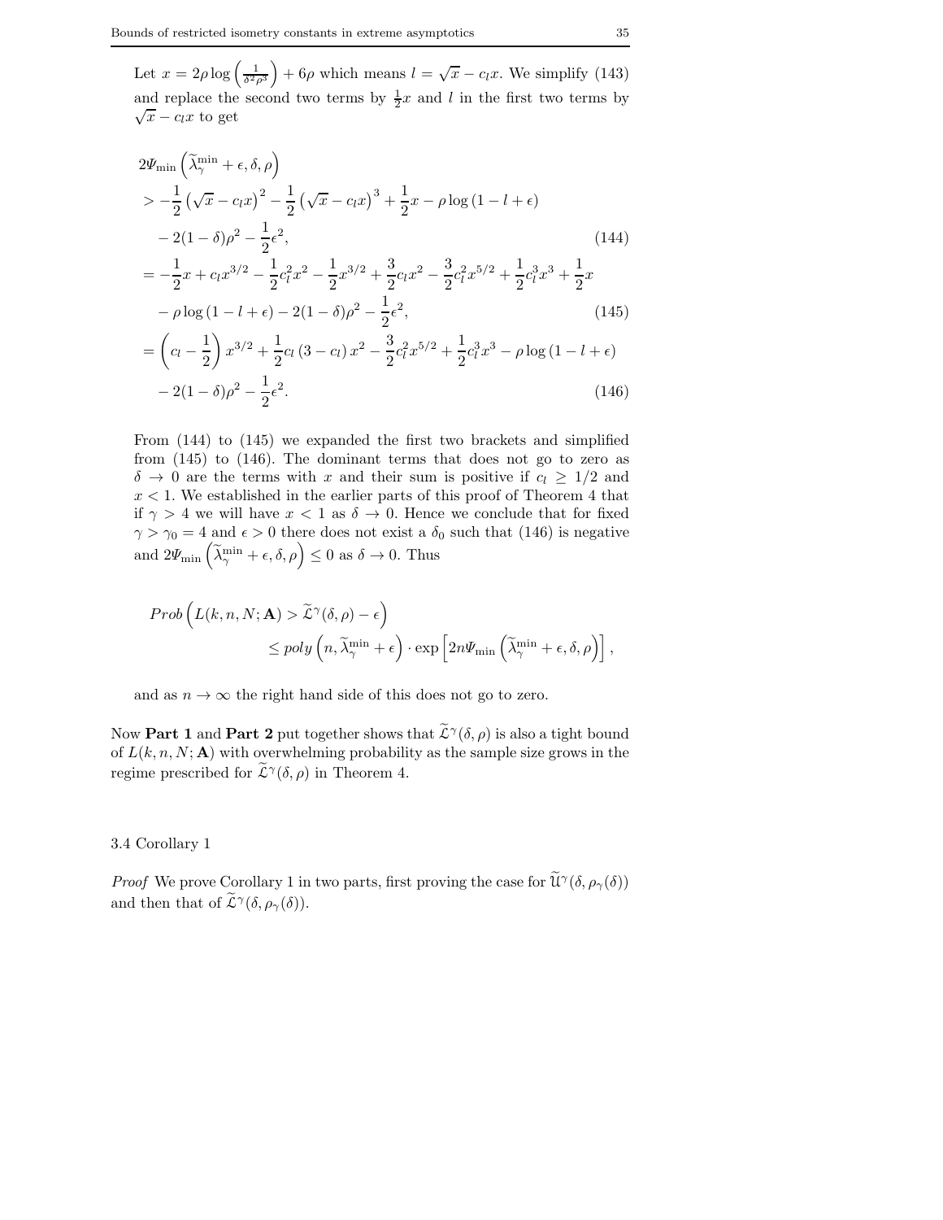Let $x = 2\rho \log\left(\frac{1}{\delta^2\rho^3}\right) + 6\rho$ which means $l = \sqrt{x} - c_l x$. We simplify (143) and replace the second two terms by $\frac{1}{2}x$ and $l$ in the first two terms by $\sqrt{x} - c_l x$ to get

$$
\begin{aligned}
&2\Psi_{\min}\left(\widetilde{\lambda}_{\gamma}^{\min} + \epsilon, \delta, \rho\right) \\
&> -\frac{1}{2}\left(\sqrt{x} - c_l x\right)^2 - \frac{1}{2}\left(\sqrt{x} - c_l x\right)^3 + \frac{1}{2}x - \rho \log\left(1 - l + \epsilon\right) \\
&\quad - 2(1-\delta)\rho^2 - \frac{1}{2}\epsilon^2, \qquad (144) \\
&= -\frac{1}{2}x + c_l x^{3/2} - \frac{1}{2}c_l^2 x^2 - \frac{1}{2}x^{3/2} + \frac{3}{2}c_l x^2 - \frac{3}{2}c_l^2 x^{5/2} + \frac{1}{2}c_l^3 x^3 + \frac{1}{2}x \\
&\quad - \rho \log\left(1 - l + \epsilon\right) - 2(1-\delta)\rho^2 - \frac{1}{2}\epsilon^2, \qquad (145) \\
&= \left(c_l - \frac{1}{2}\right)x^{3/2} + \frac{1}{2}c_l\left(3 - c_l\right)x^2 - \frac{3}{2}c_l^2 x^{5/2} + \frac{1}{2}c_l^3 x^3 - \rho \log\left(1 - l + \epsilon\right) \\
&\quad - 2(1-\delta)\rho^2 - \frac{1}{2}\epsilon^2. \qquad (146)
\end{aligned}
$$

From (144) to (145) we expanded the first two brackets and simplified from (145) to (146). The dominant terms that does not go to zero as $\delta \to 0$ are the terms with $x$ and their sum is positive if $c_l \geq 1/2$ and $x < 1$. We established in the earlier parts of this proof of Theorem 4 that if $\gamma > 4$ we will have $x < 1$ as $\delta \to 0$. Hence we conclude that for fixed $\gamma > \gamma_0 = 4$ and $\epsilon > 0$ there does not exist a $\delta_0$ such that (146) is negative and $2\Psi_{\min}\left(\widetilde{\lambda}_{\gamma}^{\min} + \epsilon, \delta, \rho\right) \leq 0$ as $\delta \to 0$. Thus

$$
\begin{aligned}
Prob\left(L(k,n,N;\mathbf{A}) > \widetilde{\mathcal{L}}^{\gamma}(\delta,\rho) - \epsilon\right) \\
\leq poly\left(n, \widetilde{\lambda}_{\gamma}^{\min} + \epsilon\right) \cdot \exp\left[2n\Psi_{\min}\left(\widetilde{\lambda}_{\gamma}^{\min} + \epsilon, \delta, \rho\right)\right],
\end{aligned}
$$

and as $n \to \infty$ the right hand side of this does not go to zero.

Now **Part 1** and **Part 2** put together shows that $\widetilde{\mathcal{L}}^{\gamma}(\delta,\rho)$ is also a tight bound of $L(k,n,N;\mathbf{A})$ with overwhelming probability as the sample size grows in the regime prescribed for $\widetilde{\mathcal{L}}^{\gamma}(\delta,\rho)$ in Theorem 4.

### 3.4 Corollary 1

*Proof* We prove Corollary 1 in two parts, first proving the case for $\widetilde{\mathcal{U}}^{\gamma}(\delta,\rho_{\gamma}(\delta))$ and then that of $\widetilde{\mathcal{L}}^{\gamma}(\delta,\rho_{\gamma}(\delta))$.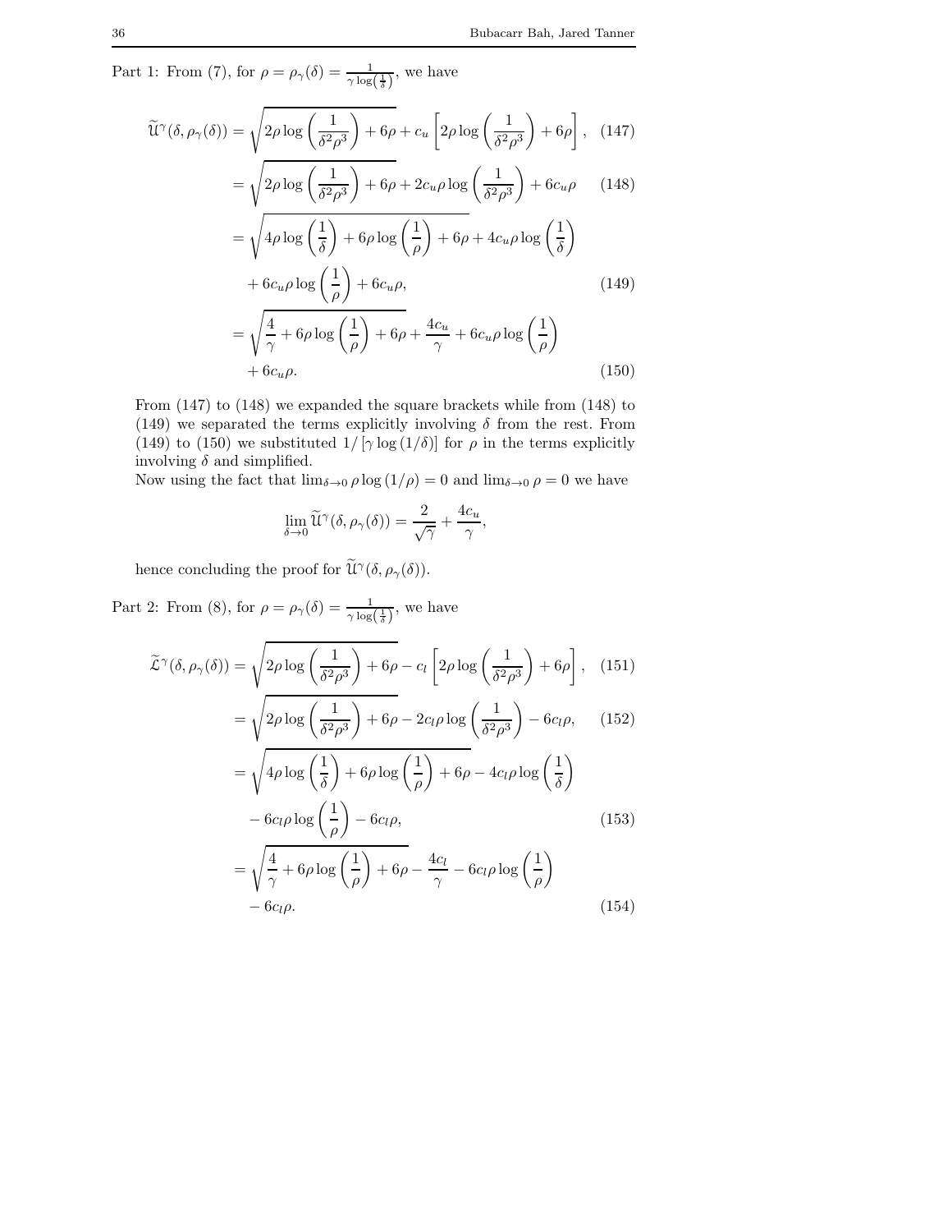Part 1: From (7), for $\rho = \rho_\gamma(\delta) = \frac{1}{\gamma \log\left(\frac{1}{\delta}\right)}$, we have

$$
\begin{aligned}
\widetilde{\mathcal{U}}^\gamma(\delta, \rho_\gamma(\delta)) &= \sqrt{2\rho \log\left(\frac{1}{\delta^2\rho^3}\right) + 6\rho} + c_u \left[2\rho \log\left(\frac{1}{\delta^2\rho^3}\right) + 6\rho\right], && (147)\\
&= \sqrt{2\rho \log\left(\frac{1}{\delta^2\rho^3}\right) + 6\rho} + 2c_u\rho \log\left(\frac{1}{\delta^2\rho^3}\right) + 6c_u\rho && (148)\\
&= \sqrt{4\rho \log\left(\frac{1}{\delta}\right) + 6\rho \log\left(\frac{1}{\rho}\right) + 6\rho} + 4c_u\rho \log\left(\frac{1}{\delta}\right) \\
&\quad + 6c_u\rho \log\left(\frac{1}{\rho}\right) + 6c_u\rho, && (149)\\
&= \sqrt{\frac{4}{\gamma} + 6\rho \log\left(\frac{1}{\rho}\right) + 6\rho} + \frac{4c_u}{\gamma} + 6c_u\rho \log\left(\frac{1}{\rho}\right) \\
&\quad + 6c_u\rho. && (150)
\end{aligned}
$$

From (147) to (148) we expanded the square brackets while from (148) to (149) we separated the terms explicitly involving $\delta$ from the rest. From (149) to (150) we substituted $1/\left[\gamma \log(1/\delta)\right]$ for $\rho$ in the terms explicitly involving $\delta$ and simplified.

Now using the fact that $\lim_{\delta\to 0} \rho \log(1/\rho) = 0$ and $\lim_{\delta \to 0} \rho = 0$ we have

$$
\lim_{\delta\to 0} \widetilde{\mathcal{U}}^\gamma(\delta, \rho_\gamma(\delta)) = \frac{2}{\sqrt{\gamma}} + \frac{4c_u}{\gamma},
$$

hence concluding the proof for $\widetilde{\mathcal{U}}^\gamma(\delta, \rho_\gamma(\delta))$.

Part 2: From (8), for $\rho = \rho_\gamma(\delta) = \frac{1}{\gamma \log\left(\frac{1}{\delta}\right)}$, we have

$$
\begin{aligned}
\widetilde{\mathcal{L}}^\gamma(\delta, \rho_\gamma(\delta)) &= \sqrt{2\rho \log\left(\frac{1}{\delta^2\rho^3}\right) + 6\rho} - c_l \left[2\rho \log\left(\frac{1}{\delta^2\rho^3}\right) + 6\rho\right], && (151)\\
&= \sqrt{2\rho \log\left(\frac{1}{\delta^2\rho^3}\right) + 6\rho} - 2c_l\rho \log\left(\frac{1}{\delta^2\rho^3}\right) - 6c_l\rho, && (152)\\
&= \sqrt{4\rho \log\left(\frac{1}{\delta}\right) + 6\rho \log\left(\frac{1}{\rho}\right) + 6\rho} - 4c_l\rho \log\left(\frac{1}{\delta}\right) \\
&\quad - 6c_l\rho \log\left(\frac{1}{\rho}\right) - 6c_l\rho, && (153)\\
&= \sqrt{\frac{4}{\gamma} + 6\rho \log\left(\frac{1}{\rho}\right) + 6\rho} - \frac{4c_l}{\gamma} - 6c_l\rho \log\left(\frac{1}{\rho}\right) \\
&\quad - 6c_l\rho. && (154)
\end{aligned}
$$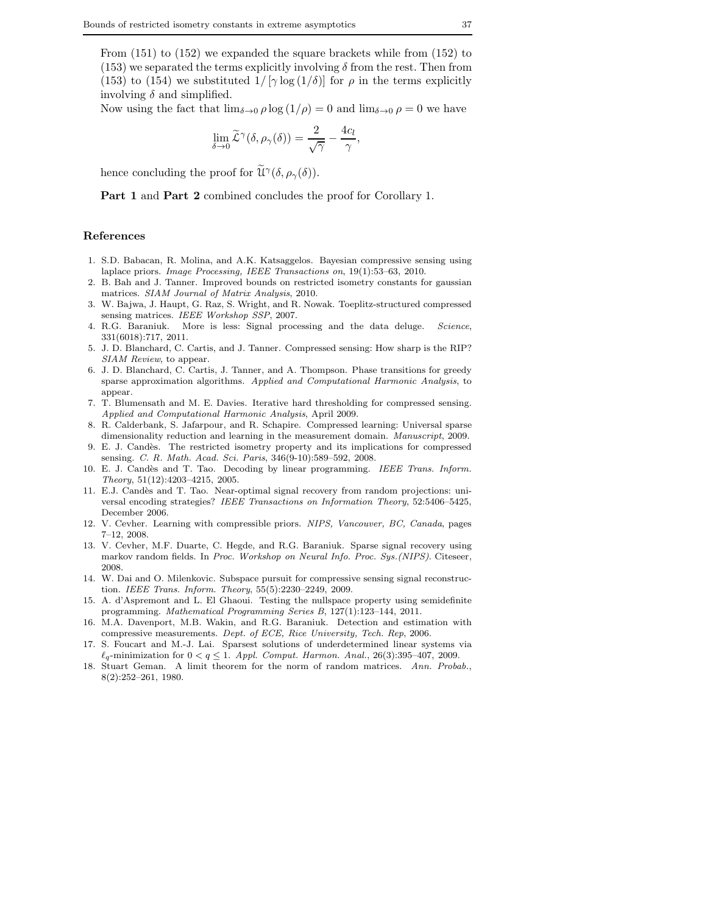From (151) to (152) we expanded the square brackets while from (152) to (153) we separated the terms explicitly involving $\delta$ from the rest. Then from (153) to (154) we substituted $1/[\gamma \log(1/\delta)]$ for $\rho$ in the terms explicitly involving $\delta$ and simplified.

Now using the fact that $\lim_{\delta\to 0} \rho \log(1/\rho) = 0$ and $\lim_{\delta\to 0} \rho = 0$ we have

$$\lim_{\delta\to 0} \widetilde{\mathcal{L}}^{\gamma}(\delta, \rho_\gamma(\delta)) = \frac{2}{\sqrt{\gamma}} - \frac{4c_l}{\gamma},$$

hence concluding the proof for $\widetilde{\mathfrak{U}}^{\gamma}(\delta, \rho_\gamma(\delta))$.

**Part 1** and **Part 2** combined concludes the proof for Corollary 1.

## References

1. S.D. Babacan, R. Molina, and A.K. Katsaggelos. Bayesian compressive sensing using laplace priors. *Image Processing, IEEE Transactions on*, 19(1):53–63, 2010.
2. B. Bah and J. Tanner. Improved bounds on restricted isometry constants for gaussian matrices. *SIAM Journal of Matrix Analysis*, 2010.
3. W. Bajwa, J. Haupt, G. Raz, S. Wright, and R. Nowak. Toeplitz-structured compressed sensing matrices. *IEEE Workshop SSP*, 2007.
4. R.G. Baraniuk. More is less: Signal processing and the data deluge. *Science*, 331(6018):717, 2011.
5. J. D. Blanchard, C. Cartis, and J. Tanner. Compressed sensing: How sharp is the RIP? *SIAM Review*, to appear.
6. J. D. Blanchard, C. Cartis, J. Tanner, and A. Thompson. Phase transitions for greedy sparse approximation algorithms. *Applied and Computational Harmonic Analysis*, to appear.
7. T. Blumensath and M. E. Davies. Iterative hard thresholding for compressed sensing. *Applied and Computational Harmonic Analysis*, April 2009.
8. R. Calderbank, S. Jafarpour, and R. Schapire. Compressed learning: Universal sparse dimensionality reduction and learning in the measurement domain. *Manuscript*, 2009.
9. E. J. Candès. The restricted isometry property and its implications for compressed sensing. *C. R. Math. Acad. Sci. Paris*, 346(9-10):589–592, 2008.
10. E. J. Candès and T. Tao. Decoding by linear programming. *IEEE Trans. Inform. Theory*, 51(12):4203–4215, 2005.
11. E.J. Candès and T. Tao. Near-optimal signal recovery from random projections: universal encoding strategies? *IEEE Transactions on Information Theory*, 52:5406–5425, December 2006.
12. V. Cevher. Learning with compressible priors. *NIPS, Vancouver, BC, Canada*, pages 7–12, 2008.
13. V. Cevher, M.F. Duarte, C. Hegde, and R.G. Baraniuk. Sparse signal recovery using markov random fields. In *Proc. Workshop on Neural Info. Proc. Sys.(NIPS)*. Citeseer, 2008.
14. W. Dai and O. Milenkovic. Subspace pursuit for compressive sensing signal reconstruction. *IEEE Trans. Inform. Theory*, 55(5):2230–2249, 2009.
15. A. d'Aspremont and L. El Ghaoui. Testing the nullspace property using semidefinite programming. *Mathematical Programming Series B*, 127(1):123–144, 2011.
16. M.A. Davenport, M.B. Wakin, and R.G. Baraniuk. Detection and estimation with compressive measurements. *Dept. of ECE, Rice University, Tech. Rep*, 2006.
17. S. Foucart and M.-J. Lai. Sparsest solutions of underdetermined linear systems via $\ell_q$-minimization for $0 < q \leq 1$. *Appl. Comput. Harmon. Anal.*, 26(3):395–407, 2009.
18. Stuart Geman. A limit theorem for the norm of random matrices. *Ann. Probab.*, 8(2):252–261, 1980.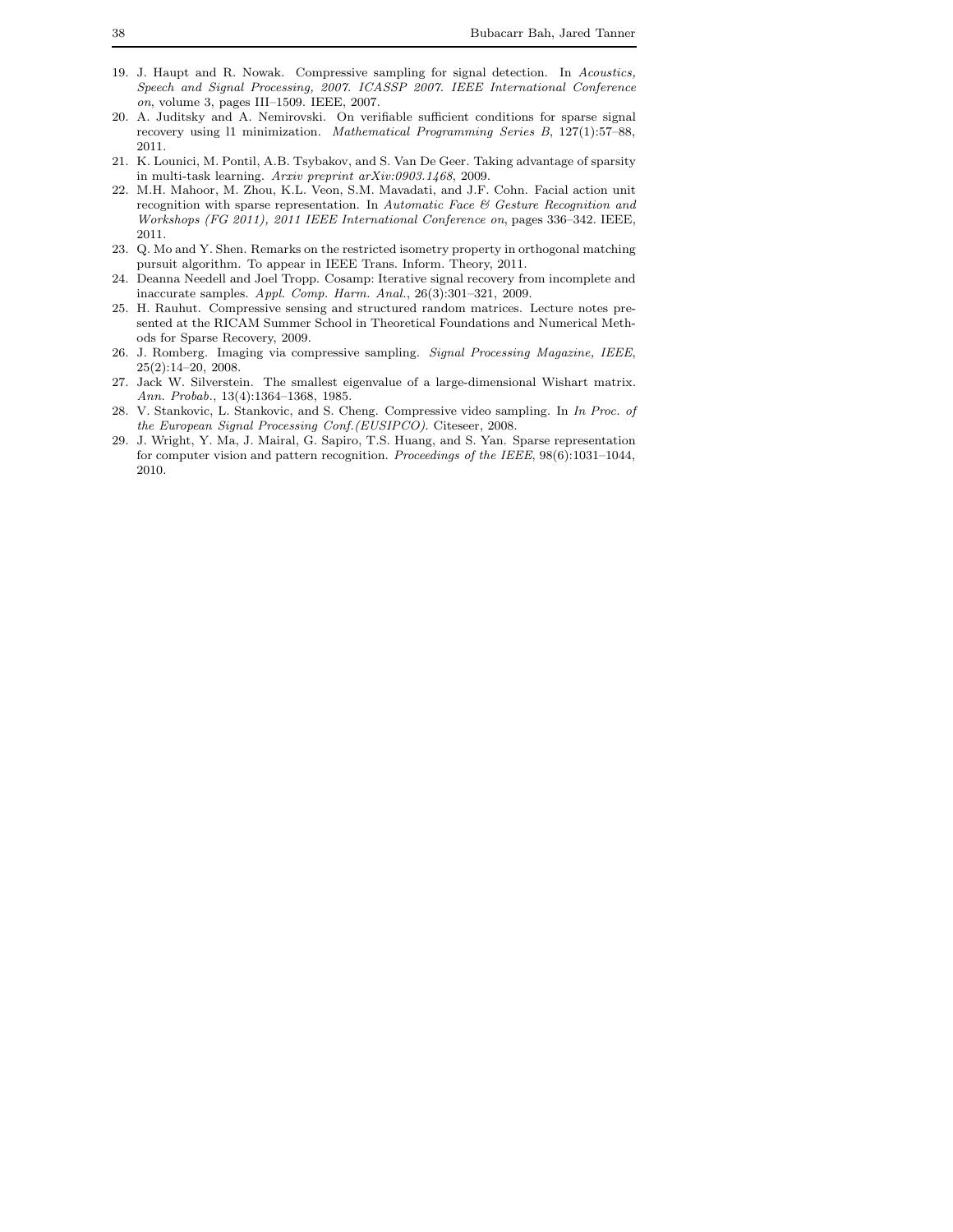19. J. Haupt and R. Nowak. Compressive sampling for signal detection. In *Acoustics, Speech and Signal Processing, 2007. ICASSP 2007. IEEE International Conference on*, volume 3, pages III–1509. IEEE, 2007.
20. A. Juditsky and A. Nemirovski. On verifiable sufficient conditions for sparse signal recovery using l1 minimization. *Mathematical Programming Series B*, 127(1):57–88, 2011.
21. K. Lounici, M. Pontil, A.B. Tsybakov, and S. Van De Geer. Taking advantage of sparsity in multi-task learning. *Arxiv preprint arXiv:0903.1468*, 2009.
22. M.H. Mahoor, M. Zhou, K.L. Veon, S.M. Mavadati, and J.F. Cohn. Facial action unit recognition with sparse representation. In *Automatic Face & Gesture Recognition and Workshops (FG 2011), 2011 IEEE International Conference on*, pages 336–342. IEEE, 2011.
23. Q. Mo and Y. Shen. Remarks on the restricted isometry property in orthogonal matching pursuit algorithm. To appear in IEEE Trans. Inform. Theory, 2011.
24. Deanna Needell and Joel Tropp. Cosamp: Iterative signal recovery from incomplete and inaccurate samples. *Appl. Comp. Harm. Anal.*, 26(3):301–321, 2009.
25. H. Rauhut. Compressive sensing and structured random matrices. Lecture notes presented at the RICAM Summer School in Theoretical Foundations and Numerical Methods for Sparse Recovery, 2009.
26. J. Romberg. Imaging via compressive sampling. *Signal Processing Magazine, IEEE*, 25(2):14–20, 2008.
27. Jack W. Silverstein. The smallest eigenvalue of a large-dimensional Wishart matrix. *Ann. Probab.*, 13(4):1364–1368, 1985.
28. V. Stankovic, L. Stankovic, and S. Cheng. Compressive video sampling. In *In Proc. of the European Signal Processing Conf.(EUSIPCO)*. Citeseer, 2008.
29. J. Wright, Y. Ma, J. Mairal, G. Sapiro, T.S. Huang, and S. Yan. Sparse representation for computer vision and pattern recognition. *Proceedings of the IEEE*, 98(6):1031–1044, 2010.